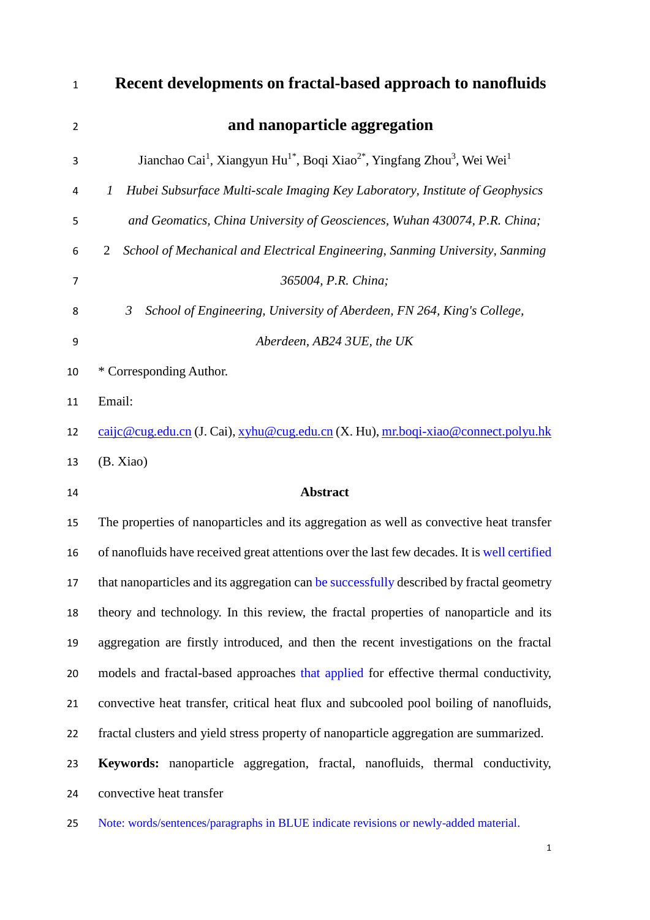# Recent developments on fractal-based approach to nanofluids and nanoparticle aggregation

Jianchao Cai[1], Xiangyun Hu[1*], Boqi Xiao[2*], Yingfang Zhou[3], Wei Wei[1]

*1 Hubei Subsurface Multi-scale Imaging Key Laboratory, Institute of Geophysics and Geomatics, China University of Geosciences, Wuhan 430074, P.R. China;*

2 *School of Mechanical and Electrical Engineering, Sanming University, Sanming 365004, P.R. China;*

*3 School of Engineering, University of Aberdeen, FN 264, King's College, Aberdeen, AB24 3UE, the UK*

* Corresponding Author.

Email:

caijc@cug.edu.cn (J. Cai), xyhu@cug.edu.cn (X. Hu), mr.boqi-xiao@connect.polyu.hk (B. Xiao)

## Abstract

The properties of nanoparticles and its aggregation as well as convective heat transfer of nanofluids have received great attentions over the last few decades. It is well certified that nanoparticles and its aggregation can be successfully described by fractal geometry theory and technology. In this review, the fractal properties of nanoparticle and its aggregation are firstly introduced, and then the recent investigations on the fractal models and fractal-based approaches that applied for effective thermal conductivity, convective heat transfer, critical heat flux and subcooled pool boiling of nanofluids, fractal clusters and yield stress property of nanoparticle aggregation are summarized.

**Keywords:** nanoparticle aggregation, fractal, nanofluids, thermal conductivity, convective heat transfer

Note: words/sentences/paragraphs in BLUE indicate revisions or newly-added material.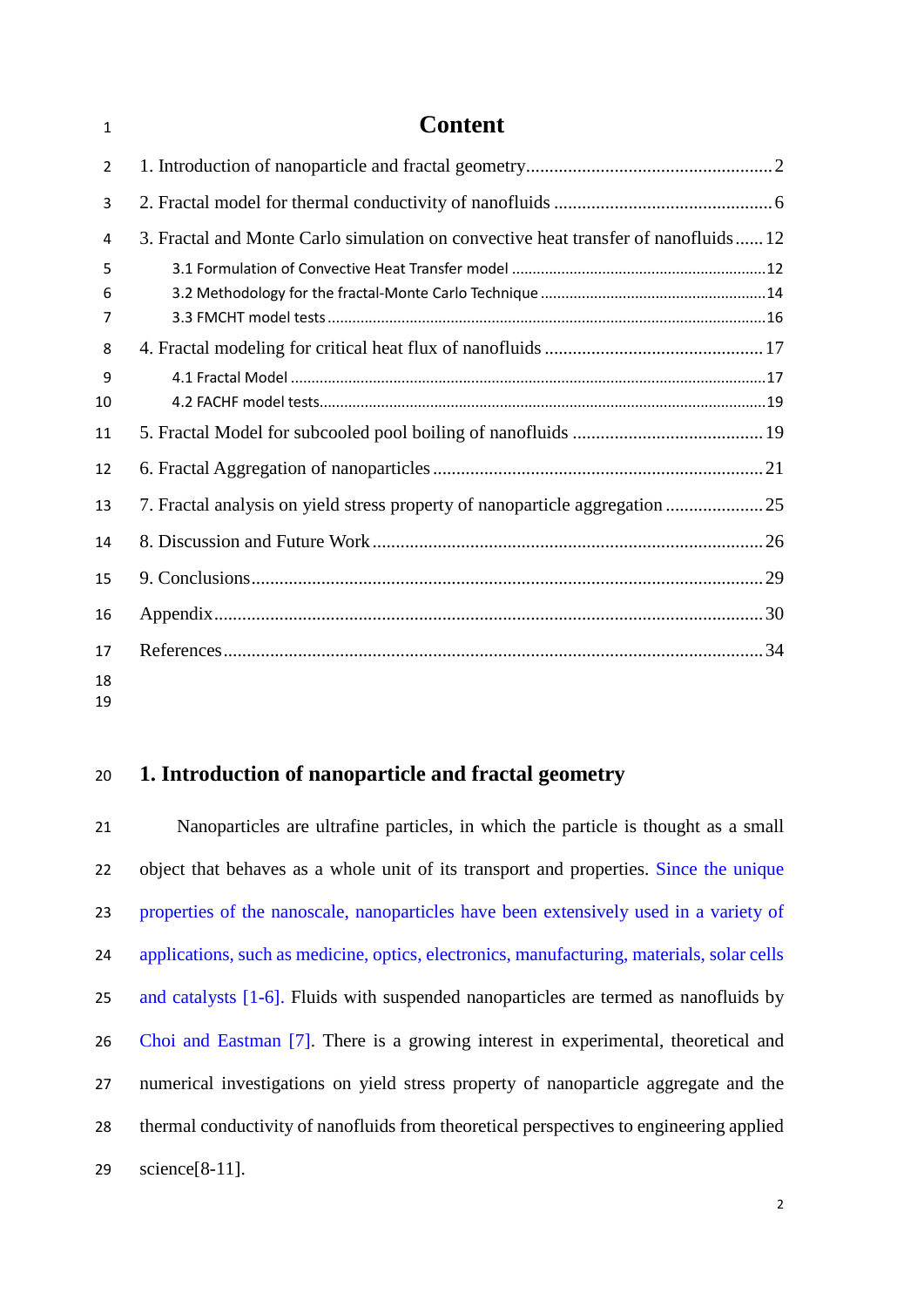# Content

1. Introduction of nanoparticle and fractal geometry .......... 2
2. Fractal model for thermal conductivity of nanofluids .......... 6
3. Fractal and Monte Carlo simulation on convective heat transfer of nanofluids .......... 12
   - 3.1 Formulation of Convective Heat Transfer model .......... 12
   - 3.2 Methodology for the fractal-Monte Carlo Technique .......... 14
   - 3.3 FMCHT model tests .......... 16
4. Fractal modeling for critical heat flux of nanofluids .......... 17
   - 4.1 Fractal Model .......... 17
   - 4.2 FACHF model tests .......... 19
5. Fractal Model for subcooled pool boiling of nanofluids .......... 19
6. Fractal Aggregation of nanoparticles .......... 21
7. Fractal analysis on yield stress property of nanoparticle aggregation .......... 25
8. Discussion and Future Work .......... 26
9. Conclusions .......... 29

Appendix .......... 30

References .......... 34

# 1. Introduction of nanoparticle and fractal geometry

Nanoparticles are ultrafine particles, in which the particle is thought as a small object that behaves as a whole unit of its transport and properties. Since the unique properties of the nanoscale, nanoparticles have been extensively used in a variety of applications, such as medicine, optics, electronics, manufacturing, materials, solar cells and catalysts [1-6]. Fluids with suspended nanoparticles are termed as nanofluids by Choi and Eastman [7]. There is a growing interest in experimental, theoretical and numerical investigations on yield stress property of nanoparticle aggregate and the thermal conductivity of nanofluids from theoretical perspectives to engineering applied science[8-11].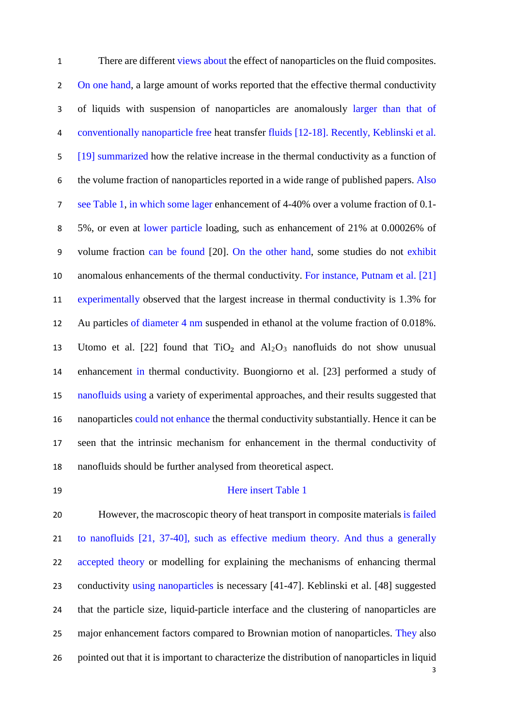There are different views about the effect of nanoparticles on the fluid composites. On one hand, a large amount of works reported that the effective thermal conductivity of liquids with suspension of nanoparticles are anomalously larger than that of conventionally nanoparticle free heat transfer fluids [12-18]. Recently, Keblinski et al. [19] summarized how the relative increase in the thermal conductivity as a function of the volume fraction of nanoparticles reported in a wide range of published papers. Also see Table 1, in which some lager enhancement of 4-40% over a volume fraction of 0.1-5%, or even at lower particle loading, such as enhancement of 21% at 0.00026% of volume fraction can be found [20]. On the other hand, some studies do not exhibit anomalous enhancements of the thermal conductivity. For instance, Putnam et al. [21] experimentally observed that the largest increase in thermal conductivity is 1.3% for Au particles of diameter 4 nm suspended in ethanol at the volume fraction of 0.018%. Utomo et al. [22] found that $TiO_2$ and $Al_2O_3$ nanofluids do not show unusual enhancement in thermal conductivity. Buongiorno et al. [23] performed a study of nanofluids using a variety of experimental approaches, and their results suggested that nanoparticles could not enhance the thermal conductivity substantially. Hence it can be seen that the intrinsic mechanism for enhancement in the thermal conductivity of nanofluids should be further analysed from theoretical aspect.

Here insert Table 1

However, the macroscopic theory of heat transport in composite materials is failed to nanofluids [21, 37-40], such as effective medium theory. And thus a generally accepted theory or modelling for explaining the mechanisms of enhancing thermal conductivity using nanoparticles is necessary [41-47]. Keblinski et al. [48] suggested that the particle size, liquid-particle interface and the clustering of nanoparticles are major enhancement factors compared to Brownian motion of nanoparticles. They also pointed out that it is important to characterize the distribution of nanoparticles in liquid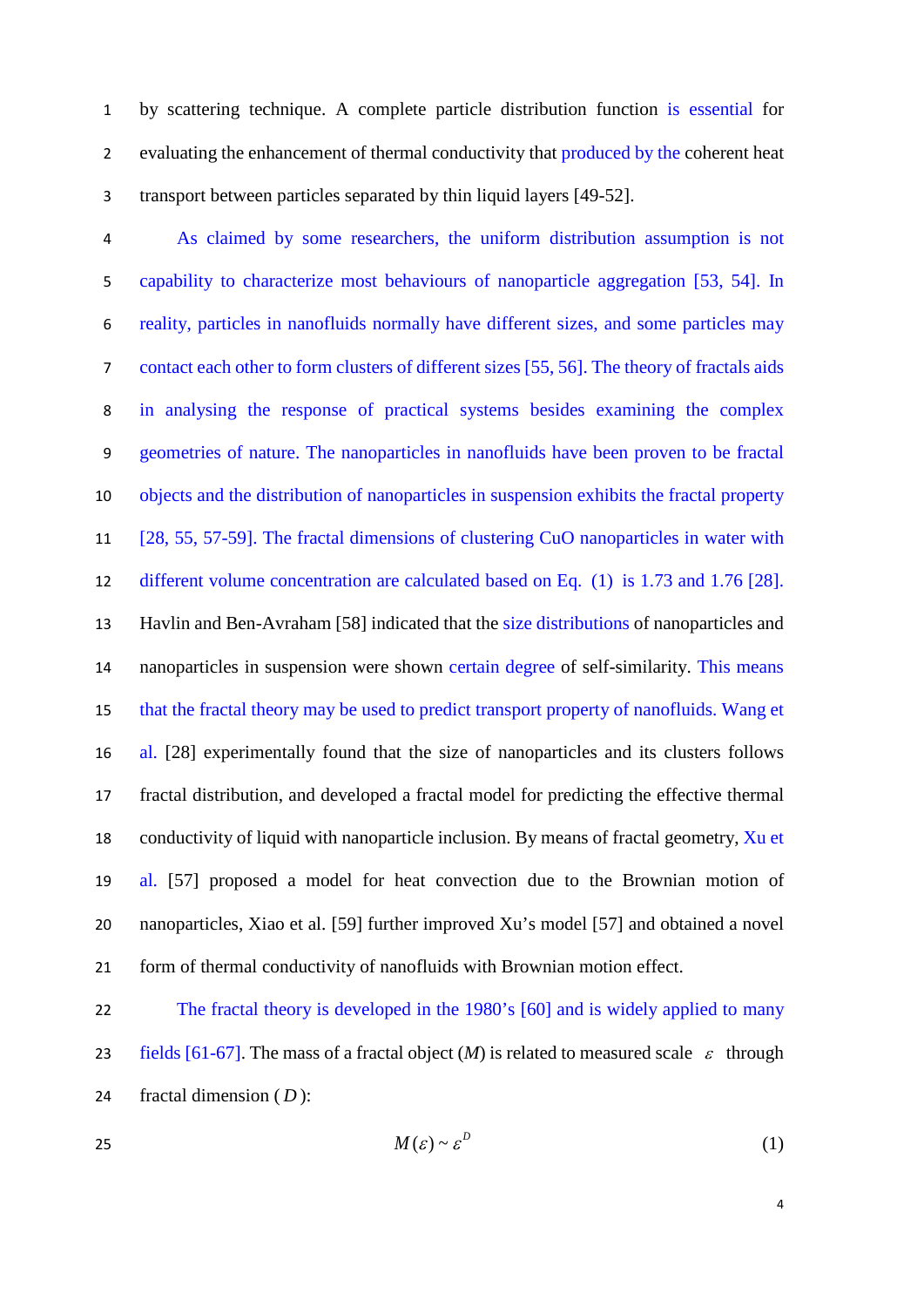by scattering technique. A complete particle distribution function is essential for evaluating the enhancement of thermal conductivity that produced by the coherent heat transport between particles separated by thin liquid layers [49-52].

As claimed by some researchers, the uniform distribution assumption is not capability to characterize most behaviours of nanoparticle aggregation [53, 54]. In reality, particles in nanofluids normally have different sizes, and some particles may contact each other to form clusters of different sizes [55, 56]. The theory of fractals aids in analysing the response of practical systems besides examining the complex geometries of nature. The nanoparticles in nanofluids have been proven to be fractal objects and the distribution of nanoparticles in suspension exhibits the fractal property [28, 55, 57-59]. The fractal dimensions of clustering CuO nanoparticles in water with different volume concentration are calculated based on Eq. (1) is 1.73 and 1.76 [28]. Havlin and Ben-Avraham [58] indicated that the size distributions of nanoparticles and nanoparticles in suspension were shown certain degree of self-similarity. This means that the fractal theory may be used to predict transport property of nanofluids. Wang et al. [28] experimentally found that the size of nanoparticles and its clusters follows fractal distribution, and developed a fractal model for predicting the effective thermal conductivity of liquid with nanoparticle inclusion. By means of fractal geometry, Xu et al. [57] proposed a model for heat convection due to the Brownian motion of nanoparticles, Xiao et al. [59] further improved Xu's model [57] and obtained a novel form of thermal conductivity of nanofluids with Brownian motion effect.

The fractal theory is developed in the 1980's [60] and is widely applied to many fields [61-67]. The mass of a fractal object ($M$) is related to measured scale $\varepsilon$ through fractal dimension ($D$):

$$M(\varepsilon) \sim \varepsilon^{D} \tag{1}$$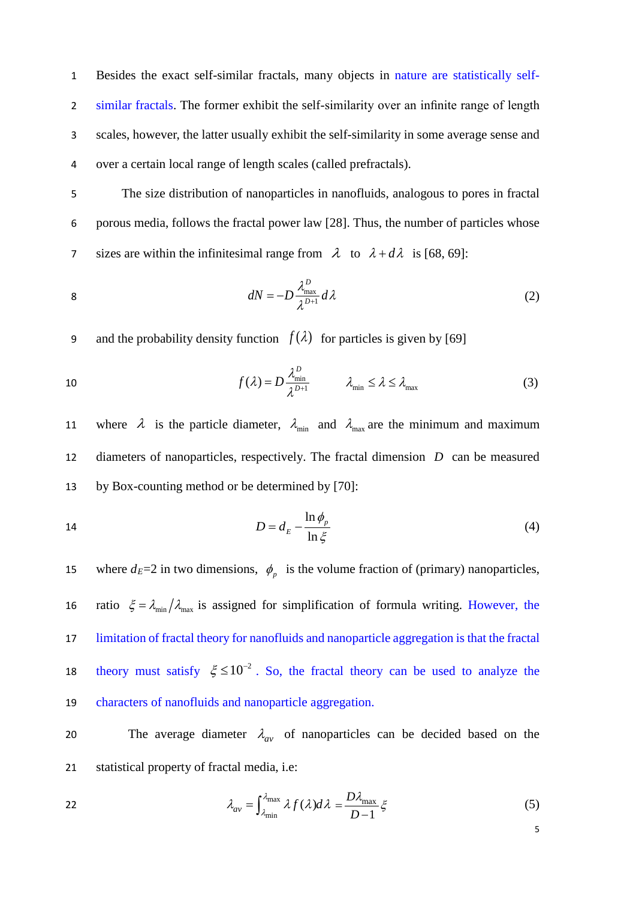Besides the exact self-similar fractals, many objects in nature are statistically self-similar fractals. The former exhibit the self-similarity over an infinite range of length scales, however, the latter usually exhibit the self-similarity in some average sense and over a certain local range of length scales (called prefractals).

The size distribution of nanoparticles in nanofluids, analogous to pores in fractal porous media, follows the fractal power law [28]. Thus, the number of particles whose sizes are within the infinitesimal range from $\lambda$ to $\lambda + d\lambda$ is [68, 69]:

$$dN = -D\frac{\lambda_{\max}^{D}}{\lambda^{D+1}}d\lambda \tag{2}$$

and the probability density function $f(\lambda)$ for particles is given by [69]

$$f(\lambda) = D\frac{\lambda_{\min}^{D}}{\lambda^{D+1}} \qquad \lambda_{\min} \le \lambda \le \lambda_{\max} \tag{3}$$

where $\lambda$ is the particle diameter, $\lambda_{\min}$ and $\lambda_{\max}$ are the minimum and maximum diameters of nanoparticles, respectively. The fractal dimension $D$ can be measured by Box-counting method or be determined by [70]:

$$D = d_E - \frac{\ln \phi_p}{\ln \xi} \tag{4}$$

where $d_E$=2 in two dimensions, $\phi_p$ is the volume fraction of (primary) nanoparticles, ratio $\xi = \lambda_{\min}/\lambda_{\max}$ is assigned for simplification of formula writing. However, the limitation of fractal theory for nanofluids and nanoparticle aggregation is that the fractal theory must satisfy $\xi \le 10^{-2}$. So, the fractal theory can be used to analyze the characters of nanofluids and nanoparticle aggregation.

The average diameter $\lambda_{av}$ of nanoparticles can be decided based on the statistical property of fractal media, i.e:

$$\lambda_{av} = \int_{\lambda_{\min}}^{\lambda_{\max}} \lambda f(\lambda) d\lambda = \frac{D\lambda_{\max}}{D-1}\xi \tag{5}$$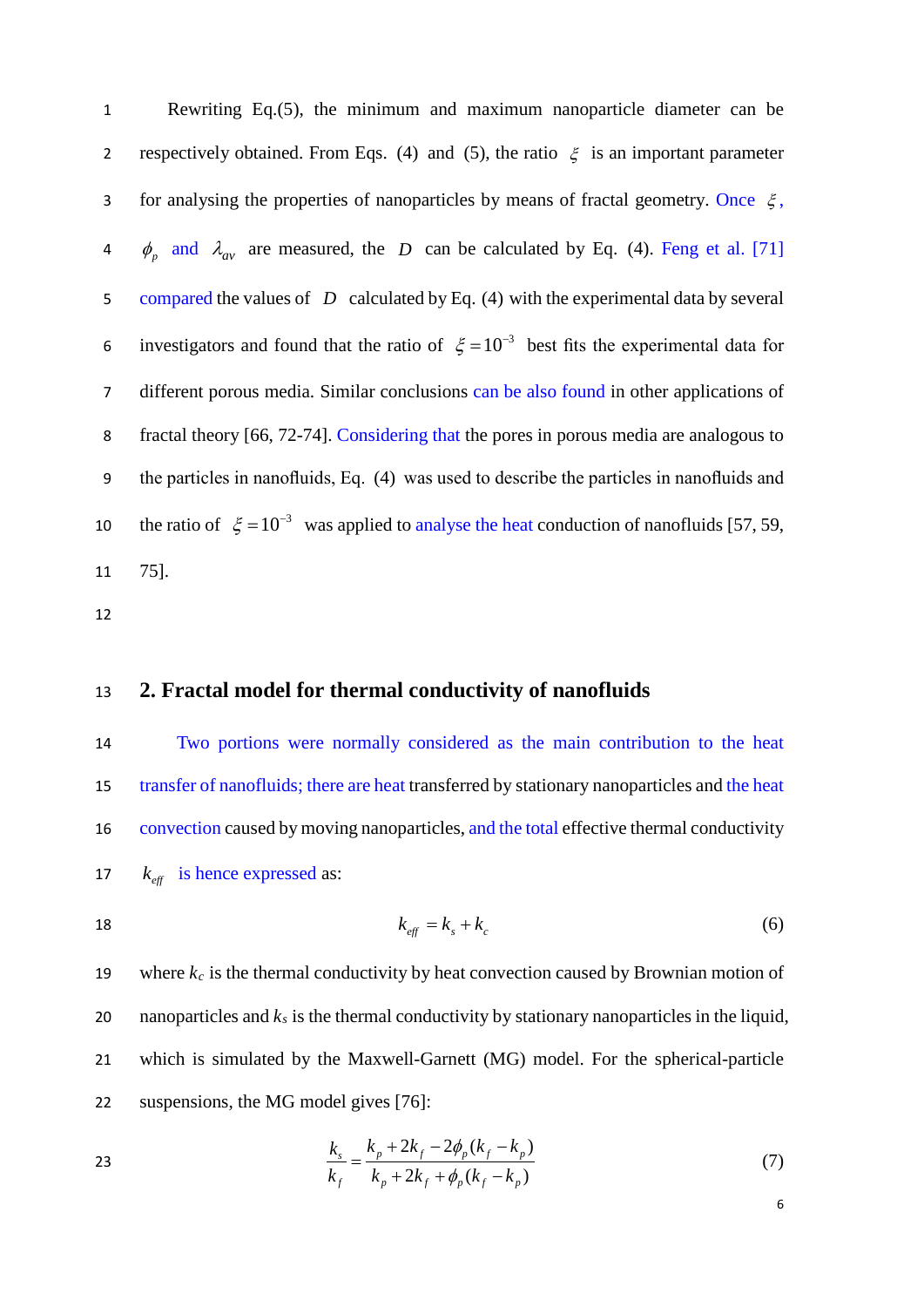Rewriting Eq.(5), the minimum and maximum nanoparticle diameter can be respectively obtained. From Eqs. (4) and (5), the ratio $\xi$ is an important parameter for analysing the properties of nanoparticles by means of fractal geometry. Once $\xi$, $\phi_p$ and $\lambda_{av}$ are measured, the $D$ can be calculated by Eq. (4). Feng et al. [71] compared the values of $D$ calculated by Eq. (4) with the experimental data by several investigators and found that the ratio of $\xi = 10^{-3}$ best fits the experimental data for different porous media. Similar conclusions can be also found in other applications of fractal theory [66, 72-74]. Considering that the pores in porous media are analogous to the particles in nanofluids, Eq. (4) was used to describe the particles in nanofluids and the ratio of $\xi = 10^{-3}$ was applied to analyse the heat conduction of nanofluids [57, 59, 75].

## 2. Fractal model for thermal conductivity of nanofluids

Two portions were normally considered as the main contribution to the heat transfer of nanofluids; there are heat transferred by stationary nanoparticles and the heat convection caused by moving nanoparticles, and the total effective thermal conductivity $k_{eff}$ is hence expressed as:

$$k_{eff} = k_s + k_c \tag{6}$$

where $k_c$ is the thermal conductivity by heat convection caused by Brownian motion of nanoparticles and $k_s$ is the thermal conductivity by stationary nanoparticles in the liquid, which is simulated by the Maxwell-Garnett (MG) model. For the spherical-particle suspensions, the MG model gives [76]:

$$\frac{k_s}{k_f} = \frac{k_p + 2k_f - 2\phi_p (k_f - k_p)}{k_p + 2k_f + \phi_p (k_f - k_p)} \tag{7}$$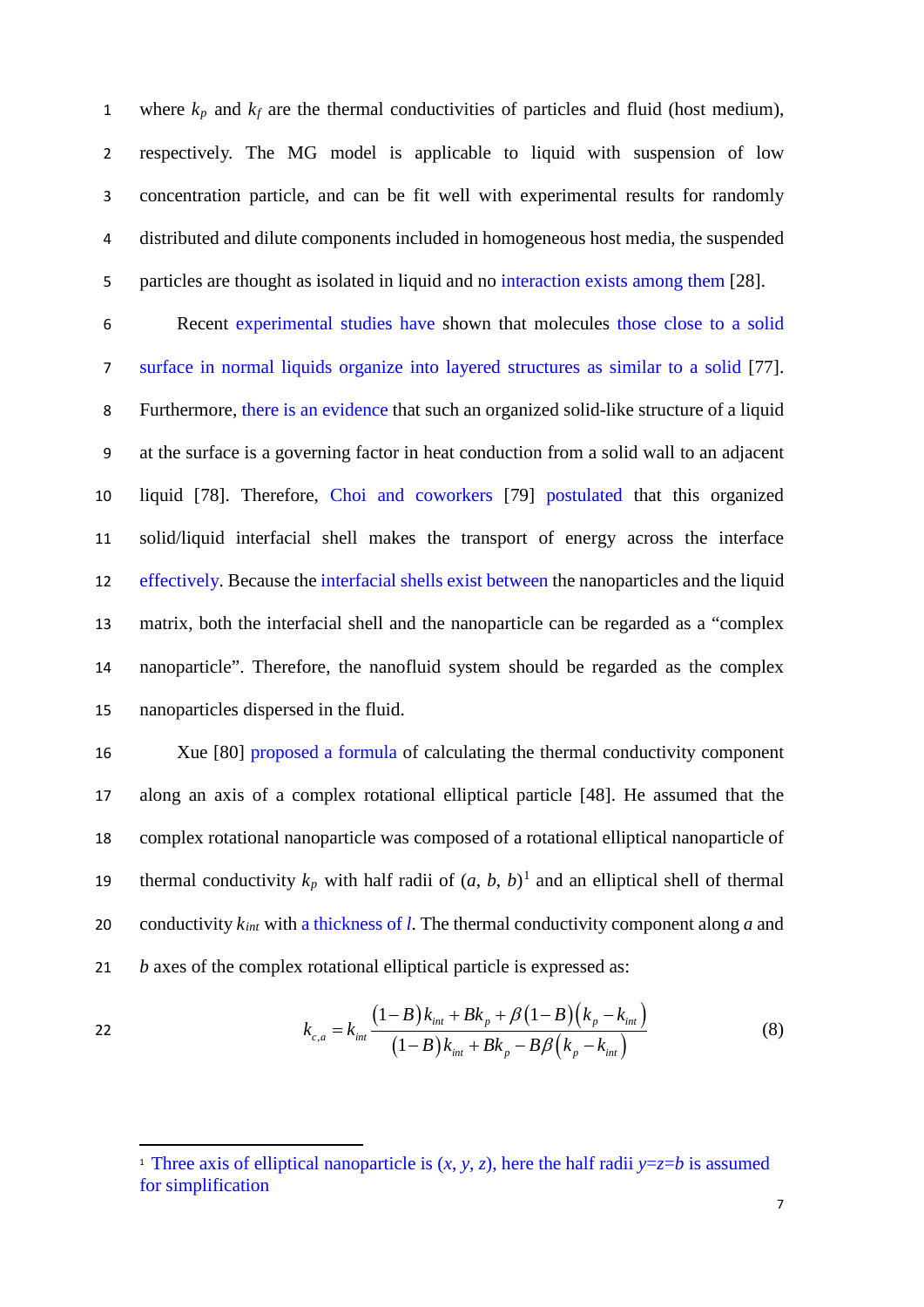where $k_p$ and $k_f$ are the thermal conductivities of particles and fluid (host medium), respectively. The MG model is applicable to liquid with suspension of low concentration particle, and can be fit well with experimental results for randomly distributed and dilute components included in homogeneous host media, the suspended particles are thought as isolated in liquid and no interaction exists among them [28].

Recent experimental studies have shown that molecules those close to a solid surface in normal liquids organize into layered structures as similar to a solid [77]. Furthermore, there is an evidence that such an organized solid-like structure of a liquid at the surface is a governing factor in heat conduction from a solid wall to an adjacent liquid [78]. Therefore, Choi and coworkers [79] postulated that this organized solid/liquid interfacial shell makes the transport of energy across the interface effectively. Because the interfacial shells exist between the nanoparticles and the liquid matrix, both the interfacial shell and the nanoparticle can be regarded as a "complex nanoparticle". Therefore, the nanofluid system should be regarded as the complex nanoparticles dispersed in the fluid.

Xue [80] proposed a formula of calculating the thermal conductivity component along an axis of a complex rotational elliptical particle [48]. He assumed that the complex rotational nanoparticle was composed of a rotational elliptical nanoparticle of thermal conductivity $k_p$ with half radii of ($a$, $b$, $b$)[1] and an elliptical shell of thermal conductivity $k_{int}$ with a thickness of $l$. The thermal conductivity component along $a$ and $b$ axes of the complex rotational elliptical particle is expressed as:

$$k_{c,a} = k_{int} \frac{(1-B)k_{int} + Bk_p + \beta(1-B)(k_p - k_{int})}{(1-B)k_{int} + Bk_p - B\beta(k_p - k_{int})} \tag{8}$$

---

[1] Three axis of elliptical nanoparticle is ($x$, $y$, $z$), here the half radii $y$=$z$=$b$ is assumed for simplification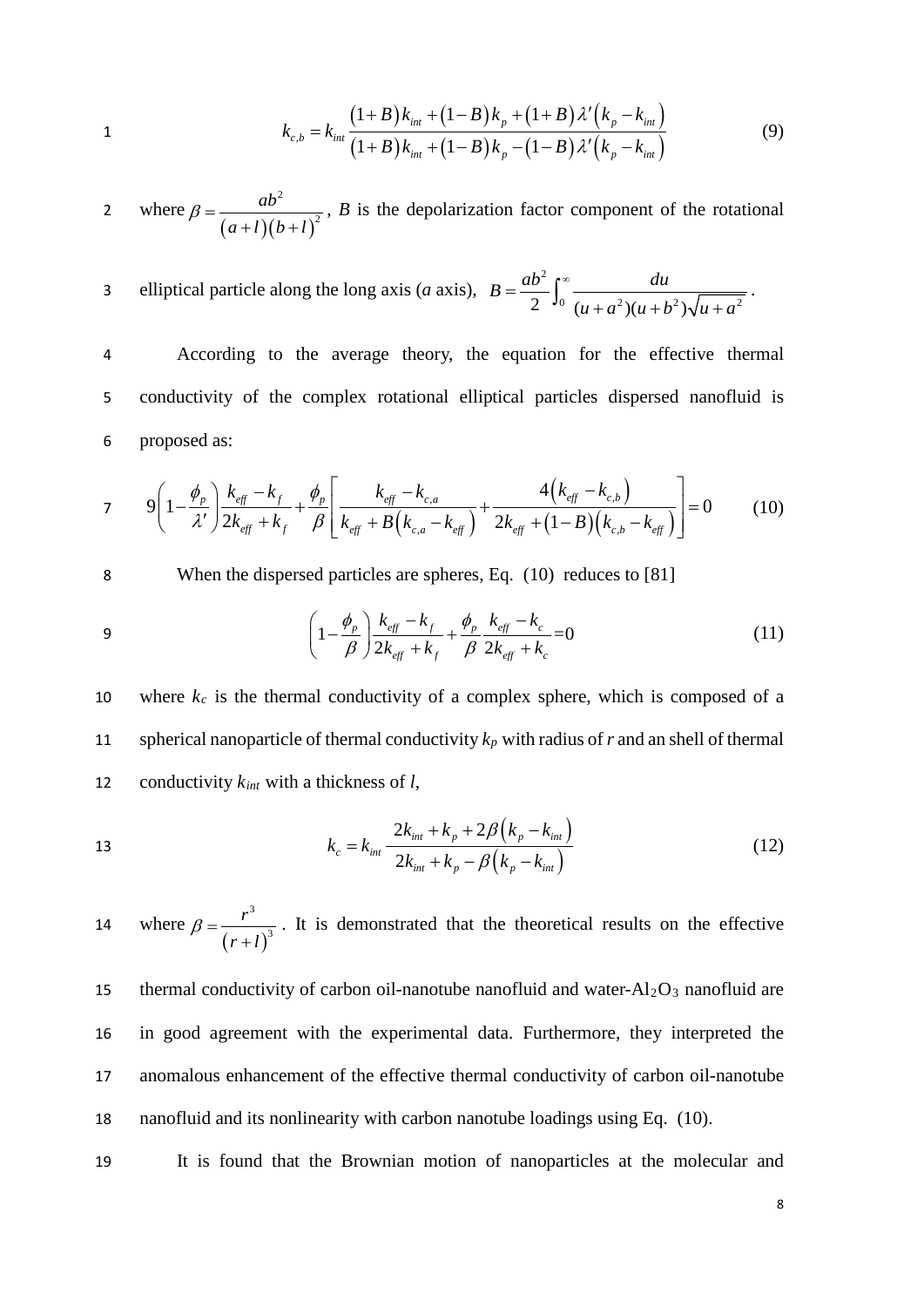$$k_{c,b} = k_{int} \frac{(1+B)k_{int} + (1-B)k_p + (1+B)\lambda'(k_p - k_{int})}{(1+B)k_{int} + (1-B)k_p - (1-B)\lambda'(k_p - k_{int})} \tag{9}$$

where $\beta = \frac{ab^2}{(a+l)(b+l)^2}$, $B$ is the depolarization factor component of the rotational elliptical particle along the long axis ($a$ axis), $B = \frac{ab^2}{2}\int_0^\infty \frac{du}{(u+a^2)(u+b^2)\sqrt{u+a^2}}$.

According to the average theory, the equation for the effective thermal conductivity of the complex rotational elliptical particles dispersed nanofluid is proposed as:

$$9\left(1-\frac{\phi_p}{\lambda'}\right)\frac{k_{eff}-k_f}{2k_{eff}+k_f} + \frac{\phi_p}{\beta}\left[\frac{k_{eff}-k_{c,a}}{k_{eff}+B\left(k_{c,a}-k_{eff}\right)} + \frac{4\left(k_{eff}-k_{c,b}\right)}{2k_{eff}+(1-B)\left(k_{c,b}-k_{eff}\right)}\right] = 0 \tag{10}$$

When the dispersed particles are spheres, Eq. (10) reduces to [81]

$$\left(1-\frac{\phi_p}{\beta}\right)\frac{k_{eff}-k_f}{2k_{eff}+k_f} + \frac{\phi_p}{\beta}\frac{k_{eff}-k_c}{2k_{eff}+k_c} = 0 \tag{11}$$

where $k_c$ is the thermal conductivity of a complex sphere, which is composed of a spherical nanoparticle of thermal conductivity $k_p$ with radius of $r$ and an shell of thermal conductivity $k_{int}$ with a thickness of $l$,

$$k_c = k_{int}\frac{2k_{int} + k_p + 2\beta\left(k_p - k_{int}\right)}{2k_{int} + k_p - \beta\left(k_p - k_{int}\right)} \tag{12}$$

where $\beta = \frac{r^3}{(r+l)^3}$. It is demonstrated that the theoretical results on the effective thermal conductivity of carbon oil-nanotube nanofluid and water-$Al_2O_3$ nanofluid are in good agreement with the experimental data. Furthermore, they interpreted the anomalous enhancement of the effective thermal conductivity of carbon oil-nanotube nanofluid and its nonlinearity with carbon nanotube loadings using Eq. (10).

It is found that the Brownian motion of nanoparticles at the molecular and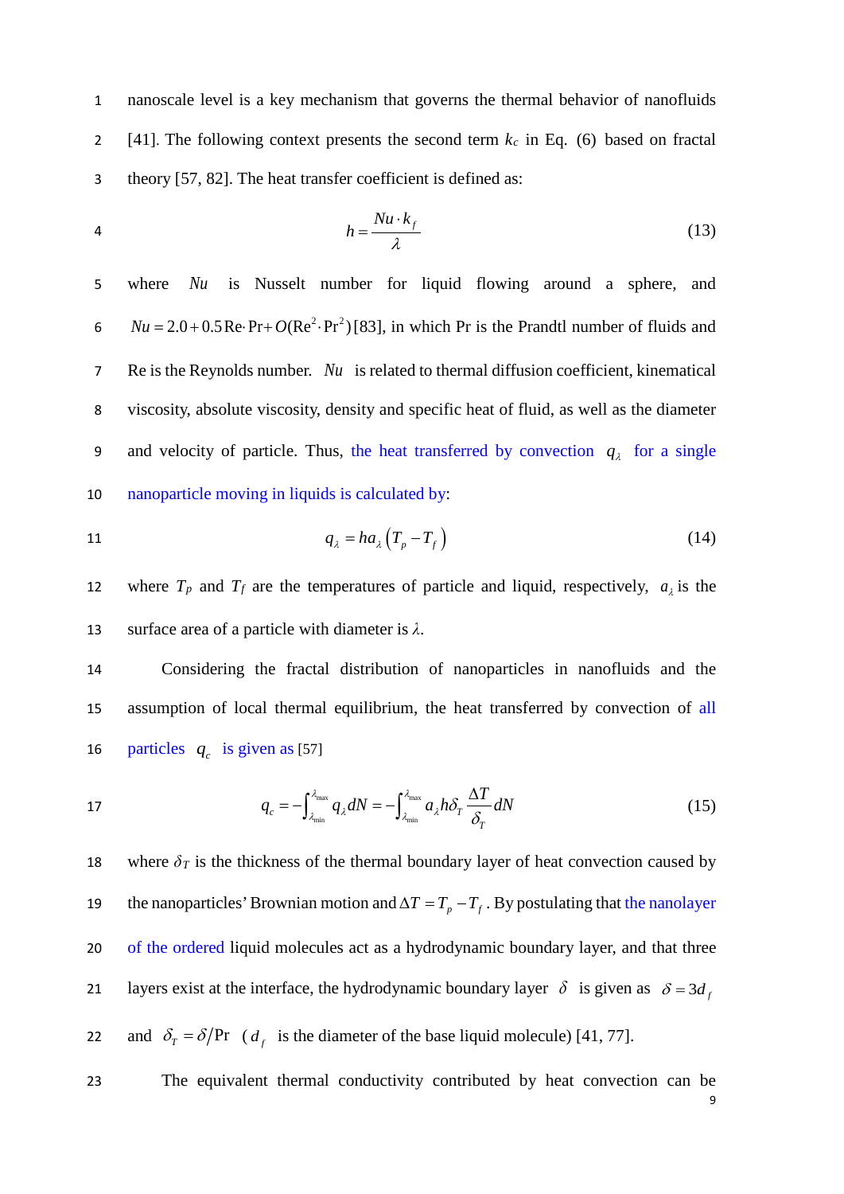nanoscale level is a key mechanism that governs the thermal behavior of nanofluids [41]. The following context presents the second term $k_c$ in Eq. (6) based on fractal theory [57, 82]. The heat transfer coefficient is defined as:

$$h = \frac{Nu \cdot k_f}{\lambda} \tag{13}$$

where $Nu$ is Nusselt number for liquid flowing around a sphere, and $Nu = 2.0 + 0.5\,\mathrm{Re}\cdot\mathrm{Pr} + O(\mathrm{Re}^2 \cdot \mathrm{Pr}^2)$ [83], in which Pr is the Prandtl number of fluids and Re is the Reynolds number. $Nu$ is related to thermal diffusion coefficient, kinematical viscosity, absolute viscosity, density and specific heat of fluid, as well as the diameter and velocity of particle. Thus, the heat transferred by convection $q_\lambda$ for a single nanoparticle moving in liquids is calculated by:

$$q_\lambda = h a_\lambda \left(T_p - T_f\right) \tag{14}$$

where $T_p$ and $T_f$ are the temperatures of particle and liquid, respectively, $a_\lambda$ is the surface area of a particle with diameter is $\lambda$.

Considering the fractal distribution of nanoparticles in nanofluids and the assumption of local thermal equilibrium, the heat transferred by convection of all particles $q_c$ is given as [57]

$$q_c = -\int_{\lambda_{\min}}^{\lambda_{\max}} q_\lambda dN = -\int_{\lambda_{\min}}^{\lambda_{\max}} a_\lambda h \delta_T \frac{\Delta T}{\delta_T} dN \tag{15}$$

where $\delta_T$ is the thickness of the thermal boundary layer of heat convection caused by the nanoparticles' Brownian motion and $\Delta T = T_p - T_f$. By postulating that the nanolayer of the ordered liquid molecules act as a hydrodynamic boundary layer, and that three layers exist at the interface, the hydrodynamic boundary layer $\delta$ is given as $\delta = 3d_f$ and $\delta_T = \delta/\mathrm{Pr}$ ($d_f$ is the diameter of the base liquid molecule) [41, 77].

The equivalent thermal conductivity contributed by heat convection can be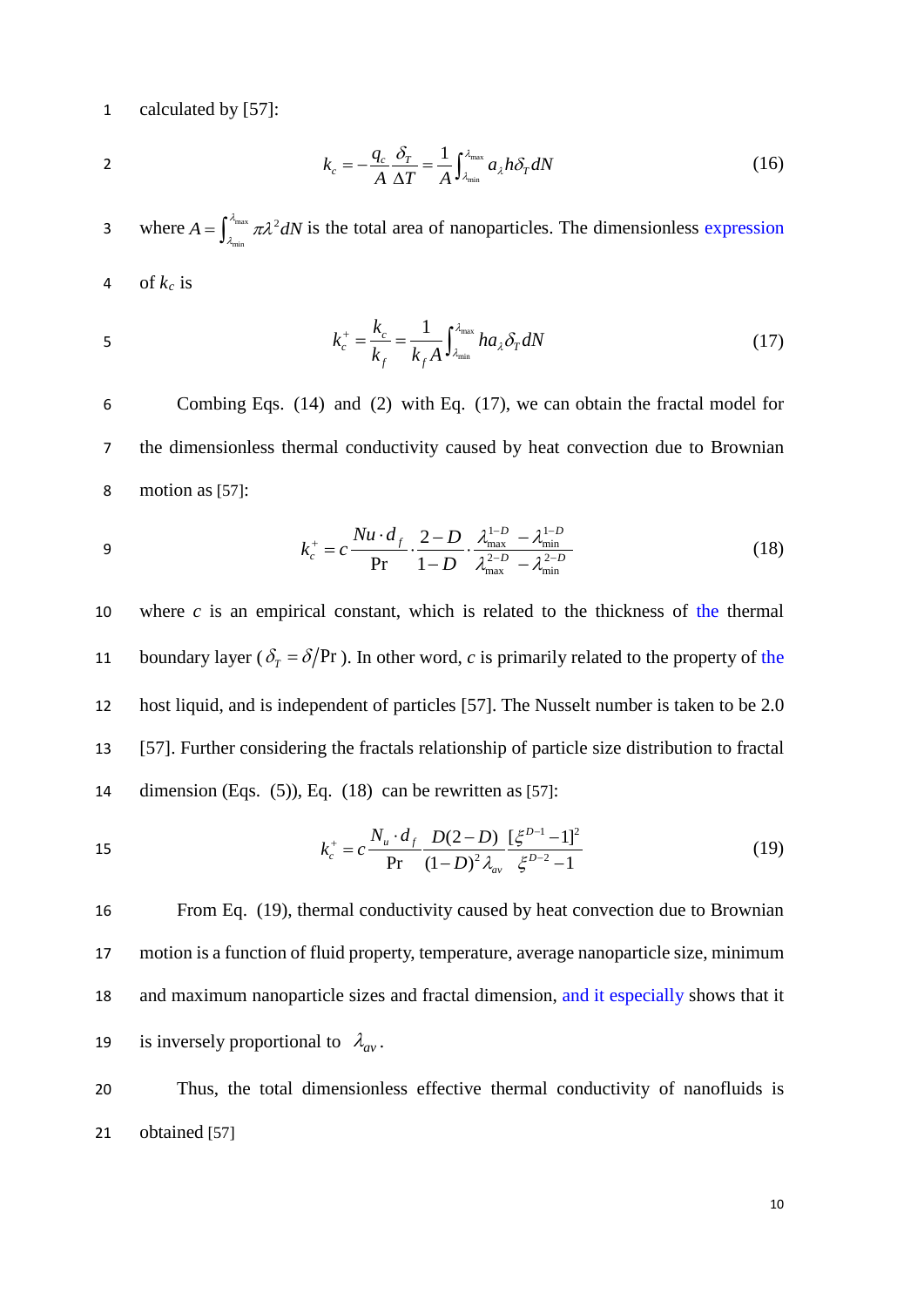calculated by [57]:

$$k_c = -\frac{q_c}{A}\frac{\delta_T}{\Delta T} = \frac{1}{A}\int_{\lambda_{\min}}^{\lambda_{\max}} a_\lambda h \delta_T dN \tag{16}$$

where $A = \int_{\lambda_{\min}}^{\lambda_{\max}} \pi \lambda^2 dN$ is the total area of nanoparticles. The dimensionless expression of $k_c$ is

$$k_c^+ = \frac{k_c}{k_f} = \frac{1}{k_f A}\int_{\lambda_{\min}}^{\lambda_{\max}} h a_\lambda \delta_T dN \tag{17}$$

Combing Eqs. (14) and (2) with Eq. (17), we can obtain the fractal model for the dimensionless thermal conductivity caused by heat convection due to Brownian motion as [57]:

$$k_c^+ = c\frac{Nu \cdot d_f}{\Pr} \cdot \frac{2-D}{1-D} \cdot \frac{\lambda_{\max}^{1-D} - \lambda_{\min}^{1-D}}{\lambda_{\max}^{2-D} - \lambda_{\min}^{2-D}} \tag{18}$$

where $c$ is an empirical constant, which is related to the thickness of the thermal boundary layer ($\delta_T = \delta/\Pr$). In other word, $c$ is primarily related to the property of the host liquid, and is independent of particles [57]. The Nusselt number is taken to be 2.0 [57]. Further considering the fractals relationship of particle size distribution to fractal dimension (Eqs. (5)), Eq. (18) can be rewritten as [57]:

$$k_c^+ = c\frac{N_u \cdot d_f}{\Pr}\frac{D(2-D)}{(1-D)^2 \lambda_{av}}\frac{[\xi^{D-1}-1]^2}{\xi^{D-2}-1} \tag{19}$$

From Eq. (19), thermal conductivity caused by heat convection due to Brownian motion is a function of fluid property, temperature, average nanoparticle size, minimum and maximum nanoparticle sizes and fractal dimension, and it especially shows that it is inversely proportional to $\lambda_{av}$.

Thus, the total dimensionless effective thermal conductivity of nanofluids is obtained [57]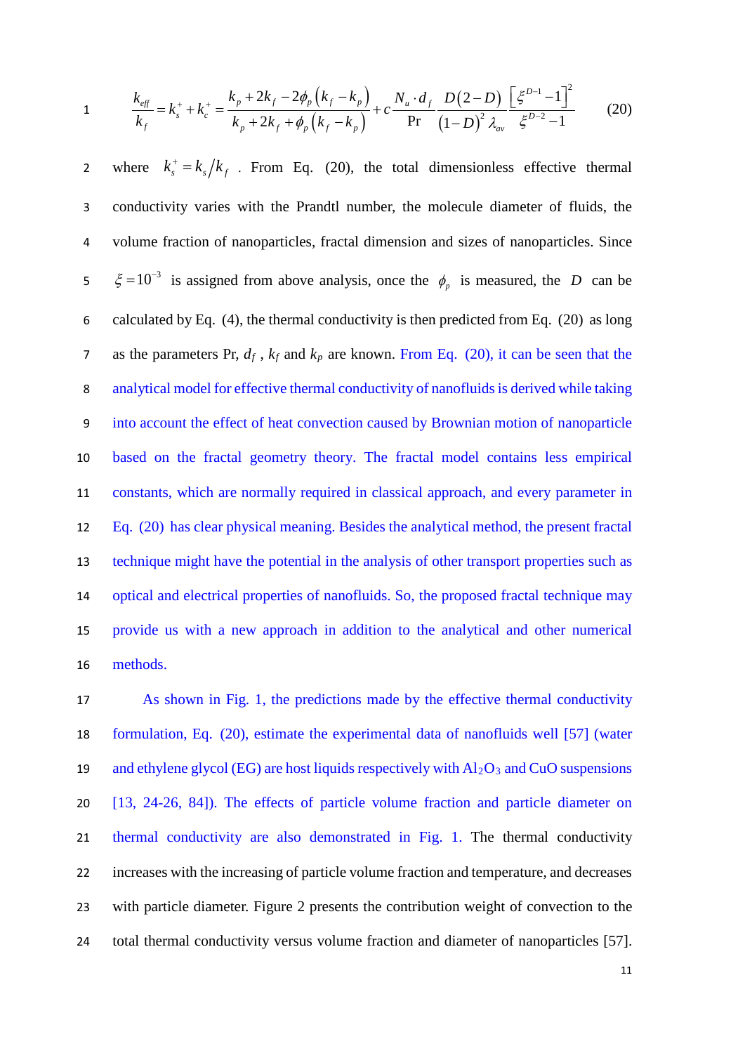$$\frac{k_{eff}}{k_f} = k_s^+ + k_c^+ = \frac{k_p + 2k_f - 2\phi_p\left(k_f - k_p\right)}{k_p + 2k_f + \phi_p\left(k_f - k_p\right)} + c\frac{N_u \cdot d_f}{\Pr}\frac{D\left(2-D\right)}{\left(1-D\right)^2 \lambda_{av}}\frac{\left[\xi^{D-1}-1\right]^2}{\xi^{D-2}-1} \tag{20}$$

where $k_s^+ = k_s / k_f$. From Eq. (20), the total dimensionless effective thermal conductivity varies with the Prandtl number, the molecule diameter of fluids, the volume fraction of nanoparticles, fractal dimension and sizes of nanoparticles. Since $\xi = 10^{-3}$ is assigned from above analysis, once the $\phi_p$ is measured, the $D$ can be calculated by Eq. (4), the thermal conductivity is then predicted from Eq. (20) as long as the parameters Pr, $d_f$, $k_f$ and $k_p$ are known. From Eq. (20), it can be seen that the analytical model for effective thermal conductivity of nanofluids is derived while taking into account the effect of heat convection caused by Brownian motion of nanoparticle based on the fractal geometry theory. The fractal model contains less empirical constants, which are normally required in classical approach, and every parameter in Eq. (20) has clear physical meaning. Besides the analytical method, the present fractal technique might have the potential in the analysis of other transport properties such as optical and electrical properties of nanofluids. So, the proposed fractal technique may provide us with a new approach in addition to the analytical and other numerical methods.

As shown in Fig. 1, the predictions made by the effective thermal conductivity formulation, Eq. (20), estimate the experimental data of nanofluids well [57] (water and ethylene glycol (EG) are host liquids respectively with $Al_2O_3$ and CuO suspensions [13, 24-26, 84]). The effects of particle volume fraction and particle diameter on thermal conductivity are also demonstrated in Fig. 1. The thermal conductivity increases with the increasing of particle volume fraction and temperature, and decreases with particle diameter. Figure 2 presents the contribution weight of convection to the total thermal conductivity versus volume fraction and diameter of nanoparticles [57].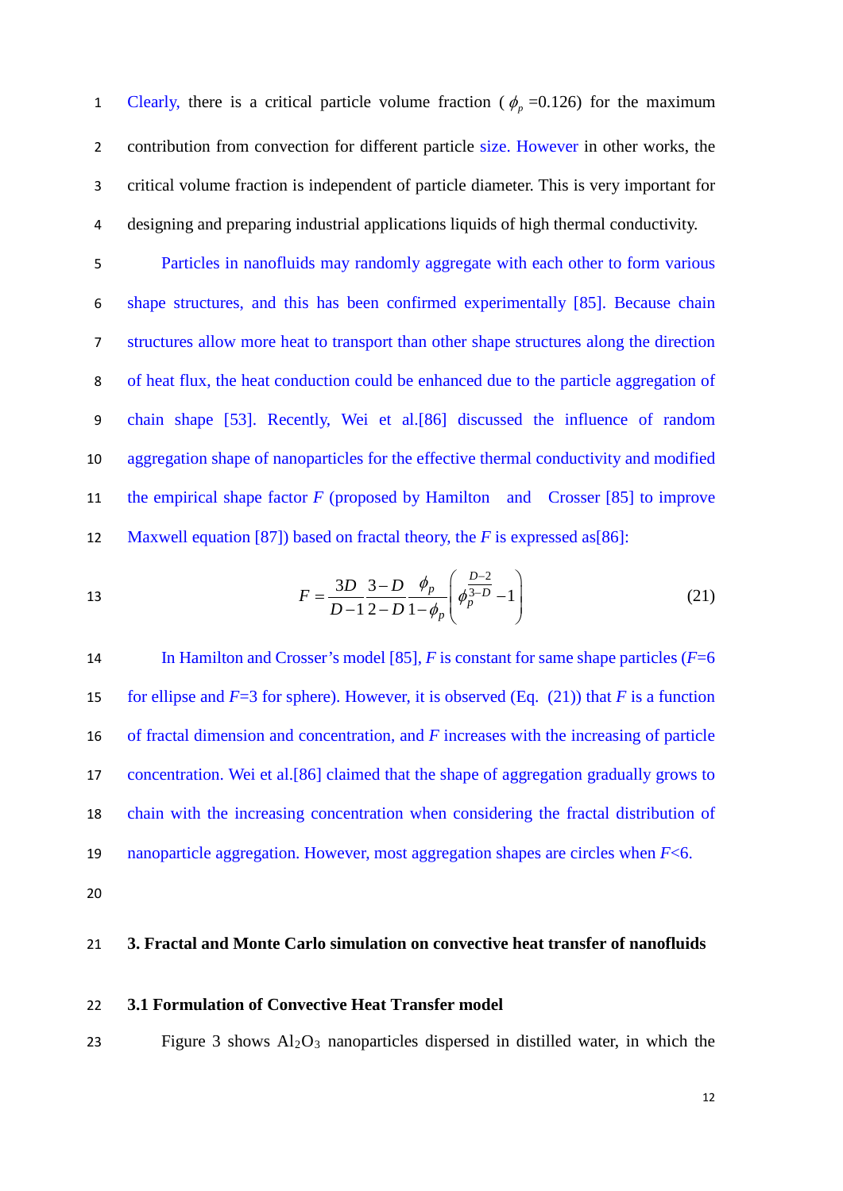Clearly, there is a critical particle volume fraction ( $\phi_p$ =0.126) for the maximum contribution from convection for different particle size. However in other works, the critical volume fraction is independent of particle diameter. This is very important for designing and preparing industrial applications liquids of high thermal conductivity.

Particles in nanofluids may randomly aggregate with each other to form various shape structures, and this has been confirmed experimentally [85]. Because chain structures allow more heat to transport than other shape structures along the direction of heat flux, the heat conduction could be enhanced due to the particle aggregation of chain shape [53]. Recently, Wei et al.[86] discussed the influence of random aggregation shape of nanoparticles for the effective thermal conductivity and modified the empirical shape factor $F$ (proposed by Hamilton and Crosser [85] to improve Maxwell equation [87]) based on fractal theory, the $F$ is expressed as[86]:

$$F = \frac{3D}{D-1}\frac{3-D}{2-D}\frac{\phi_p}{1-\phi_p}\left(\phi_p^{\frac{D-2}{3-D}} - 1\right) \tag{21}$$

In Hamilton and Crosser's model [85], $F$ is constant for same shape particles ($F$=6 for ellipse and $F$=3 for sphere). However, it is observed (Eq. (21)) that $F$ is a function of fractal dimension and concentration, and $F$ increases with the increasing of particle concentration. Wei et al.[86] claimed that the shape of aggregation gradually grows to chain with the increasing concentration when considering the fractal distribution of nanoparticle aggregation. However, most aggregation shapes are circles when $F$<6.

## 3. Fractal and Monte Carlo simulation on convective heat transfer of nanofluids

### 3.1 Formulation of Convective Heat Transfer model

Figure 3 shows $Al_2O_3$ nanoparticles dispersed in distilled water, in which the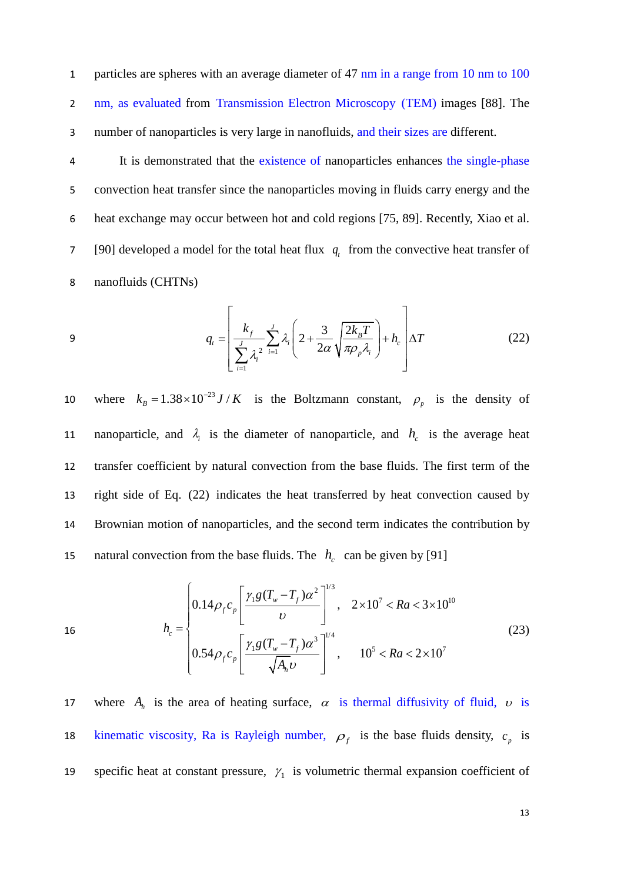particles are spheres with an average diameter of 47 nm in a range from 10 nm to 100 nm, as evaluated from Transmission Electron Microscopy (TEM) images [88]. The number of nanoparticles is very large in nanofluids, and their sizes are different.

It is demonstrated that the existence of nanoparticles enhances the single-phase convection heat transfer since the nanoparticles moving in fluids carry energy and the heat exchange may occur between hot and cold regions [75, 89]. Recently, Xiao et al. [90] developed a model for the total heat flux $q_t$ from the convective heat transfer of nanofluids (CHTNs)

$$q_t = \left[ \frac{k_f}{\sum_{i=1}^{J} \lambda_i^2} \sum_{i=1}^{J} \lambda_i \left( 2 + \frac{3}{2\alpha} \sqrt{\frac{2k_B T}{\pi \rho_p \lambda_i}} \right) + h_c \right] \Delta T \tag{22}$$

where $k_B = 1.38 \times 10^{-23} J/K$ is the Boltzmann constant, $\rho_p$ is the density of nanoparticle, and $\lambda_i$ is the diameter of nanoparticle, and $h_c$ is the average heat transfer coefficient by natural convection from the base fluids. The first term of the right side of Eq. (22) indicates the heat transferred by heat convection caused by Brownian motion of nanoparticles, and the second term indicates the contribution by natural convection from the base fluids. The $h_c$ can be given by [91]

$$h_c = \begin{cases} 0.14 \rho_f c_p \left[ \dfrac{\gamma_1 g (T_w - T_f) \alpha^2}{\upsilon} \right]^{1/3}, & 2 \times 10^7 < Ra < 3 \times 10^{10} \\ 0.54 \rho_f c_p \left[ \dfrac{\gamma_1 g (T_w - T_f) \alpha^3}{\sqrt{A_h} \upsilon} \right]^{1/4}, & 10^5 < Ra < 2 \times 10^7 \end{cases} \tag{23}$$

where $A_h$ is the area of heating surface, $\alpha$ is thermal diffusivity of fluid, $\upsilon$ is kinematic viscosity, Ra is Rayleigh number, $\rho_f$ is the base fluids density, $c_p$ is specific heat at constant pressure, $\gamma_1$ is volumetric thermal expansion coefficient of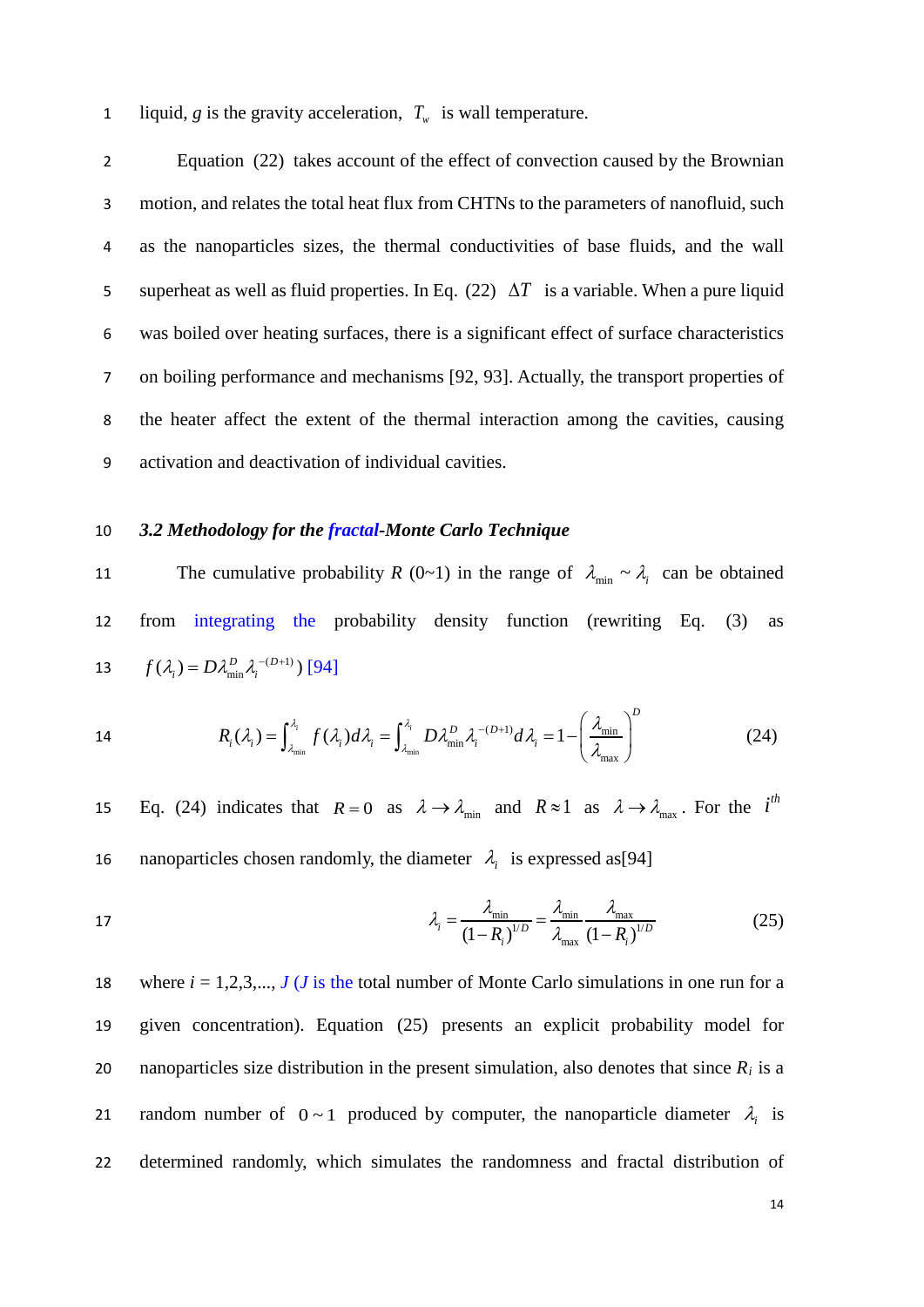liquid, $g$ is the gravity acceleration, $T_w$ is wall temperature.

Equation (22) takes account of the effect of convection caused by the Brownian motion, and relates the total heat flux from CHTNs to the parameters of nanofluid, such as the nanoparticles sizes, the thermal conductivities of base fluids, and the wall superheat as well as fluid properties. In Eq. (22) $\Delta T$ is a variable. When a pure liquid was boiled over heating surfaces, there is a significant effect of surface characteristics on boiling performance and mechanisms [92, 93]. Actually, the transport properties of the heater affect the extent of the thermal interaction among the cavities, causing activation and deactivation of individual cavities.

### *3.2 Methodology for the fractal-Monte Carlo Technique*

The cumulative probability $R$ (0~1) in the range of $\lambda_{\min} \sim \lambda_i$ can be obtained from integrating the probability density function (rewriting Eq. (3) as $f(\lambda_i) = D\lambda_{\min}^D \lambda_i^{-(D+1)}$) [94]

$$R_i(\lambda_i) = \int_{\lambda_{\min}}^{\lambda_i} f(\lambda_i) d\lambda_i = \int_{\lambda_{\min}}^{\lambda_i} D\lambda_{\min}^D \lambda_i^{-(D+1)} d\lambda_i = 1 - \left(\frac{\lambda_{\min}}{\lambda_{\max}}\right)^D \tag{24}$$

Eq. (24) indicates that $R = 0$ as $\lambda \to \lambda_{\min}$ and $R \approx 1$ as $\lambda \to \lambda_{\max}$. For the $i^{th}$ nanoparticles chosen randomly, the diameter $\lambda_i$ is expressed as[94]

$$\lambda_i = \frac{\lambda_{\min}}{(1-R_i)^{1/D}} = \frac{\lambda_{\min}}{\lambda_{\max}} \frac{\lambda_{\max}}{(1-R_i)^{1/D}} \tag{25}$$

where $i$ = 1,2,3,..., $J$ ($J$ is the total number of Monte Carlo simulations in one run for a given concentration). Equation (25) presents an explicit probability model for nanoparticles size distribution in the present simulation, also denotes that since $R_i$ is a random number of $0 \sim 1$ produced by computer, the nanoparticle diameter $\lambda_i$ is determined randomly, which simulates the randomness and fractal distribution of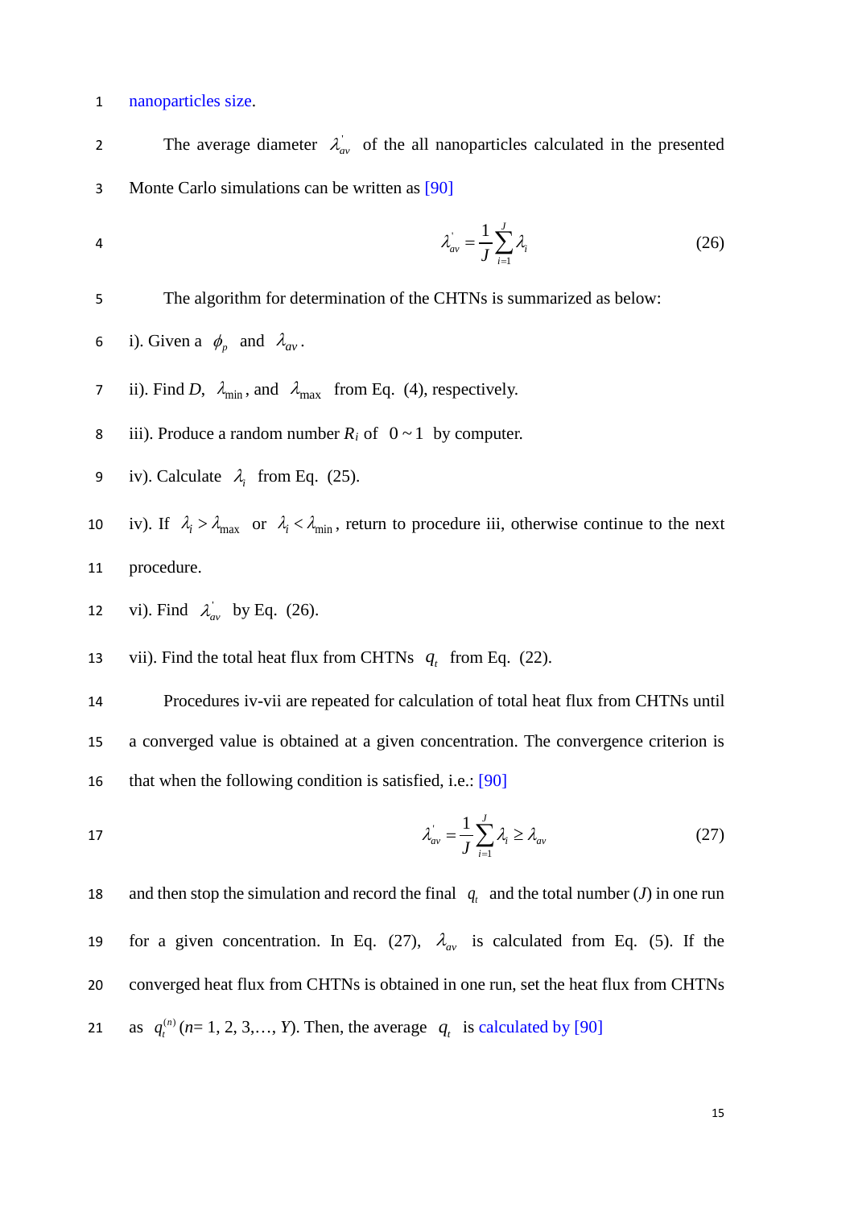nanoparticles size.

The average diameter $\lambda_{av}^{'}$ of the all nanoparticles calculated in the presented Monte Carlo simulations can be written as [90]

$$\lambda_{av}^{'} = \frac{1}{J}\sum_{i=1}^{J}\lambda_i \tag{26}$$

The algorithm for determination of the CHTNs is summarized as below:

i). Given a $\phi_p$ and $\lambda_{av}$.

ii). Find $D$, $\lambda_{\min}$, and $\lambda_{\max}$ from Eq. (4), respectively.

iii). Produce a random number $R_i$ of $0 \sim 1$ by computer.

iv). Calculate $\lambda_i$ from Eq. (25).

iv). If $\lambda_i > \lambda_{\max}$ or $\lambda_i < \lambda_{\min}$, return to procedure iii, otherwise continue to the next procedure.

vi). Find $\lambda_{av}^{'}$ by Eq. (26).

vii). Find the total heat flux from CHTNs $q_t$ from Eq. (22).

Procedures iv-vii are repeated for calculation of total heat flux from CHTNs until a converged value is obtained at a given concentration. The convergence criterion is that when the following condition is satisfied, i.e.: [90]

$$\lambda_{av}^{'} = \frac{1}{J}\sum_{i=1}^{J}\lambda_i \geq \lambda_{av} \tag{27}$$

and then stop the simulation and record the final $q_t$ and the total number ($J$) in one run for a given concentration. In Eq. (27), $\lambda_{av}$ is calculated from Eq. (5). If the converged heat flux from CHTNs is obtained in one run, set the heat flux from CHTNs as $q_t^{(n)}$ ($n$= 1, 2, 3,…, $Y$). Then, the average $q_t$ is calculated by [90]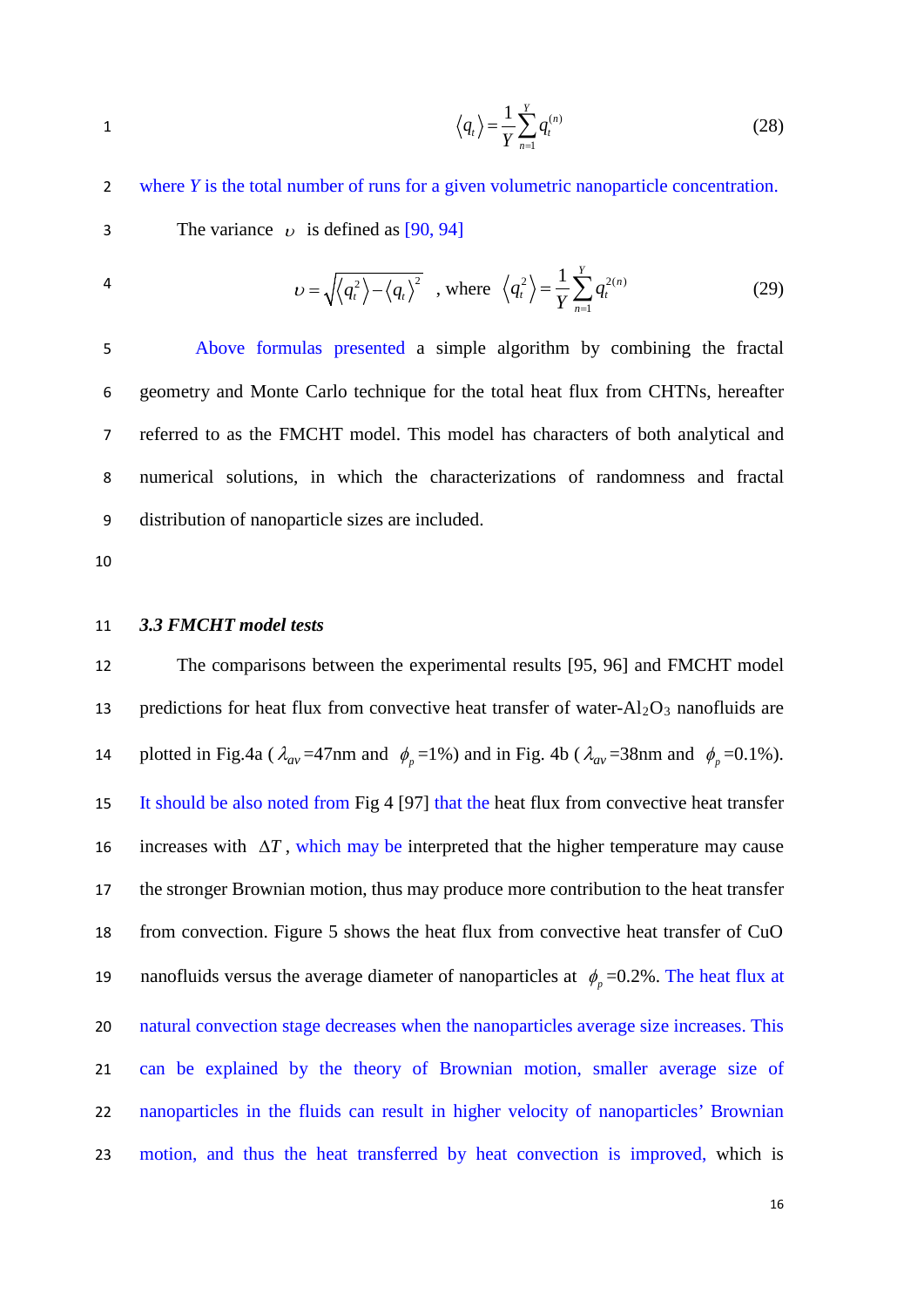$$\langle q_t \rangle = \frac{1}{Y}\sum_{n=1}^{Y} q_t^{(n)} \tag{28}$$

where $Y$ is the total number of runs for a given volumetric nanoparticle concentration.

The variance $\upsilon$ is defined as [90, 94]

$$\upsilon = \sqrt{\langle q_t^2 \rangle - \langle q_t \rangle^2} \quad \text{, where} \quad \langle q_t^2 \rangle = \frac{1}{Y}\sum_{n=1}^{Y} q_t^{2(n)} \tag{29}$$

Above formulas presented a simple algorithm by combining the fractal geometry and Monte Carlo technique for the total heat flux from CHTNs, hereafter referred to as the FMCHT model. This model has characters of both analytical and numerical solutions, in which the characterizations of randomness and fractal distribution of nanoparticle sizes are included.

### *3.3 FMCHT model tests*

The comparisons between the experimental results [95, 96] and FMCHT model predictions for heat flux from convective heat transfer of water-$Al_2O_3$ nanofluids are plotted in Fig.4a ($\lambda_{av}$=47nm and $\phi_p$=1%) and in Fig. 4b ($\lambda_{av}$=38nm and $\phi_p$=0.1%). It should be also noted from Fig 4 [97] that the heat flux from convective heat transfer increases with $\Delta T$, which may be interpreted that the higher temperature may cause the stronger Brownian motion, thus may produce more contribution to the heat transfer from convection. Figure 5 shows the heat flux from convective heat transfer of CuO nanofluids versus the average diameter of nanoparticles at $\phi_p$=0.2%. The heat flux at natural convection stage decreases when the nanoparticles average size increases. This can be explained by the theory of Brownian motion, smaller average size of nanoparticles in the fluids can result in higher velocity of nanoparticles' Brownian motion, and thus the heat transferred by heat convection is improved, which is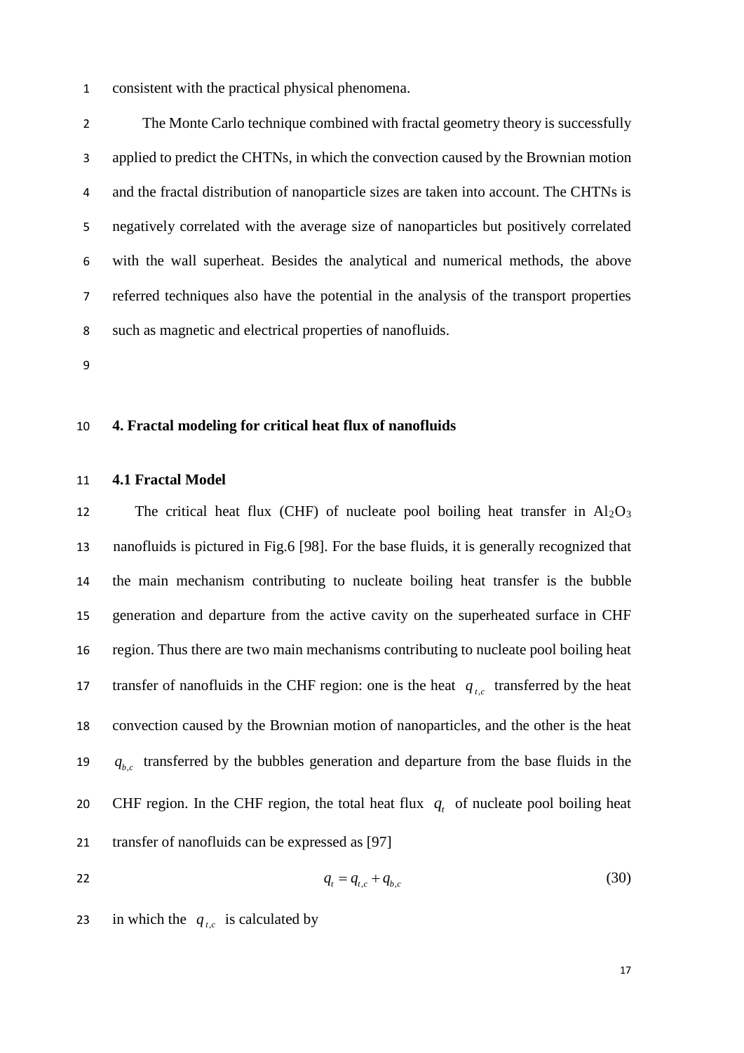consistent with the practical physical phenomena.

The Monte Carlo technique combined with fractal geometry theory is successfully applied to predict the CHTNs, in which the convection caused by the Brownian motion and the fractal distribution of nanoparticle sizes are taken into account. The CHTNs is negatively correlated with the average size of nanoparticles but positively correlated with the wall superheat. Besides the analytical and numerical methods, the above referred techniques also have the potential in the analysis of the transport properties such as magnetic and electrical properties of nanofluids.

## 4. Fractal modeling for critical heat flux of nanofluids

### 4.1 Fractal Model

The critical heat flux (CHF) of nucleate pool boiling heat transfer in $Al_2O_3$ nanofluids is pictured in Fig.6 [98]. For the base fluids, it is generally recognized that the main mechanism contributing to nucleate boiling heat transfer is the bubble generation and departure from the active cavity on the superheated surface in CHF region. Thus there are two main mechanisms contributing to nucleate pool boiling heat transfer of nanofluids in the CHF region: one is the heat $q_{t,c}$ transferred by the heat convection caused by the Brownian motion of nanoparticles, and the other is the heat $q_{b,c}$ transferred by the bubbles generation and departure from the base fluids in the CHF region. In the CHF region, the total heat flux $q_t$ of nucleate pool boiling heat transfer of nanofluids can be expressed as [97]

$$q_t = q_{t,c} + q_{b,c} \tag{30}$$

in which the $q_{t,c}$ is calculated by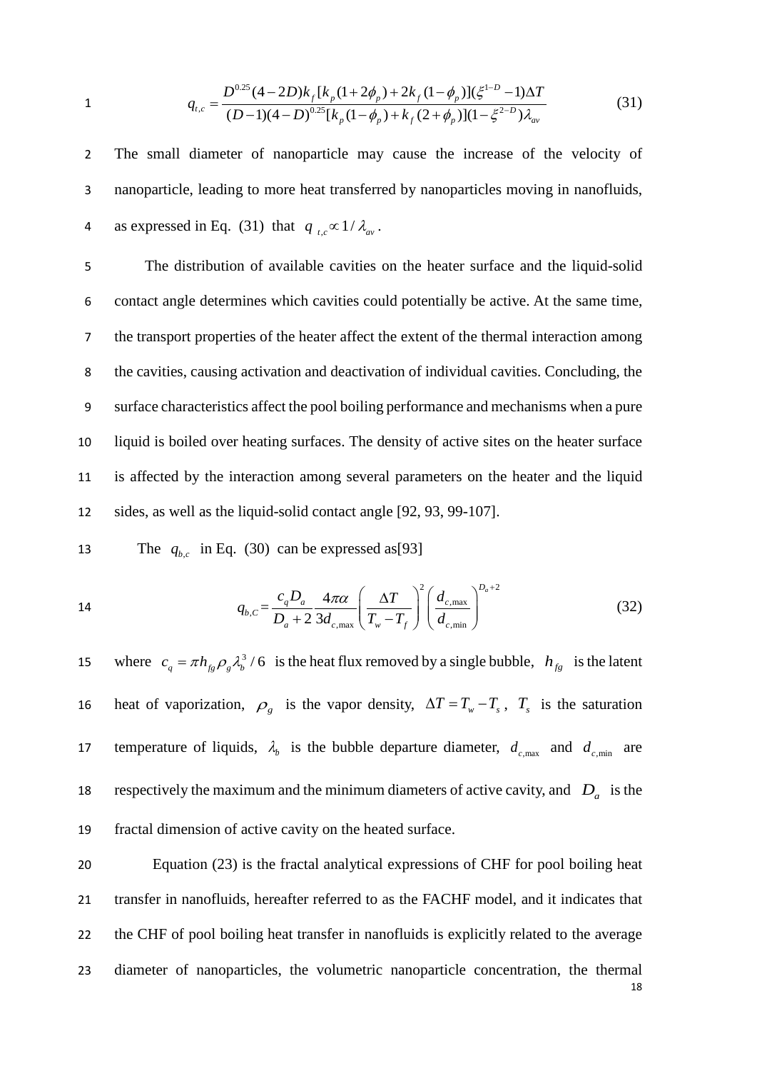$$q_{t,c} = \frac{D^{0.25}(4-2D)k_f[k_p(1+2\phi_p)+2k_f(1-\phi_p)](\xi^{1-D}-1)\Delta T}{(D-1)(4-D)^{0.25}[k_p(1-\phi_p)+k_f(2+\phi_p)](1-\xi^{2-D})\lambda_{av}} \tag{31}$$

The small diameter of nanoparticle may cause the increase of the velocity of nanoparticle, leading to more heat transferred by nanoparticles moving in nanofluids, as expressed in Eq. (31) that $q_{t,c} \propto 1/\lambda_{av}$.

The distribution of available cavities on the heater surface and the liquid-solid contact angle determines which cavities could potentially be active. At the same time, the transport properties of the heater affect the extent of the thermal interaction among the cavities, causing activation and deactivation of individual cavities. Concluding, the surface characteristics affect the pool boiling performance and mechanisms when a pure liquid is boiled over heating surfaces. The density of active sites on the heater surface is affected by the interaction among several parameters on the heater and the liquid sides, as well as the liquid-solid contact angle [92, 93, 99-107].

The $q_{b,c}$ in Eq. (30) can be expressed as[93]

$$q_{b,C} = \frac{c_q D_a}{D_a+2}\frac{4\pi\alpha}{3d_{c,\max}}\left(\frac{\Delta T}{T_w - T_f}\right)^2\left(\frac{d_{c,\max}}{d_{c,\min}}\right)^{D_a+2} \tag{32}$$

where $c_q = \pi h_{fg}\rho_g\lambda_b^3/6$ is the heat flux removed by a single bubble, $h_{fg}$ is the latent heat of vaporization, $\rho_g$ is the vapor density, $\Delta T = T_w - T_s$, $T_s$ is the saturation temperature of liquids, $\lambda_b$ is the bubble departure diameter, $d_{c,\max}$ and $d_{c,\min}$ are respectively the maximum and the minimum diameters of active cavity, and $D_a$ is the fractal dimension of active cavity on the heated surface.

Equation (23) is the fractal analytical expressions of CHF for pool boiling heat transfer in nanofluids, hereafter referred to as the FACHF model, and it indicates that the CHF of pool boiling heat transfer in nanofluids is explicitly related to the average diameter of nanoparticles, the volumetric nanoparticle concentration, the thermal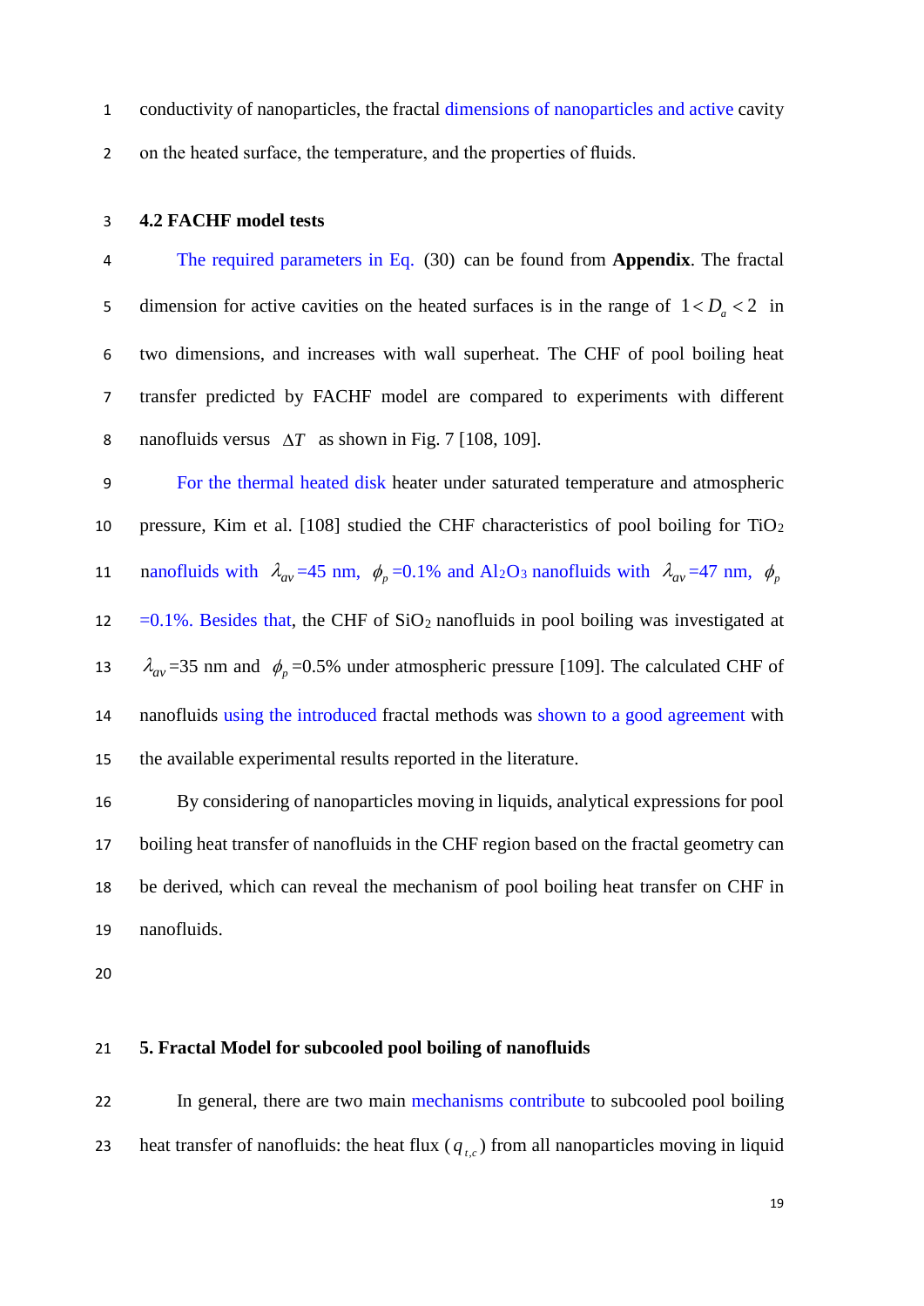conductivity of nanoparticles, the fractal dimensions of nanoparticles and active cavity on the heated surface, the temperature, and the properties of fluids.

### 4.2 FACHF model tests

The required parameters in Eq. (30) can be found from **Appendix**. The fractal dimension for active cavities on the heated surfaces is in the range of $1 < D_a < 2$ in two dimensions, and increases with wall superheat. The CHF of pool boiling heat transfer predicted by FACHF model are compared to experiments with different nanofluids versus $\Delta T$ as shown in Fig. 7 [108, 109].

For the thermal heated disk heater under saturated temperature and atmospheric pressure, Kim et al. [108] studied the CHF characteristics of pool boiling for $TiO_2$ nanofluids with $\lambda_{av}$ =45 nm, $\phi_p$ =0.1% and $Al_2O_3$ nanofluids with $\lambda_{av}$ =47 nm, $\phi_p$ =0.1%. Besides that, the CHF of $SiO_2$ nanofluids in pool boiling was investigated at $\lambda_{av}$ =35 nm and $\phi_p$ =0.5% under atmospheric pressure [109]. The calculated CHF of nanofluids using the introduced fractal methods was shown to a good agreement with the available experimental results reported in the literature.

By considering of nanoparticles moving in liquids, analytical expressions for pool boiling heat transfer of nanofluids in the CHF region based on the fractal geometry can be derived, which can reveal the mechanism of pool boiling heat transfer on CHF in nanofluids.

## 5. Fractal Model for subcooled pool boiling of nanofluids

In general, there are two main mechanisms contribute to subcooled pool boiling heat transfer of nanofluids: the heat flux ($q_{t,c}$) from all nanoparticles moving in liquid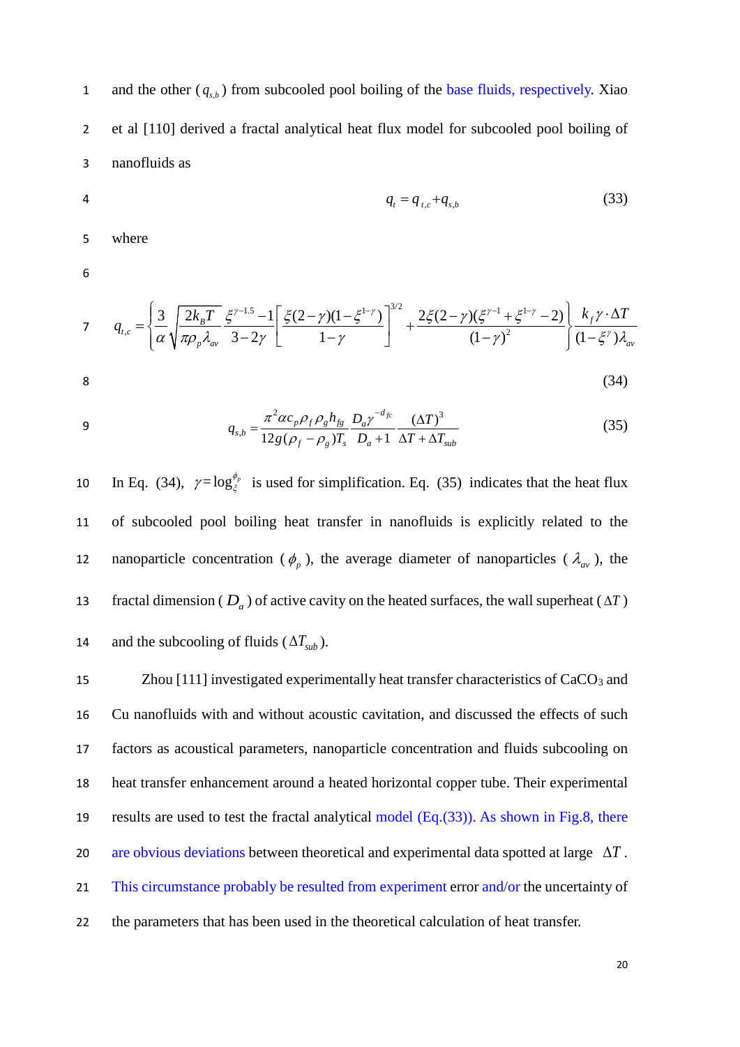and the other ($q_{s,b}$) from subcooled pool boiling of the base fluids, respectively. Xiao et al [110] derived a fractal analytical heat flux model for subcooled pool boiling of nanofluids as

$$q_t = q_{t,c} + q_{s,b} \tag{33}$$

where

$$q_{t,c} = \left\{ \frac{3}{\alpha} \sqrt{\frac{2k_B T}{\pi \rho_p \lambda_{av}}} \frac{\xi^{\gamma-1.5}-1}{3-2\gamma} \left[ \frac{\xi(2-\gamma)(1-\xi^{1-\gamma})}{1-\gamma} \right]^{3/2} + \frac{2\xi(2-\gamma)(\xi^{\gamma-1}+\xi^{1-\gamma}-2)}{(1-\gamma)^2} \right\} \frac{k_f \gamma \cdot \Delta T}{(1-\xi^{\gamma})\lambda_{av}} \tag{34}$$

$$q_{s,b} = \frac{\pi^2 \alpha c_p \rho_f \rho_g h_{fg}}{12 g(\rho_f - \rho_g) T_s} \frac{D_a \gamma^{-d_{fc}}}{D_a + 1} \frac{(\Delta T)^3}{\Delta T + \Delta T_{sub}} \tag{35}$$

In Eq. (34), $\gamma = \log_{\xi}^{\phi_p}$ is used for simplification. Eq. (35) indicates that the heat flux of subcooled pool boiling heat transfer in nanofluids is explicitly related to the nanoparticle concentration ($\phi_p$), the average diameter of nanoparticles ($\lambda_{av}$), the fractal dimension ($D_a$) of active cavity on the heated surfaces, the wall superheat ($\Delta T$) and the subcooling of fluids ($\Delta T_{sub}$).

Zhou [111] investigated experimentally heat transfer characteristics of $CaCO_3$ and Cu nanofluids with and without acoustic cavitation, and discussed the effects of such factors as acoustical parameters, nanoparticle concentration and fluids subcooling on heat transfer enhancement around a heated horizontal copper tube. Their experimental results are used to test the fractal analytical model (Eq.(33)). As shown in Fig.8, there are obvious deviations between theoretical and experimental data spotted at large $\Delta T$. This circumstance probably be resulted from experiment error and/or the uncertainty of the parameters that has been used in the theoretical calculation of heat transfer.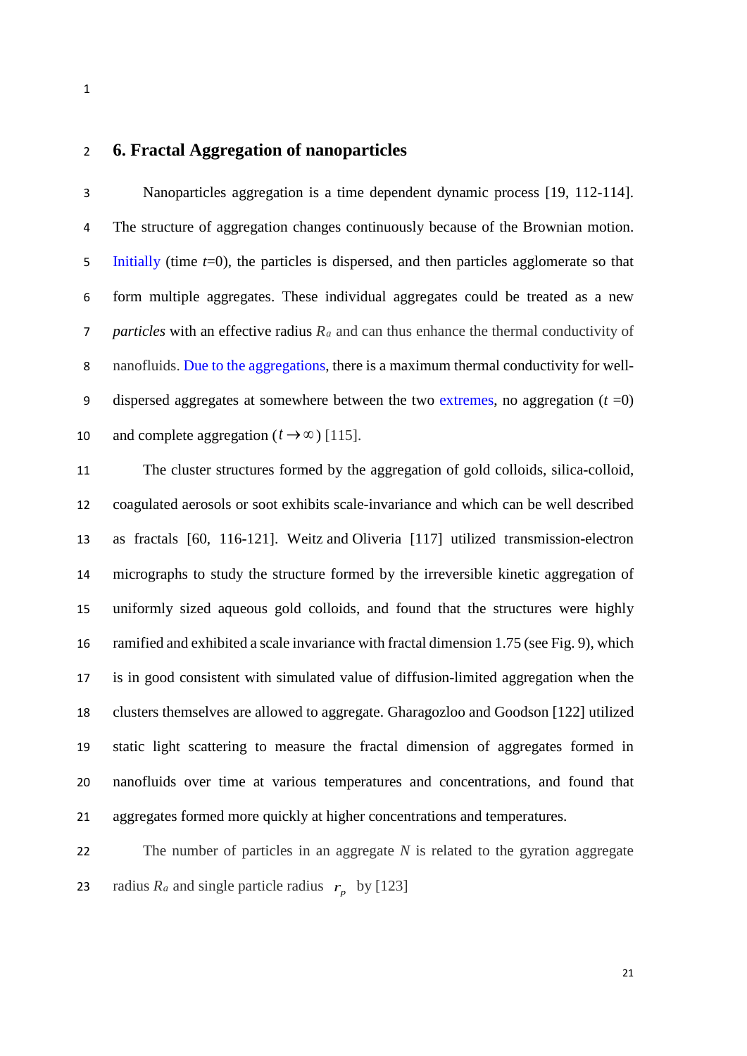## 6. Fractal Aggregation of nanoparticles

Nanoparticles aggregation is a time dependent dynamic process [19, 112-114]. The structure of aggregation changes continuously because of the Brownian motion. Initially (time $t$=0), the particles is dispersed, and then particles agglomerate so that form multiple aggregates. These individual aggregates could be treated as a new *particles* with an effective radius $R_a$ and can thus enhance the thermal conductivity of nanofluids. Due to the aggregations, there is a maximum thermal conductivity for well-dispersed aggregates at somewhere between the two extremes, no aggregation ($t$ =0) and complete aggregation ($t \to \infty$) [115].

The cluster structures formed by the aggregation of gold colloids, silica-colloid, coagulated aerosols or soot exhibits scale-invariance and which can be well described as fractals [60, 116-121]. Weitz and Oliveria [117] utilized transmission-electron micrographs to study the structure formed by the irreversible kinetic aggregation of uniformly sized aqueous gold colloids, and found that the structures were highly ramified and exhibited a scale invariance with fractal dimension 1.75 (see Fig. 9), which is in good consistent with simulated value of diffusion-limited aggregation when the clusters themselves are allowed to aggregate. Gharagozloo and Goodson [122] utilized static light scattering to measure the fractal dimension of aggregates formed in nanofluids over time at various temperatures and concentrations, and found that aggregates formed more quickly at higher concentrations and temperatures.

The number of particles in an aggregate $N$ is related to the gyration aggregate radius $R_a$ and single particle radius $r_p$ by [123]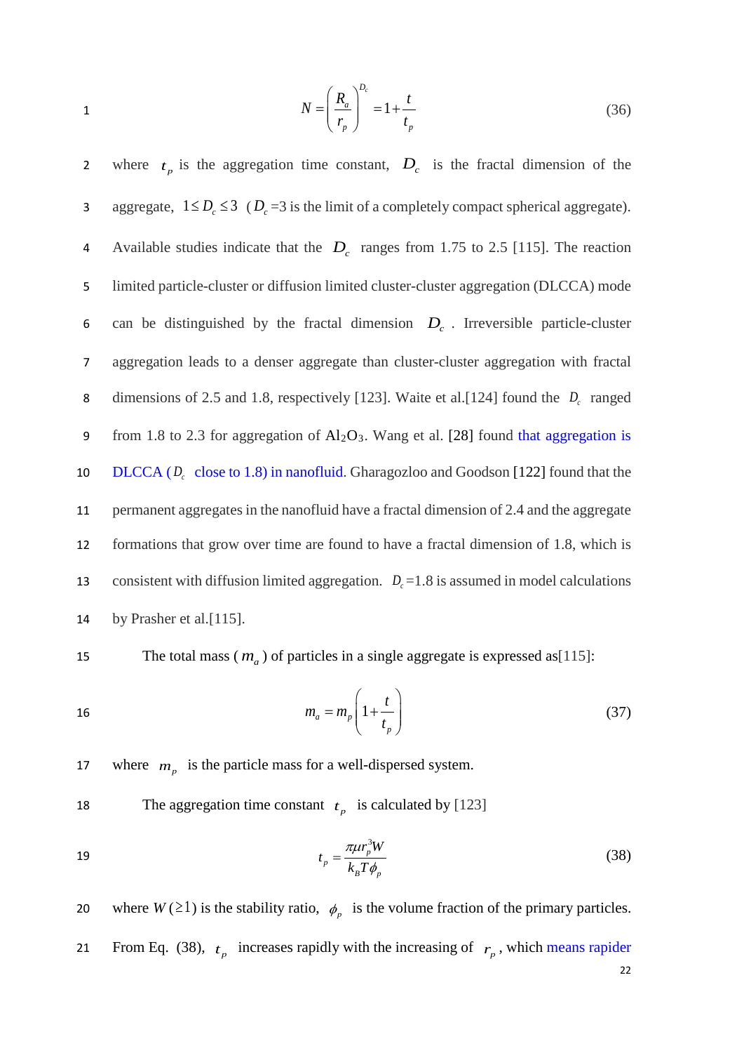$$N = \left(\frac{R_a}{r_p}\right)^{D_c} = 1 + \frac{t}{t_p} \tag{36}$$

where $t_p$ is the aggregation time constant, $D_c$ is the fractal dimension of the aggregate, $1 \le D_c \le 3$ ($D_c$=3 is the limit of a completely compact spherical aggregate). Available studies indicate that the $D_c$ ranges from 1.75 to 2.5 [115]. The reaction limited particle-cluster or diffusion limited cluster-cluster aggregation (DLCCA) mode can be distinguished by the fractal dimension $D_c$. Irreversible particle-cluster aggregation leads to a denser aggregate than cluster-cluster aggregation with fractal dimensions of 2.5 and 1.8, respectively [123]. Waite et al.[124] found the $D_c$ ranged from 1.8 to 2.3 for aggregation of $Al_2O_3$. Wang et al. [28] found that aggregation is DLCCA ($D_c$ close to 1.8) in nanofluid. Gharagozloo and Goodson [122] found that the permanent aggregates in the nanofluid have a fractal dimension of 2.4 and the aggregate formations that grow over time are found to have a fractal dimension of 1.8, which is consistent with diffusion limited aggregation. $D_c$=1.8 is assumed in model calculations by Prasher et al.[115].

The total mass ($m_a$) of particles in a single aggregate is expressed as[115]:

$$m_a = m_p\left(1 + \frac{t}{t_p}\right) \tag{37}$$

where $m_p$ is the particle mass for a well-dispersed system.

The aggregation time constant $t_p$ is calculated by [123]

$$t_p = \frac{\pi \mu r_p^3 W}{k_B T \phi_p} \tag{38}$$

where $W$ ($\ge$1) is the stability ratio, $\phi_p$ is the volume fraction of the primary particles. From Eq. (38), $t_p$ increases rapidly with the increasing of $r_p$, which means rapider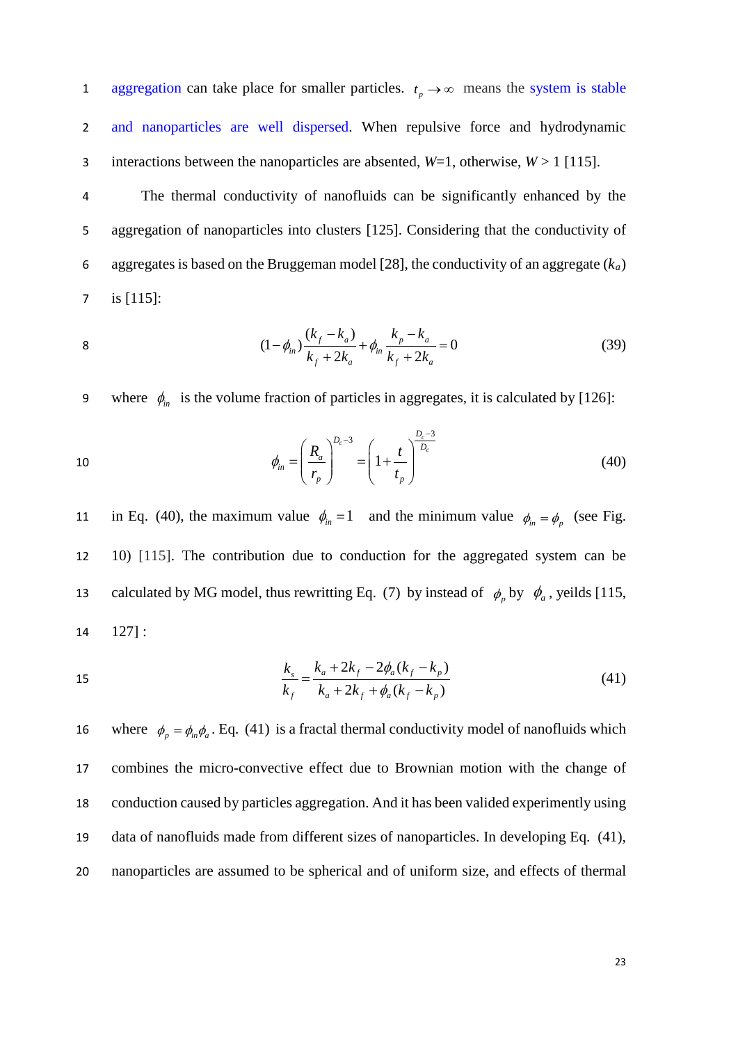aggregation can take place for smaller particles. $t_p \rightarrow \infty$ means the system is stable and nanoparticles are well dispersed. When repulsive force and hydrodynamic interactions between the nanoparticles are absented, $W$=1, otherwise, $W > 1$ [115].

The thermal conductivity of nanofluids can be significantly enhanced by the aggregation of nanoparticles into clusters [125]. Considering that the conductivity of aggregates is based on the Bruggeman model [28], the conductivity of an aggregate ($k_a$) is [115]:

$$(1-\phi_{in})\frac{(k_f - k_a)}{k_f + 2k_a} + \phi_{in}\frac{k_p - k_a}{k_f + 2k_a} = 0 \tag{39}$$

where $\phi_{in}$ is the volume fraction of particles in aggregates, it is calculated by [126]:

$$\phi_{in} = \left(\frac{R_a}{r_p}\right)^{D_c - 3} = \left(1 + \frac{t}{t_p}\right)^{\frac{D_c - 3}{D_c}} \tag{40}$$

in Eq. (40), the maximum value $\phi_{in} = 1$ and the minimum value $\phi_{in} = \phi_p$ (see Fig. 10) [115]. The contribution due to conduction for the aggregated system can be calculated by MG model, thus rewritting Eq. (7) by instead of $\phi_p$ by $\phi_a$, yeilds [115, 127] :

$$\frac{k_s}{k_f} = \frac{k_a + 2k_f - 2\phi_a(k_f - k_p)}{k_a + 2k_f + \phi_a(k_f - k_p)} \tag{41}$$

where $\phi_p = \phi_{in}\phi_a$. Eq. (41) is a fractal thermal conductivity model of nanofluids which combines the micro-convective effect due to Brownian motion with the change of conduction caused by particles aggregation. And it has been valided experimentally using data of nanofluids made from different sizes of nanoparticles. In developing Eq. (41), nanoparticles are assumed to be spherical and of uniform size, and effects of thermal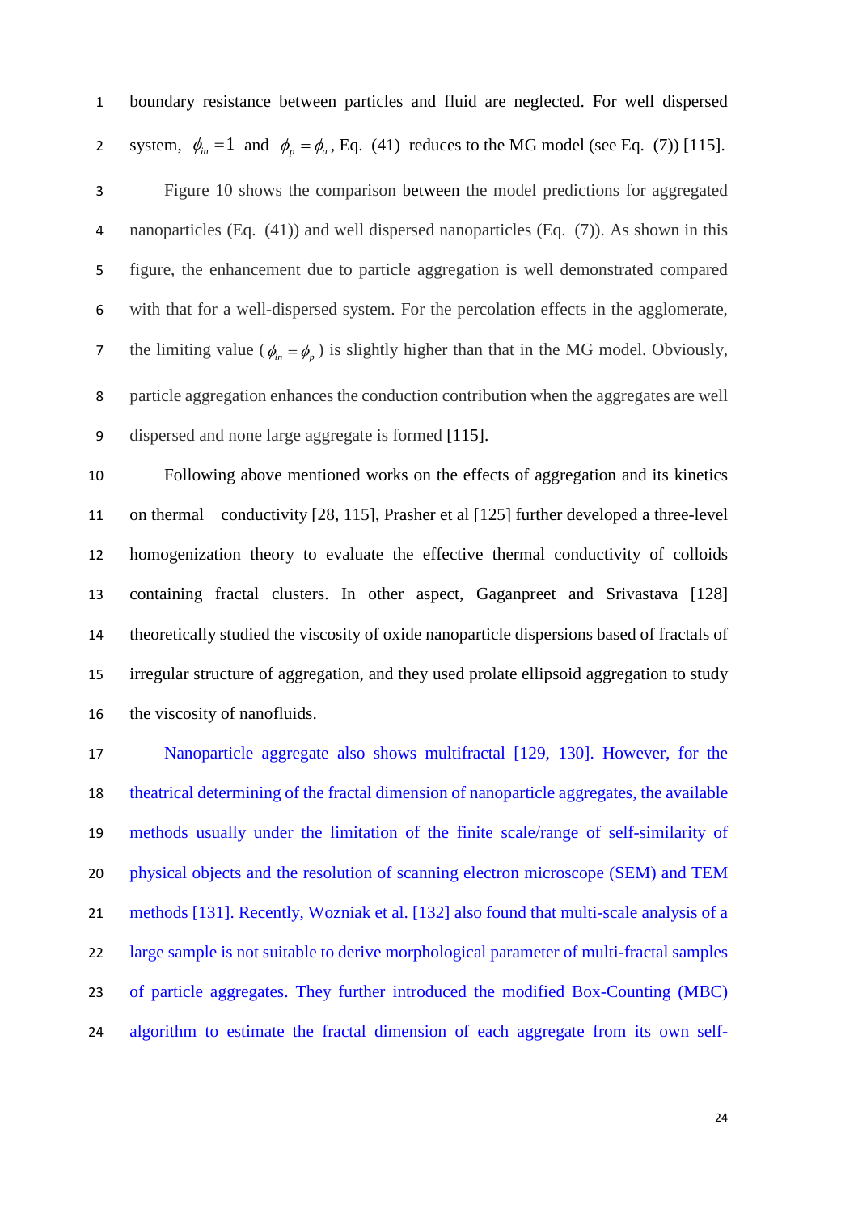boundary resistance between particles and fluid are neglected. For well dispersed system, $\phi_{in} = 1$ and $\phi_p = \phi_a$, Eq. (41) reduces to the MG model (see Eq. (7)) [115].

Figure 10 shows the comparison between the model predictions for aggregated nanoparticles (Eq. (41)) and well dispersed nanoparticles (Eq. (7)). As shown in this figure, the enhancement due to particle aggregation is well demonstrated compared with that for a well-dispersed system. For the percolation effects in the agglomerate, the limiting value ($\phi_{in} = \phi_p$) is slightly higher than that in the MG model. Obviously, particle aggregation enhances the conduction contribution when the aggregates are well dispersed and none large aggregate is formed [115].

Following above mentioned works on the effects of aggregation and its kinetics on thermal conductivity [28, 115], Prasher et al [125] further developed a three-level homogenization theory to evaluate the effective thermal conductivity of colloids containing fractal clusters. In other aspect, Gaganpreet and Srivastava [128] theoretically studied the viscosity of oxide nanoparticle dispersions based of fractals of irregular structure of aggregation, and they used prolate ellipsoid aggregation to study the viscosity of nanofluids.

Nanoparticle aggregate also shows multifractal [129, 130]. However, for the theatrical determining of the fractal dimension of nanoparticle aggregates, the available methods usually under the limitation of the finite scale/range of self-similarity of physical objects and the resolution of scanning electron microscope (SEM) and TEM methods [131]. Recently, Wozniak et al. [132] also found that multi-scale analysis of a large sample is not suitable to derive morphological parameter of multi-fractal samples of particle aggregates. They further introduced the modified Box-Counting (MBC) algorithm to estimate the fractal dimension of each aggregate from its own self-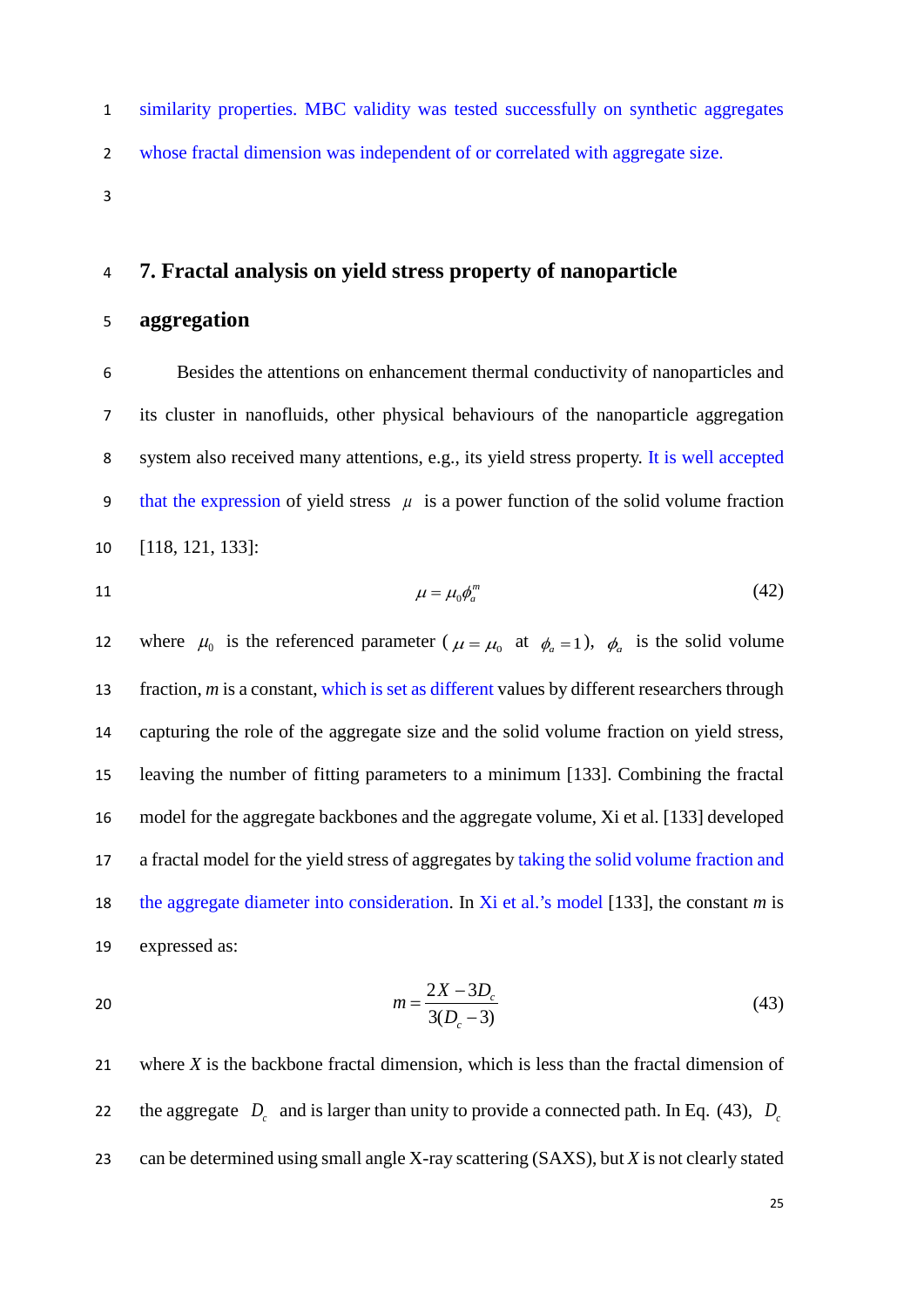similarity properties. MBC validity was tested successfully on synthetic aggregates whose fractal dimension was independent of or correlated with aggregate size.

## 7. Fractal analysis on yield stress property of nanoparticle aggregation

Besides the attentions on enhancement thermal conductivity of nanoparticles and its cluster in nanofluids, other physical behaviours of the nanoparticle aggregation system also received many attentions, e.g., its yield stress property. It is well accepted that the expression of yield stress $\mu$ is a power function of the solid volume fraction [118, 121, 133]:

$$\mu = \mu_0 \phi_a^m \tag{42}$$

where $\mu_0$ is the referenced parameter ($\mu = \mu_0$ at $\phi_a = 1$), $\phi_a$ is the solid volume fraction, $m$ is a constant, which is set as different values by different researchers through capturing the role of the aggregate size and the solid volume fraction on yield stress, leaving the number of fitting parameters to a minimum [133]. Combining the fractal model for the aggregate backbones and the aggregate volume, Xi et al. [133] developed a fractal model for the yield stress of aggregates by taking the solid volume fraction and the aggregate diameter into consideration. In Xi et al.'s model [133], the constant $m$ is expressed as:

$$m = \frac{2X - 3D_c}{3(D_c - 3)} \tag{43}$$

where $X$ is the backbone fractal dimension, which is less than the fractal dimension of the aggregate $D_c$ and is larger than unity to provide a connected path. In Eq. (43), $D_c$ can be determined using small angle X-ray scattering (SAXS), but $X$ is not clearly stated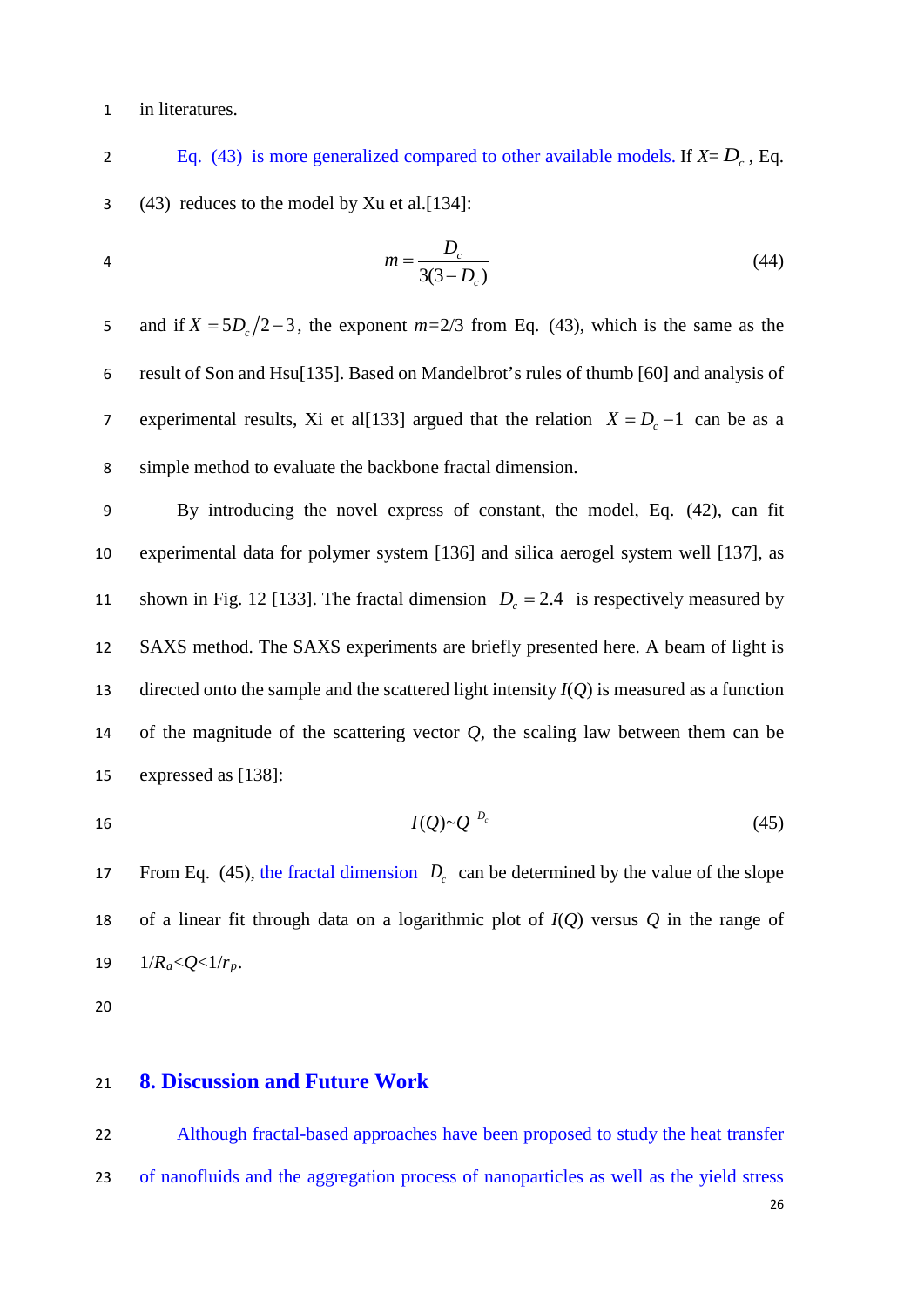in literatures.

Eq. (43) is more generalized compared to other available models. If $X = D_c$, Eq. (43) reduces to the model by Xu et al.[134]:

$$m = \frac{D_c}{3(3 - D_c)} \tag{44}$$

and if $X = 5D_c/2 - 3$, the exponent $m$=2/3 from Eq. (43), which is the same as the result of Son and Hsu[135]. Based on Mandelbrot's rules of thumb [60] and analysis of experimental results, Xi et al[133] argued that the relation $X = D_c - 1$ can be as a simple method to evaluate the backbone fractal dimension.

By introducing the novel express of constant, the model, Eq. (42), can fit experimental data for polymer system [136] and silica aerogel system well [137], as shown in Fig. 12 [133]. The fractal dimension $D_c = 2.4$ is respectively measured by SAXS method. The SAXS experiments are briefly presented here. A beam of light is directed onto the sample and the scattered light intensity $I(Q)$ is measured as a function of the magnitude of the scattering vector $Q$, the scaling law between them can be expressed as [138]:

$$I(Q) \sim Q^{-D_c} \tag{45}$$

From Eq. (45), the fractal dimension $D_c$ can be determined by the value of the slope of a linear fit through data on a logarithmic plot of $I(Q)$ versus $Q$ in the range of $1/R_a < Q < 1/r_p$.

## 8. Discussion and Future Work

Although fractal-based approaches have been proposed to study the heat transfer of nanofluids and the aggregation process of nanoparticles as well as the yield stress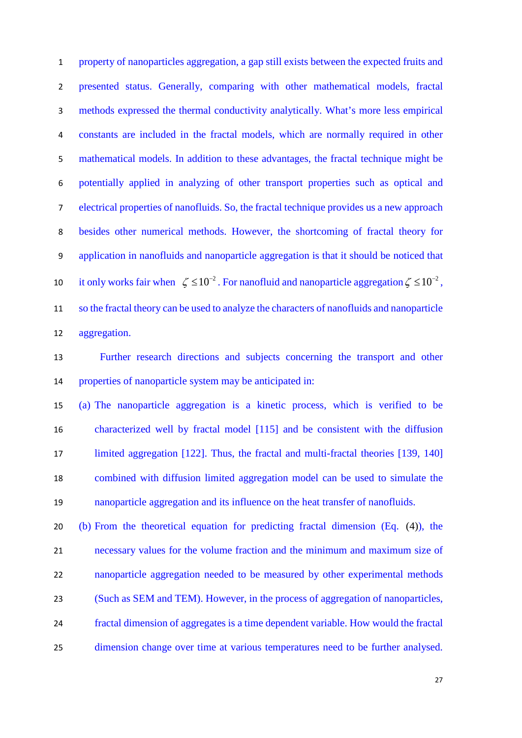property of nanoparticles aggregation, a gap still exists between the expected fruits and presented status. Generally, comparing with other mathematical models, fractal methods expressed the thermal conductivity analytically. What's more less empirical constants are included in the fractal models, which are normally required in other mathematical models. In addition to these advantages, the fractal technique might be potentially applied in analyzing of other transport properties such as optical and electrical properties of nanofluids. So, the fractal technique provides us a new approach besides other numerical methods. However, the shortcoming of fractal theory for application in nanofluids and nanoparticle aggregation is that it should be noticed that it only works fair when $\zeta \leq 10^{-2}$. For nanofluid and nanoparticle aggregation $\zeta \leq 10^{-2}$, so the fractal theory can be used to analyze the characters of nanofluids and nanoparticle aggregation.

Further research directions and subjects concerning the transport and other properties of nanoparticle system may be anticipated in:

(a) The nanoparticle aggregation is a kinetic process, which is verified to be characterized well by fractal model [115] and be consistent with the diffusion limited aggregation [122]. Thus, the fractal and multi-fractal theories [139, 140] combined with diffusion limited aggregation model can be used to simulate the nanoparticle aggregation and its influence on the heat transfer of nanofluids.

(b) From the theoretical equation for predicting fractal dimension (Eq. (4)), the necessary values for the volume fraction and the minimum and maximum size of nanoparticle aggregation needed to be measured by other experimental methods (Such as SEM and TEM). However, in the process of aggregation of nanoparticles, fractal dimension of aggregates is a time dependent variable. How would the fractal dimension change over time at various temperatures need to be further analysed.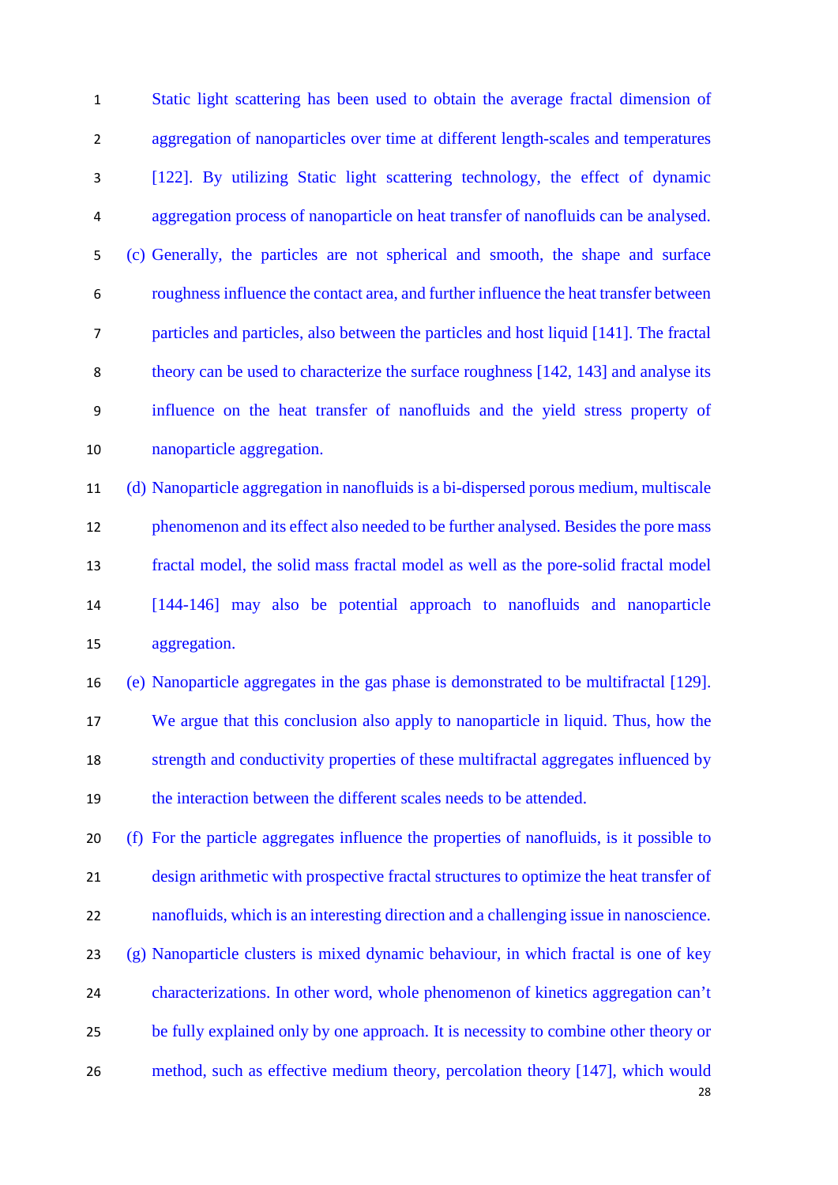Static light scattering has been used to obtain the average fractal dimension of aggregation of nanoparticles over time at different length-scales and temperatures [122]. By utilizing Static light scattering technology, the effect of dynamic aggregation process of nanoparticle on heat transfer of nanofluids can be analysed.

(c) Generally, the particles are not spherical and smooth, the shape and surface roughness influence the contact area, and further influence the heat transfer between particles and particles, also between the particles and host liquid [141]. The fractal theory can be used to characterize the surface roughness [142, 143] and analyse its influence on the heat transfer of nanofluids and the yield stress property of nanoparticle aggregation.

(d) Nanoparticle aggregation in nanofluids is a bi-dispersed porous medium, multiscale phenomenon and its effect also needed to be further analysed. Besides the pore mass fractal model, the solid mass fractal model as well as the pore-solid fractal model [144-146] may also be potential approach to nanofluids and nanoparticle aggregation.

(e) Nanoparticle aggregates in the gas phase is demonstrated to be multifractal [129]. We argue that this conclusion also apply to nanoparticle in liquid. Thus, how the strength and conductivity properties of these multifractal aggregates influenced by the interaction between the different scales needs to be attended.

(f) For the particle aggregates influence the properties of nanofluids, is it possible to design arithmetic with prospective fractal structures to optimize the heat transfer of nanofluids, which is an interesting direction and a challenging issue in nanoscience.

(g) Nanoparticle clusters is mixed dynamic behaviour, in which fractal is one of key characterizations. In other word, whole phenomenon of kinetics aggregation can't be fully explained only by one approach. It is necessity to combine other theory or method, such as effective medium theory, percolation theory [147], which would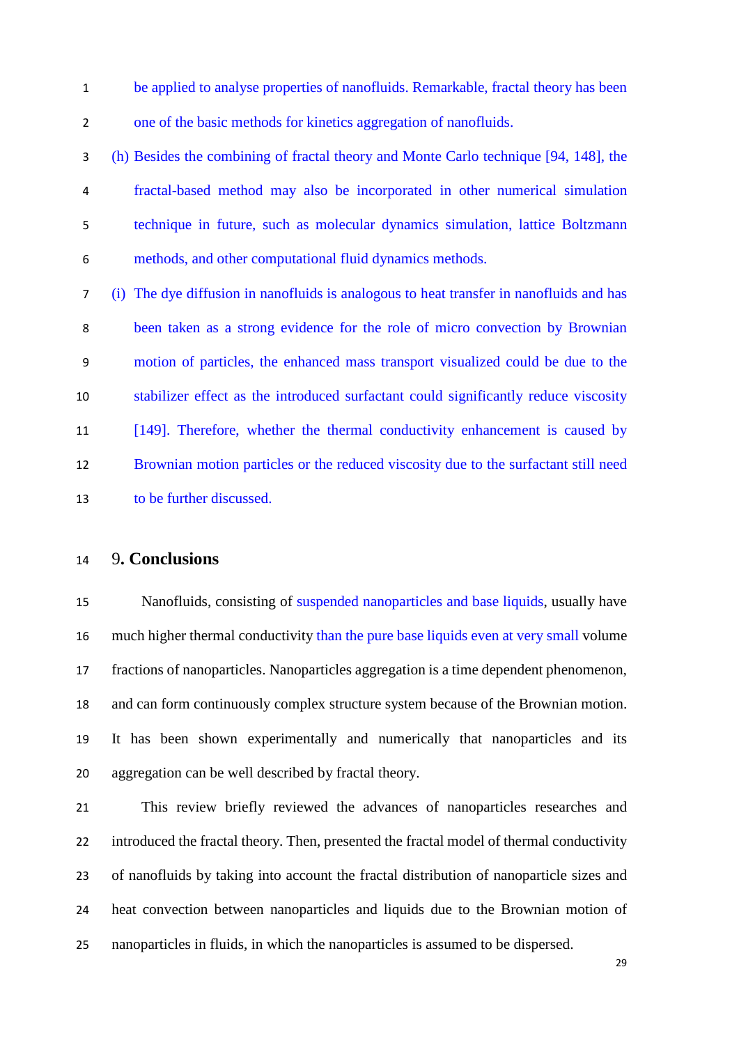be applied to analyse properties of nanofluids. Remarkable, fractal theory has been one of the basic methods for kinetics aggregation of nanofluids.

(h) Besides the combining of fractal theory and Monte Carlo technique [94, 148], the fractal-based method may also be incorporated in other numerical simulation technique in future, such as molecular dynamics simulation, lattice Boltzmann methods, and other computational fluid dynamics methods.

(i) The dye diffusion in nanofluids is analogous to heat transfer in nanofluids and has been taken as a strong evidence for the role of micro convection by Brownian motion of particles, the enhanced mass transport visualized could be due to the stabilizer effect as the introduced surfactant could significantly reduce viscosity [149]. Therefore, whether the thermal conductivity enhancement is caused by Brownian motion particles or the reduced viscosity due to the surfactant still need to be further discussed.

## 9. Conclusions

Nanofluids, consisting of suspended nanoparticles and base liquids, usually have much higher thermal conductivity than the pure base liquids even at very small volume fractions of nanoparticles. Nanoparticles aggregation is a time dependent phenomenon, and can form continuously complex structure system because of the Brownian motion. It has been shown experimentally and numerically that nanoparticles and its aggregation can be well described by fractal theory.

This review briefly reviewed the advances of nanoparticles researches and introduced the fractal theory. Then, presented the fractal model of thermal conductivity of nanofluids by taking into account the fractal distribution of nanoparticle sizes and heat convection between nanoparticles and liquids due to the Brownian motion of nanoparticles in fluids, in which the nanoparticles is assumed to be dispersed.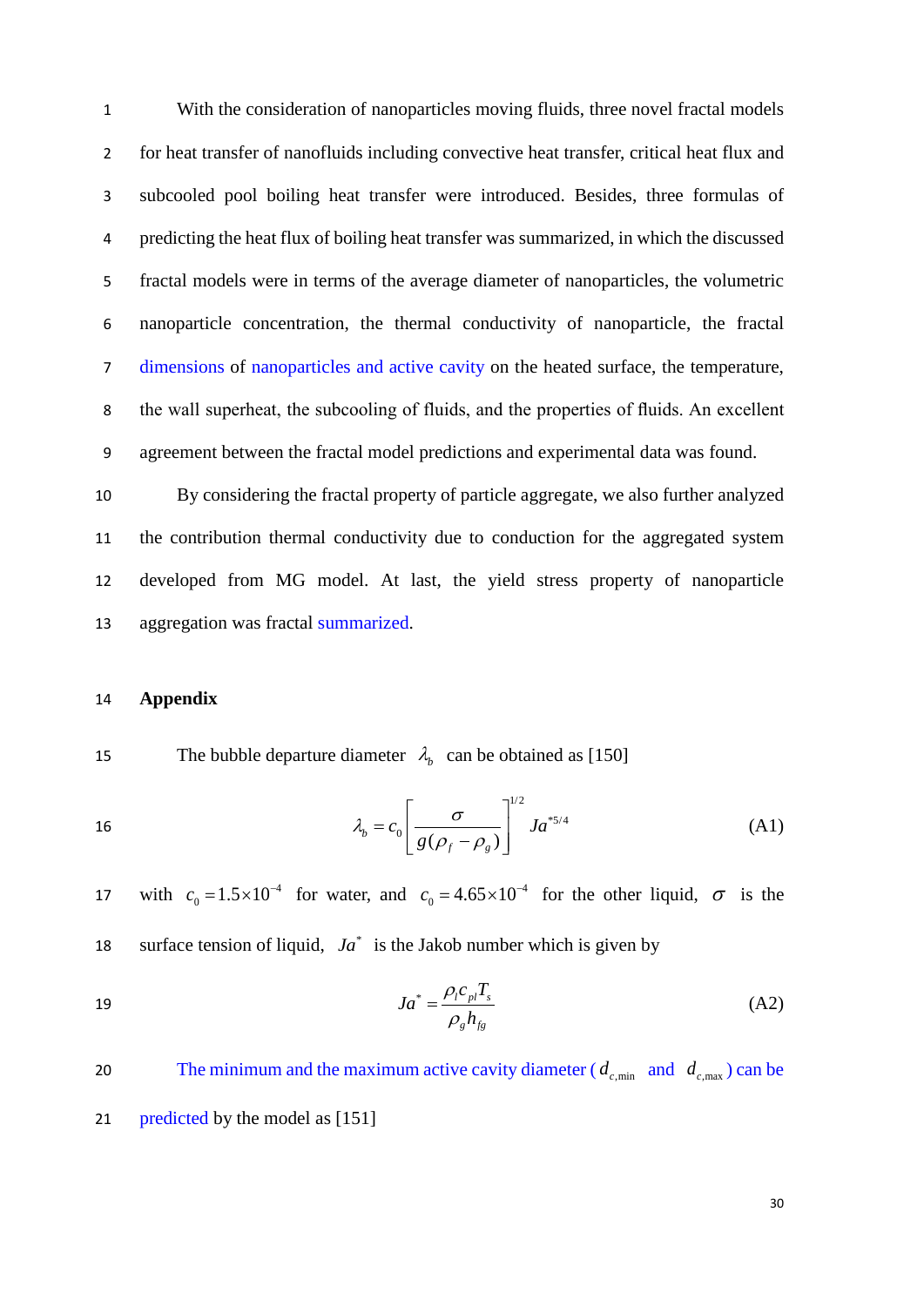With the consideration of nanoparticles moving fluids, three novel fractal models for heat transfer of nanofluids including convective heat transfer, critical heat flux and subcooled pool boiling heat transfer were introduced. Besides, three formulas of predicting the heat flux of boiling heat transfer was summarized, in which the discussed fractal models were in terms of the average diameter of nanoparticles, the volumetric nanoparticle concentration, the thermal conductivity of nanoparticle, the fractal dimensions of nanoparticles and active cavity on the heated surface, the temperature, the wall superheat, the subcooling of fluids, and the properties of fluids. An excellent agreement between the fractal model predictions and experimental data was found.

By considering the fractal property of particle aggregate, we also further analyzed the contribution thermal conductivity due to conduction for the aggregated system developed from MG model. At last, the yield stress property of nanoparticle aggregation was fractal summarized.

## Appendix

The bubble departure diameter $\lambda_b$ can be obtained as [150]

$$\lambda_b = c_0 \left[ \frac{\sigma}{g(\rho_f - \rho_g)} \right]^{1/2} Ja^{*5/4} \tag{A1}$$

with $c_0 = 1.5 \times 10^{-4}$ for water, and $c_0 = 4.65 \times 10^{-4}$ for the other liquid, $\sigma$ is the surface tension of liquid, $Ja^*$ is the Jakob number which is given by

$$Ja^* = \frac{\rho_l c_{pl} T_s}{\rho_g h_{fg}} \tag{A2}$$

The minimum and the maximum active cavity diameter ($d_{c,\min}$ and $d_{c,\max}$) can be predicted by the model as [151]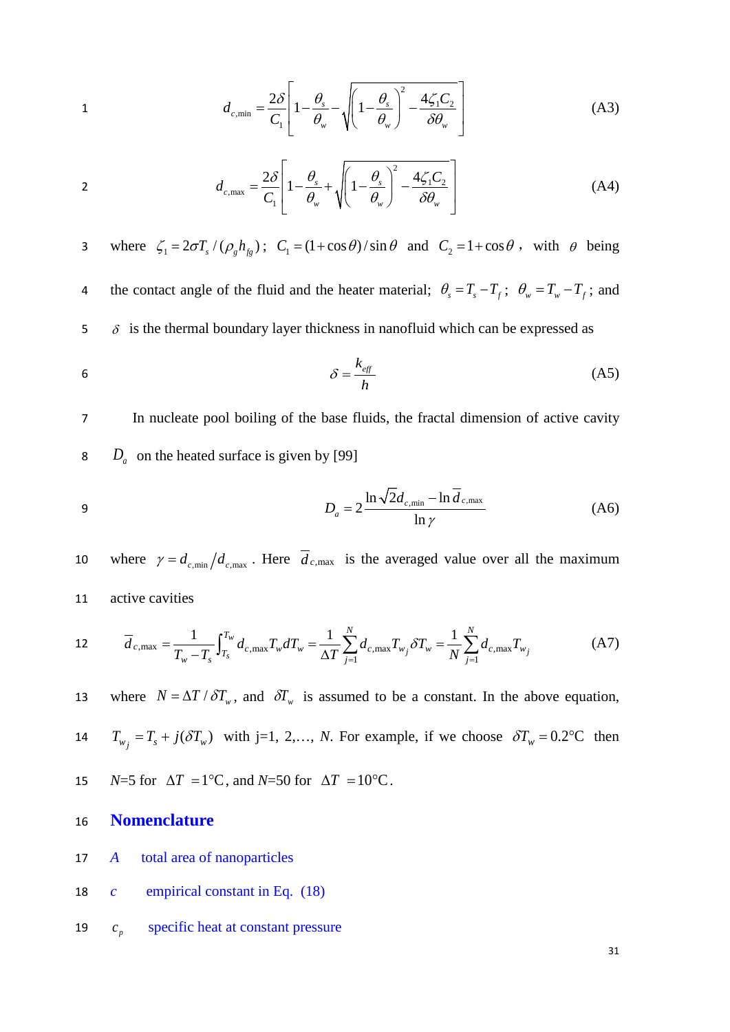$$d_{c,\min} = \frac{2\delta}{C_1}\left[1 - \frac{\theta_s}{\theta_w} - \sqrt{\left(1 - \frac{\theta_s}{\theta_w}\right)^2 - \frac{4\zeta_1 C_2}{\delta\theta_w}}\right] \tag{A3}$$

$$d_{c,\max} = \frac{2\delta}{C_1}\left[1 - \frac{\theta_s}{\theta_w} + \sqrt{\left(1 - \frac{\theta_s}{\theta_w}\right)^2 - \frac{4\zeta_1 C_2}{\delta\theta_w}}\right] \tag{A4}$$

where $\zeta_1 = 2\sigma T_s / (\rho_g h_{fg})$; $C_1 = (1+\cos\theta)/\sin\theta$ and $C_2 = 1+\cos\theta$, with $\theta$ being the contact angle of the fluid and the heater material; $\theta_s = T_s - T_f$; $\theta_w = T_w - T_f$; and $\delta$ is the thermal boundary layer thickness in nanofluid which can be expressed as

$$\delta = \frac{k_{eff}}{h} \tag{A5}$$

In nucleate pool boiling of the base fluids, the fractal dimension of active cavity $D_a$ on the heated surface is given by [99]

$$D_a = 2\frac{\ln\sqrt{2}d_{c,\min} - \ln\bar{d}_{c,\max}}{\ln\gamma} \tag{A6}$$

where $\gamma = d_{c,\min}/d_{c,\max}$. Here $\bar{d}_{c,\max}$ is the averaged value over all the maximum active cavities

$$\bar{d}_{c,\max} = \frac{1}{T_w - T_s}\int_{T_s}^{T_w} d_{c,\max}T_w dT_w = \frac{1}{\Delta T}\sum_{j=1}^{N} d_{c,\max}T_{w_j}\delta T_w = \frac{1}{N}\sum_{j=1}^{N} d_{c,\max}T_{w_j} \tag{A7}$$

where $N = \Delta T/\delta T_w$, and $\delta T_w$ is assumed to be a constant. In the above equation, $T_{w_j} = T_s + j(\delta T_w)$ with j=1, 2,..., *N*. For example, if we choose $\delta T_w = 0.2°\text{C}$ then *N*=5 for $\Delta T = 1°\text{C}$, and *N*=50 for $\Delta T = 10°\text{C}$.

## Nomenclature

$A$ total area of nanoparticles

$c$ empirical constant in Eq. (18)

$c_p$ specific heat at constant pressure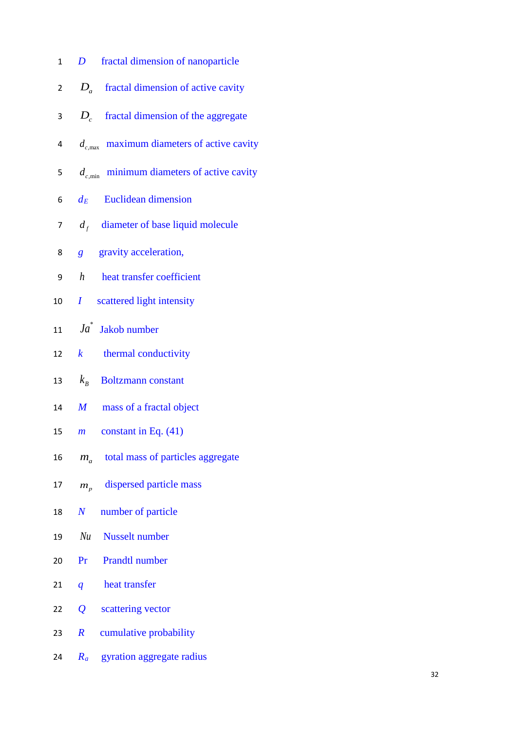$D$ fractal dimension of nanoparticle

$D_a$ fractal dimension of active cavity

$D_c$ fractal dimension of the aggregate

$d_{c,\max}$ maximum diameters of active cavity

$d_{c,\min}$ minimum diameters of active cavity

$d_E$ Euclidean dimension

$d_f$ diameter of base liquid molecule

$g$ gravity acceleration,

$h$ heat transfer coefficient

$I$ scattered light intensity

$Ja^*$ Jakob number

$k$ thermal conductivity

$k_B$ Boltzmann constant

$M$ mass of a fractal object

$m$ constant in Eq. (41)

$m_a$ total mass of particles aggregate

$m_p$ dispersed particle mass

$N$ number of particle

$Nu$ Nusselt number

$\Pr$ Prandtl number

$q$ heat transfer

$Q$ scattering vector

$R$ cumulative probability

$R_a$ gyration aggregate radius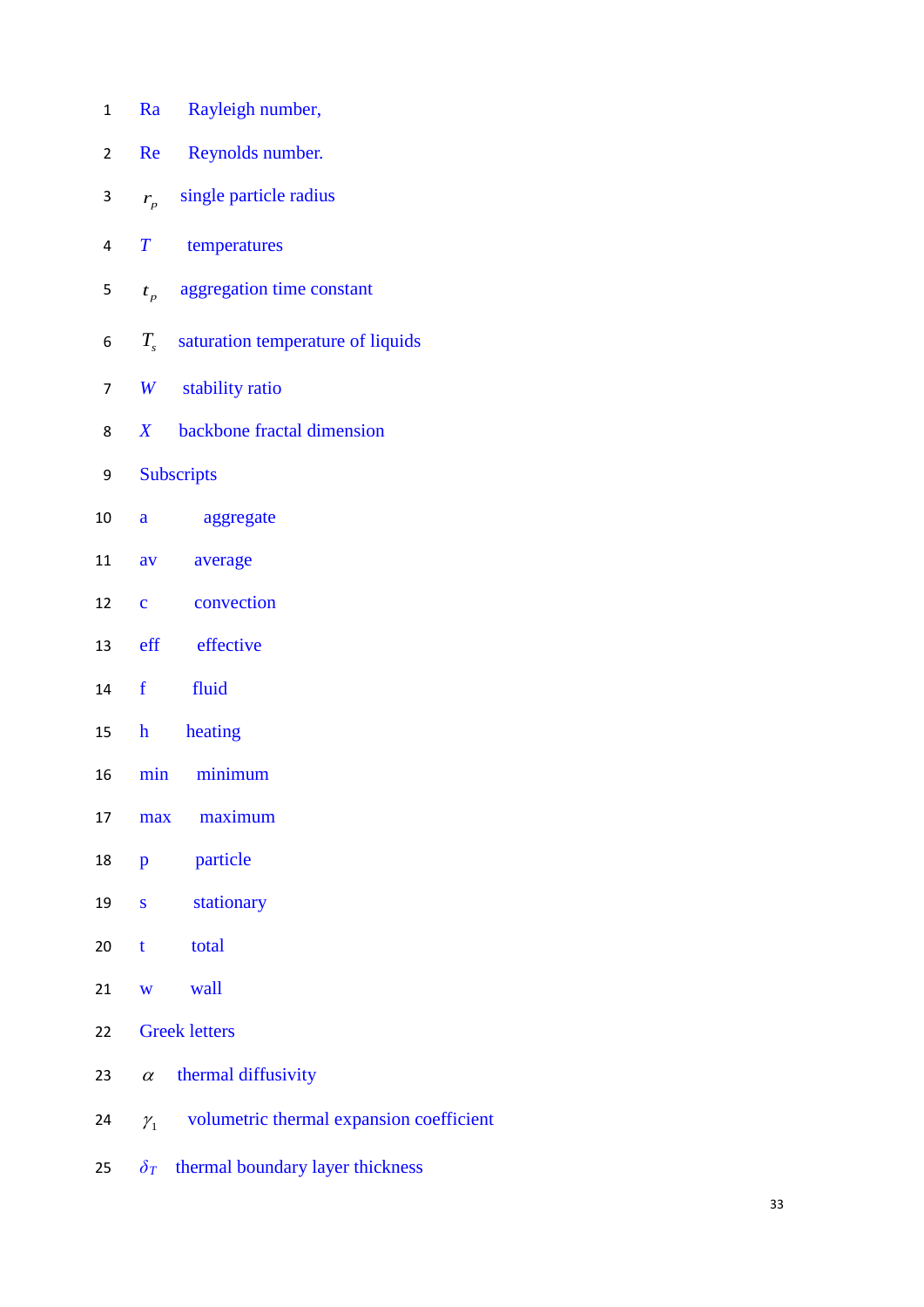Ra Rayleigh number,

Re Reynolds number.

$r_p$ single particle radius

$T$ temperatures

$t_p$ aggregation time constant

$T_s$ saturation temperature of liquids

$W$ stability ratio

$X$ backbone fractal dimension

Subscripts

a aggregate

av average

c convection

eff effective

f fluid

h heating

min minimum

max maximum

p particle

s stationary

t total

w wall

Greek letters

$\alpha$ thermal diffusivity

$\gamma_1$ volumetric thermal expansion coefficient

$\delta_T$ thermal boundary layer thickness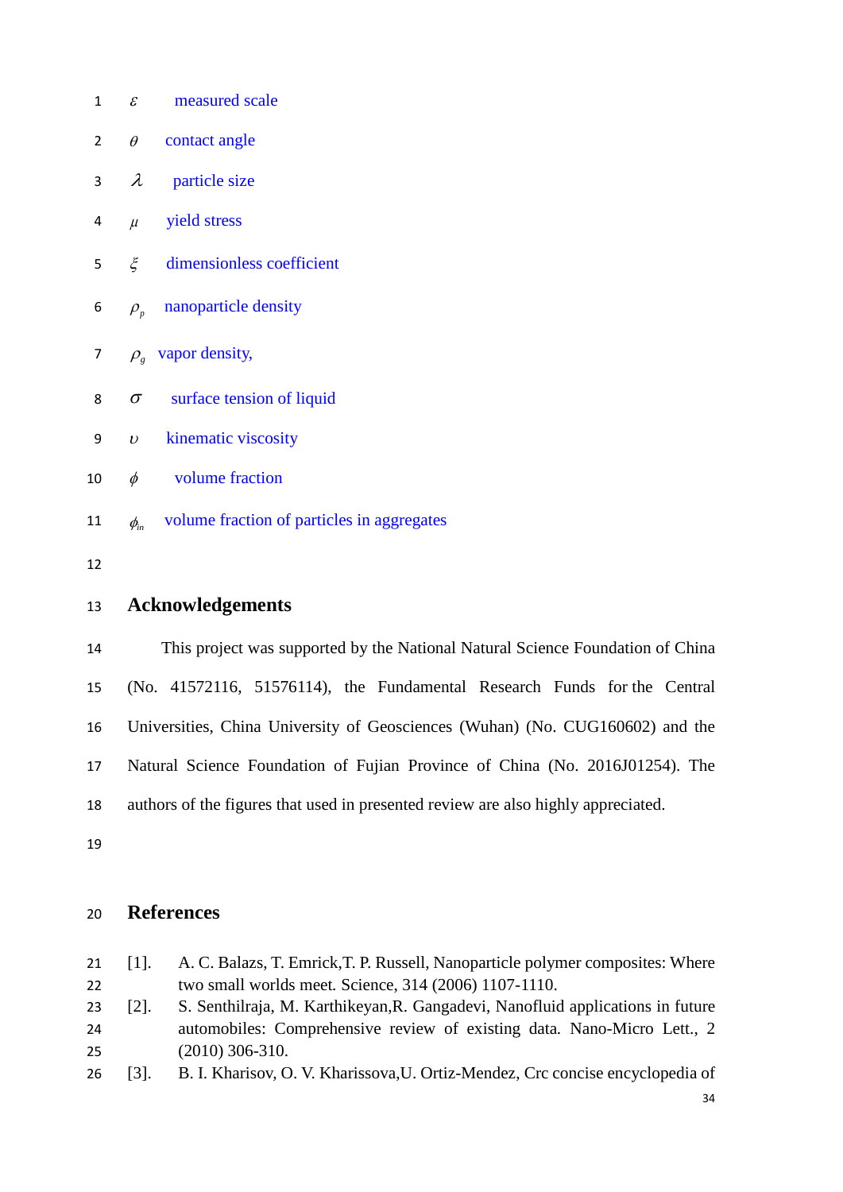$\varepsilon$ measured scale

$\theta$ contact angle

$\lambda$ particle size

$\mu$ yield stress

$\xi$ dimensionless coefficient

$\rho_p$ nanoparticle density

$\rho_g$ vapor density,

$\sigma$ surface tension of liquid

$\upsilon$ kinematic viscosity

$\phi$ volume fraction

$\phi_{in}$ volume fraction of particles in aggregates

## Acknowledgements

This project was supported by the National Natural Science Foundation of China (No. 41572116, 51576114), the Fundamental Research Funds for the Central Universities, China University of Geosciences (Wuhan) (No. CUG160602) and the Natural Science Foundation of Fujian Province of China (No. 2016J01254). The authors of the figures that used in presented review are also highly appreciated.

## References

[1]. A. C. Balazs, T. Emrick,T. P. Russell, Nanoparticle polymer composites: Where two small worlds meet. Science, 314 (2006) 1107-1110.

[2]. S. Senthilraja, M. Karthikeyan,R. Gangadevi, Nanofluid applications in future automobiles: Comprehensive review of existing data. Nano-Micro Lett., 2 (2010) 306-310.

[3]. B. I. Kharisov, O. V. Kharissova,U. Ortiz-Mendez, Crc concise encyclopedia of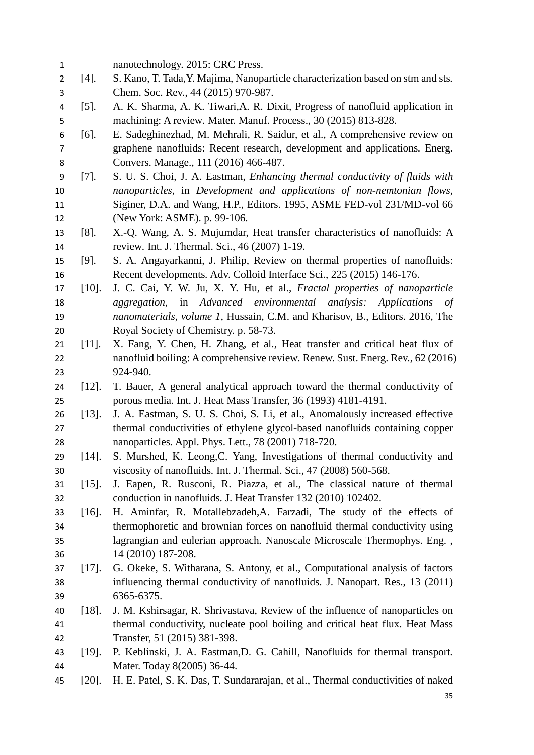nanotechnology. 2015: CRC Press.

[4]. S. Kano, T. Tada,Y. Majima, Nanoparticle characterization based on stm and sts. Chem. Soc. Rev., 44 (2015) 970-987.

[5]. A. K. Sharma, A. K. Tiwari,A. R. Dixit, Progress of nanofluid application in machining: A review. Mater. Manuf. Process., 30 (2015) 813-828.

[6]. E. Sadeghinezhad, M. Mehrali, R. Saidur, et al., A comprehensive review on graphene nanofluids: Recent research, development and applications. Energ. Convers. Manage., 111 (2016) 466-487.

[7]. S. U. S. Choi, J. A. Eastman, *Enhancing thermal conductivity of fluids with nanoparticles*, in *Development and applications of non-nemtonian flows*, Siginer, D.A. and Wang, H.P., Editors. 1995, ASME FED-vol 231/MD-vol 66 (New York: ASME). p. 99-106.

[8]. X.-Q. Wang, A. S. Mujumdar, Heat transfer characteristics of nanofluids: A review. Int. J. Thermal. Sci., 46 (2007) 1-19.

[9]. S. A. Angayarkanni, J. Philip, Review on thermal properties of nanofluids: Recent developments. Adv. Colloid Interface Sci., 225 (2015) 146-176.

[10]. J. C. Cai, Y. W. Ju, X. Y. Hu, et al., *Fractal properties of nanoparticle aggregation*, in *Advanced environmental analysis: Applications of nanomaterials, volume 1*, Hussain, C.M. and Kharisov, B., Editors. 2016, The Royal Society of Chemistry. p. 58-73.

[11]. X. Fang, Y. Chen, H. Zhang, et al., Heat transfer and critical heat flux of nanofluid boiling: A comprehensive review. Renew. Sust. Energ. Rev., 62 (2016) 924-940.

[12]. T. Bauer, A general analytical approach toward the thermal conductivity of porous media. Int. J. Heat Mass Transfer, 36 (1993) 4181-4191.

[13]. J. A. Eastman, S. U. S. Choi, S. Li, et al., Anomalously increased effective thermal conductivities of ethylene glycol-based nanofluids containing copper nanoparticles. Appl. Phys. Lett., 78 (2001) 718-720.

[14]. S. Murshed, K. Leong,C. Yang, Investigations of thermal conductivity and viscosity of nanofluids. Int. J. Thermal. Sci., 47 (2008) 560-568.

[15]. J. Eapen, R. Rusconi, R. Piazza, et al., The classical nature of thermal conduction in nanofluids. J. Heat Transfer 132 (2010) 102402.

[16]. H. Aminfar, R. Motallebzadeh,A. Farzadi, The study of the effects of thermophoretic and brownian forces on nanofluid thermal conductivity using lagrangian and eulerian approach. Nanoscale Microscale Thermophys. Eng. , 14 (2010) 187-208.

[17]. G. Okeke, S. Witharana, S. Antony, et al., Computational analysis of factors influencing thermal conductivity of nanofluids. J. Nanopart. Res., 13 (2011) 6365-6375.

[18]. J. M. Kshirsagar, R. Shrivastava, Review of the influence of nanoparticles on thermal conductivity, nucleate pool boiling and critical heat flux. Heat Mass Transfer, 51 (2015) 381-398.

[19]. P. Keblinski, J. A. Eastman,D. G. Cahill, Nanofluids for thermal transport. Mater. Today 8(2005) 36-44.

[20]. H. E. Patel, S. K. Das, T. Sundararajan, et al., Thermal conductivities of naked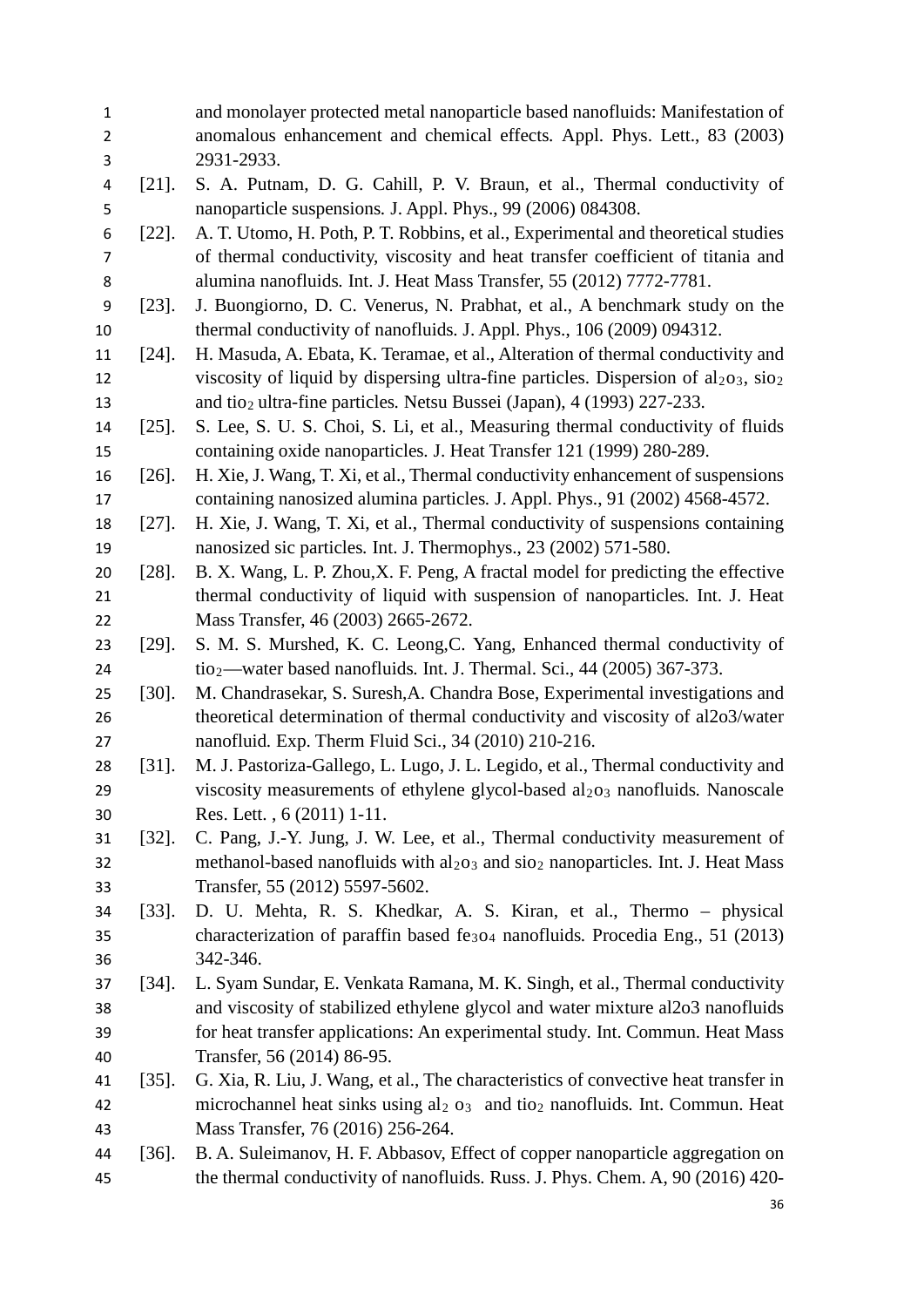and monolayer protected metal nanoparticle based nanofluids: Manifestation of anomalous enhancement and chemical effects. Appl. Phys. Lett., 83 (2003) 2931-2933.

[21]. S. A. Putnam, D. G. Cahill, P. V. Braun, et al., Thermal conductivity of nanoparticle suspensions. J. Appl. Phys., 99 (2006) 084308.

[22]. A. T. Utomo, H. Poth, P. T. Robbins, et al., Experimental and theoretical studies of thermal conductivity, viscosity and heat transfer coefficient of titania and alumina nanofluids. Int. J. Heat Mass Transfer, 55 (2012) 7772-7781.

[23]. J. Buongiorno, D. C. Venerus, N. Prabhat, et al., A benchmark study on the thermal conductivity of nanofluids. J. Appl. Phys., 106 (2009) 094312.

[24]. H. Masuda, A. Ebata, K. Teramae, et al., Alteration of thermal conductivity and viscosity of liquid by dispersing ultra-fine particles. Dispersion of $al_2o_3$, $sio_2$ and $tio_2$ ultra-fine particles. Netsu Bussei (Japan), 4 (1993) 227-233.

[25]. S. Lee, S. U. S. Choi, S. Li, et al., Measuring thermal conductivity of fluids containing oxide nanoparticles. J. Heat Transfer 121 (1999) 280-289.

[26]. H. Xie, J. Wang, T. Xi, et al., Thermal conductivity enhancement of suspensions containing nanosized alumina particles. J. Appl. Phys., 91 (2002) 4568-4572.

[27]. H. Xie, J. Wang, T. Xi, et al., Thermal conductivity of suspensions containing nanosized sic particles. Int. J. Thermophys., 23 (2002) 571-580.

[28]. B. X. Wang, L. P. Zhou,X. F. Peng, A fractal model for predicting the effective thermal conductivity of liquid with suspension of nanoparticles. Int. J. Heat Mass Transfer, 46 (2003) 2665-2672.

[29]. S. M. S. Murshed, K. C. Leong,C. Yang, Enhanced thermal conductivity of $tio_2$—water based nanofluids. Int. J. Thermal. Sci., 44 (2005) 367-373.

[30]. M. Chandrasekar, S. Suresh,A. Chandra Bose, Experimental investigations and theoretical determination of thermal conductivity and viscosity of al2o3/water nanofluid. Exp. Therm Fluid Sci., 34 (2010) 210-216.

[31]. M. J. Pastoriza-Gallego, L. Lugo, J. L. Legido, et al., Thermal conductivity and viscosity measurements of ethylene glycol-based $al_2o_3$ nanofluids. Nanoscale Res. Lett. , 6 (2011) 1-11.

[32]. C. Pang, J.-Y. Jung, J. W. Lee, et al., Thermal conductivity measurement of methanol-based nanofluids with $al_2o_3$ and $sio_2$ nanoparticles. Int. J. Heat Mass Transfer, 55 (2012) 5597-5602.

[33]. D. U. Mehta, R. S. Khedkar, A. S. Kiran, et al., Thermo – physical characterization of paraffin based $fe_3o_4$ nanofluids. Procedia Eng., 51 (2013) 342-346.

[34]. L. Syam Sundar, E. Venkata Ramana, M. K. Singh, et al., Thermal conductivity and viscosity of stabilized ethylene glycol and water mixture al2o3 nanofluids for heat transfer applications: An experimental study. Int. Commun. Heat Mass Transfer, 56 (2014) 86-95.

[35]. G. Xia, R. Liu, J. Wang, et al., The characteristics of convective heat transfer in microchannel heat sinks using $al_2 o_3$ and $tio_2$ nanofluids. Int. Commun. Heat Mass Transfer, 76 (2016) 256-264.

[36]. B. A. Suleimanov, H. F. Abbasov, Effect of copper nanoparticle aggregation on the thermal conductivity of nanofluids. Russ. J. Phys. Chem. A, 90 (2016) 420-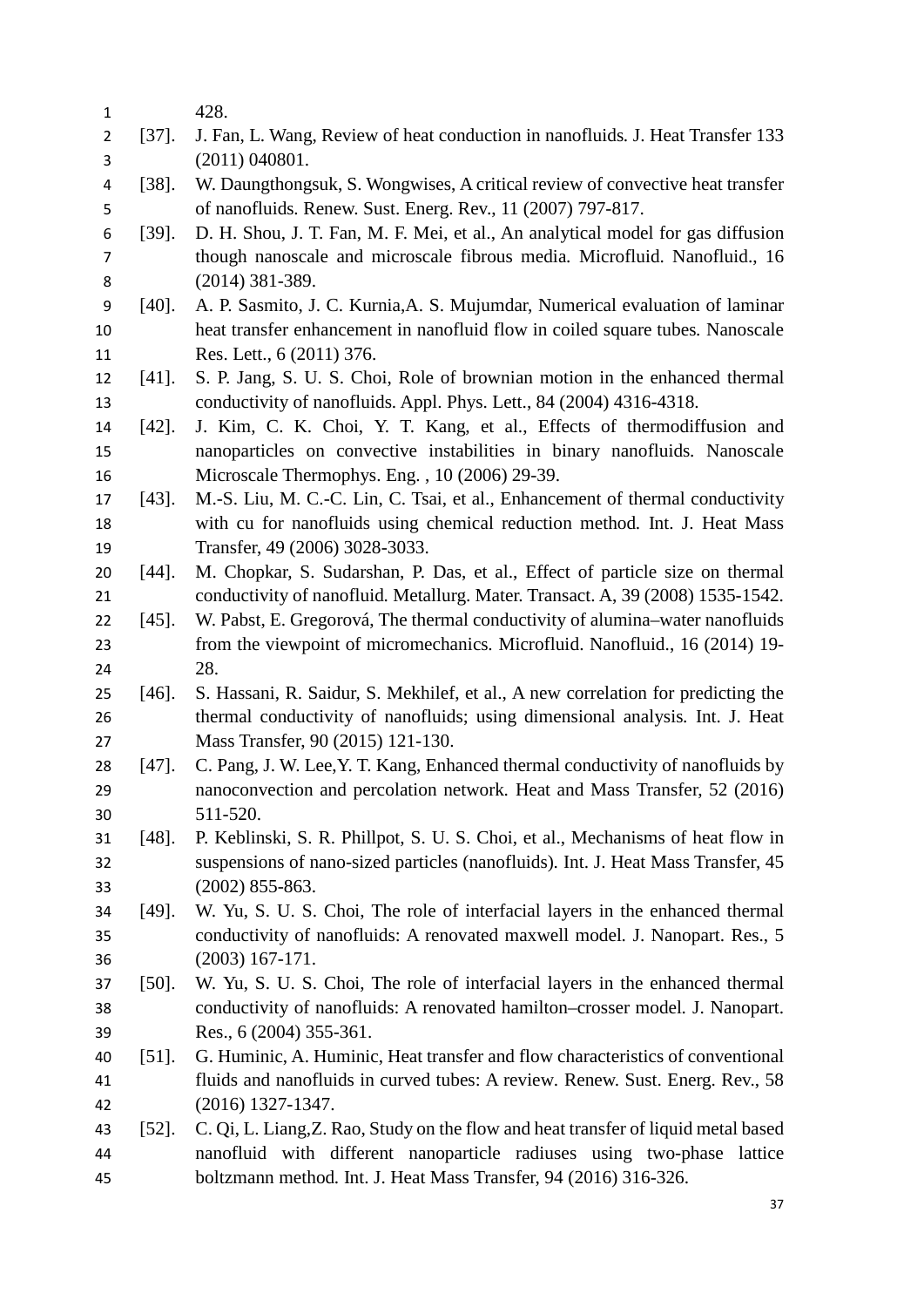428.

[37]. J. Fan, L. Wang, Review of heat conduction in nanofluids. J. Heat Transfer 133 (2011) 040801.

[38]. W. Daungthongsuk, S. Wongwises, A critical review of convective heat transfer of nanofluids. Renew. Sust. Energ. Rev., 11 (2007) 797-817.

[39]. D. H. Shou, J. T. Fan, M. F. Mei, et al., An analytical model for gas diffusion though nanoscale and microscale fibrous media. Microfluid. Nanofluid., 16 (2014) 381-389.

[40]. A. P. Sasmito, J. C. Kurnia,A. S. Mujumdar, Numerical evaluation of laminar heat transfer enhancement in nanofluid flow in coiled square tubes. Nanoscale Res. Lett., 6 (2011) 376.

[41]. S. P. Jang, S. U. S. Choi, Role of brownian motion in the enhanced thermal conductivity of nanofluids. Appl. Phys. Lett., 84 (2004) 4316-4318.

[42]. J. Kim, C. K. Choi, Y. T. Kang, et al., Effects of thermodiffusion and nanoparticles on convective instabilities in binary nanofluids. Nanoscale Microscale Thermophys. Eng. , 10 (2006) 29-39.

[43]. M.-S. Liu, M. C.-C. Lin, C. Tsai, et al., Enhancement of thermal conductivity with cu for nanofluids using chemical reduction method. Int. J. Heat Mass Transfer, 49 (2006) 3028-3033.

[44]. M. Chopkar, S. Sudarshan, P. Das, et al., Effect of particle size on thermal conductivity of nanofluid. Metallurg. Mater. Transact. A, 39 (2008) 1535-1542.

[45]. W. Pabst, E. Gregorová, The thermal conductivity of alumina–water nanofluids from the viewpoint of micromechanics. Microfluid. Nanofluid., 16 (2014) 19-28.

[46]. S. Hassani, R. Saidur, S. Mekhilef, et al., A new correlation for predicting the thermal conductivity of nanofluids; using dimensional analysis. Int. J. Heat Mass Transfer, 90 (2015) 121-130.

[47]. C. Pang, J. W. Lee,Y. T. Kang, Enhanced thermal conductivity of nanofluids by nanoconvection and percolation network. Heat and Mass Transfer, 52 (2016) 511-520.

[48]. P. Keblinski, S. R. Phillpot, S. U. S. Choi, et al., Mechanisms of heat flow in suspensions of nano-sized particles (nanofluids). Int. J. Heat Mass Transfer, 45 (2002) 855-863.

[49]. W. Yu, S. U. S. Choi, The role of interfacial layers in the enhanced thermal conductivity of nanofluids: A renovated maxwell model. J. Nanopart. Res., 5 (2003) 167-171.

[50]. W. Yu, S. U. S. Choi, The role of interfacial layers in the enhanced thermal conductivity of nanofluids: A renovated hamilton–crosser model. J. Nanopart. Res., 6 (2004) 355-361.

[51]. G. Huminic, A. Huminic, Heat transfer and flow characteristics of conventional fluids and nanofluids in curved tubes: A review. Renew. Sust. Energ. Rev., 58 (2016) 1327-1347.

[52]. C. Qi, L. Liang,Z. Rao, Study on the flow and heat transfer of liquid metal based nanofluid with different nanoparticle radiuses using two-phase lattice boltzmann method. Int. J. Heat Mass Transfer, 94 (2016) 316-326.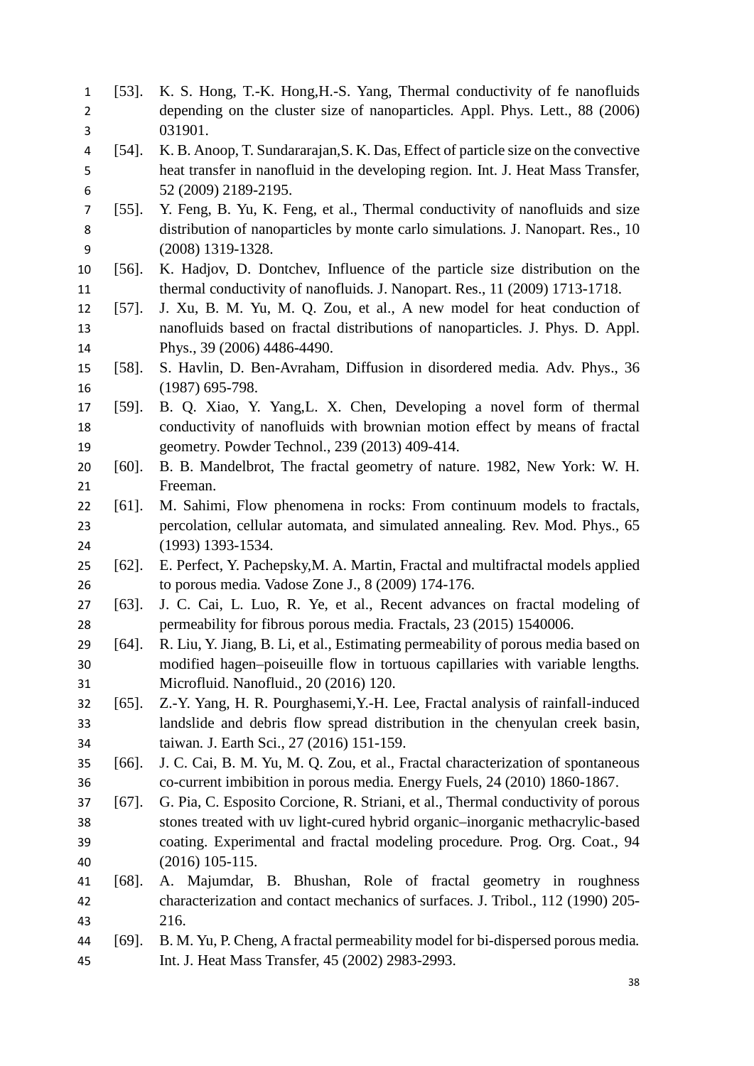[53]. K. S. Hong, T.-K. Hong,H.-S. Yang, Thermal conductivity of fe nanofluids depending on the cluster size of nanoparticles. Appl. Phys. Lett., 88 (2006) 031901.

[54]. K. B. Anoop, T. Sundararajan,S. K. Das, Effect of particle size on the convective heat transfer in nanofluid in the developing region. Int. J. Heat Mass Transfer, 52 (2009) 2189-2195.

[55]. Y. Feng, B. Yu, K. Feng, et al., Thermal conductivity of nanofluids and size distribution of nanoparticles by monte carlo simulations. J. Nanopart. Res., 10 (2008) 1319-1328.

[56]. K. Hadjov, D. Dontchev, Influence of the particle size distribution on the thermal conductivity of nanofluids. J. Nanopart. Res., 11 (2009) 1713-1718.

[57]. J. Xu, B. M. Yu, M. Q. Zou, et al., A new model for heat conduction of nanofluids based on fractal distributions of nanoparticles. J. Phys. D. Appl. Phys., 39 (2006) 4486-4490.

[58]. S. Havlin, D. Ben-Avraham, Diffusion in disordered media. Adv. Phys., 36 (1987) 695-798.

[59]. B. Q. Xiao, Y. Yang,L. X. Chen, Developing a novel form of thermal conductivity of nanofluids with brownian motion effect by means of fractal geometry. Powder Technol., 239 (2013) 409-414.

[60]. B. B. Mandelbrot, The fractal geometry of nature. 1982, New York: W. H. Freeman.

[61]. M. Sahimi, Flow phenomena in rocks: From continuum models to fractals, percolation, cellular automata, and simulated annealing. Rev. Mod. Phys., 65 (1993) 1393-1534.

[62]. E. Perfect, Y. Pachepsky,M. A. Martin, Fractal and multifractal models applied to porous media. Vadose Zone J., 8 (2009) 174-176.

[63]. J. C. Cai, L. Luo, R. Ye, et al., Recent advances on fractal modeling of permeability for fibrous porous media. Fractals, 23 (2015) 1540006.

[64]. R. Liu, Y. Jiang, B. Li, et al., Estimating permeability of porous media based on modified hagen–poiseuille flow in tortuous capillaries with variable lengths. Microfluid. Nanofluid., 20 (2016) 120.

[65]. Z.-Y. Yang, H. R. Pourghasemi,Y.-H. Lee, Fractal analysis of rainfall-induced landslide and debris flow spread distribution in the chenyulan creek basin, taiwan. J. Earth Sci., 27 (2016) 151-159.

[66]. J. C. Cai, B. M. Yu, M. Q. Zou, et al., Fractal characterization of spontaneous co-current imbibition in porous media. Energy Fuels, 24 (2010) 1860-1867.

[67]. G. Pia, C. Esposito Corcione, R. Striani, et al., Thermal conductivity of porous stones treated with uv light-cured hybrid organic–inorganic methacrylic-based coating. Experimental and fractal modeling procedure. Prog. Org. Coat., 94 (2016) 105-115.

[68]. A. Majumdar, B. Bhushan, Role of fractal geometry in roughness characterization and contact mechanics of surfaces. J. Tribol., 112 (1990) 205-216.

[69]. B. M. Yu, P. Cheng, A fractal permeability model for bi-dispersed porous media. Int. J. Heat Mass Transfer, 45 (2002) 2983-2993.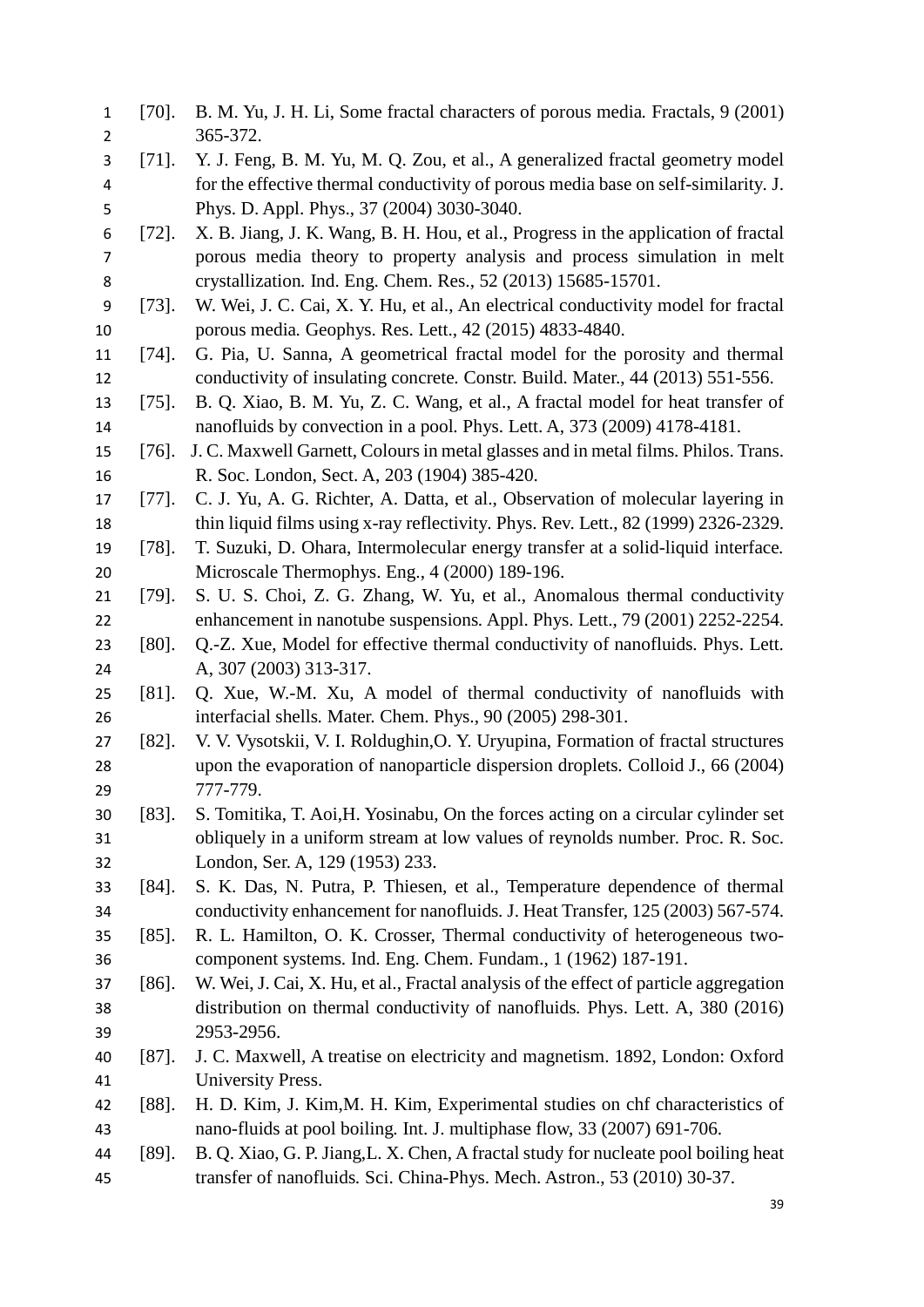[70]. B. M. Yu, J. H. Li, Some fractal characters of porous media. Fractals, 9 (2001) 365-372.

[71]. Y. J. Feng, B. M. Yu, M. Q. Zou, et al., A generalized fractal geometry model for the effective thermal conductivity of porous media base on self-similarity. J. Phys. D. Appl. Phys., 37 (2004) 3030-3040.

[72]. X. B. Jiang, J. K. Wang, B. H. Hou, et al., Progress in the application of fractal porous media theory to property analysis and process simulation in melt crystallization. Ind. Eng. Chem. Res., 52 (2013) 15685-15701.

[73]. W. Wei, J. C. Cai, X. Y. Hu, et al., An electrical conductivity model for fractal porous media. Geophys. Res. Lett., 42 (2015) 4833-4840.

[74]. G. Pia, U. Sanna, A geometrical fractal model for the porosity and thermal conductivity of insulating concrete. Constr. Build. Mater., 44 (2013) 551-556.

[75]. B. Q. Xiao, B. M. Yu, Z. C. Wang, et al., A fractal model for heat transfer of nanofluids by convection in a pool. Phys. Lett. A, 373 (2009) 4178-4181.

[76]. J. C. Maxwell Garnett, Colours in metal glasses and in metal films. Philos. Trans. R. Soc. London, Sect. A, 203 (1904) 385-420.

[77]. C. J. Yu, A. G. Richter, A. Datta, et al., Observation of molecular layering in thin liquid films using x-ray reflectivity. Phys. Rev. Lett., 82 (1999) 2326-2329.

[78]. T. Suzuki, D. Ohara, Intermolecular energy transfer at a solid-liquid interface. Microscale Thermophys. Eng., 4 (2000) 189-196.

[79]. S. U. S. Choi, Z. G. Zhang, W. Yu, et al., Anomalous thermal conductivity enhancement in nanotube suspensions. Appl. Phys. Lett., 79 (2001) 2252-2254.

[80]. Q.-Z. Xue, Model for effective thermal conductivity of nanofluids. Phys. Lett. A, 307 (2003) 313-317.

[81]. Q. Xue, W.-M. Xu, A model of thermal conductivity of nanofluids with interfacial shells. Mater. Chem. Phys., 90 (2005) 298-301.

[82]. V. V. Vysotskii, V. I. Roldughin,O. Y. Uryupina, Formation of fractal structures upon the evaporation of nanoparticle dispersion droplets. Colloid J., 66 (2004) 777-779.

[83]. S. Tomitika, T. Aoi,H. Yosinabu, On the forces acting on a circular cylinder set obliquely in a uniform stream at low values of reynolds number. Proc. R. Soc. London, Ser. A, 129 (1953) 233.

[84]. S. K. Das, N. Putra, P. Thiesen, et al., Temperature dependence of thermal conductivity enhancement for nanofluids. J. Heat Transfer, 125 (2003) 567-574.

[85]. R. L. Hamilton, O. K. Crosser, Thermal conductivity of heterogeneous two-component systems. Ind. Eng. Chem. Fundam., 1 (1962) 187-191.

[86]. W. Wei, J. Cai, X. Hu, et al., Fractal analysis of the effect of particle aggregation distribution on thermal conductivity of nanofluids. Phys. Lett. A, 380 (2016) 2953-2956.

[87]. J. C. Maxwell, A treatise on electricity and magnetism. 1892, London: Oxford University Press.

[88]. H. D. Kim, J. Kim,M. H. Kim, Experimental studies on chf characteristics of nano-fluids at pool boiling. Int. J. multiphase flow, 33 (2007) 691-706.

[89]. B. Q. Xiao, G. P. Jiang,L. X. Chen, A fractal study for nucleate pool boiling heat transfer of nanofluids. Sci. China-Phys. Mech. Astron., 53 (2010) 30-37.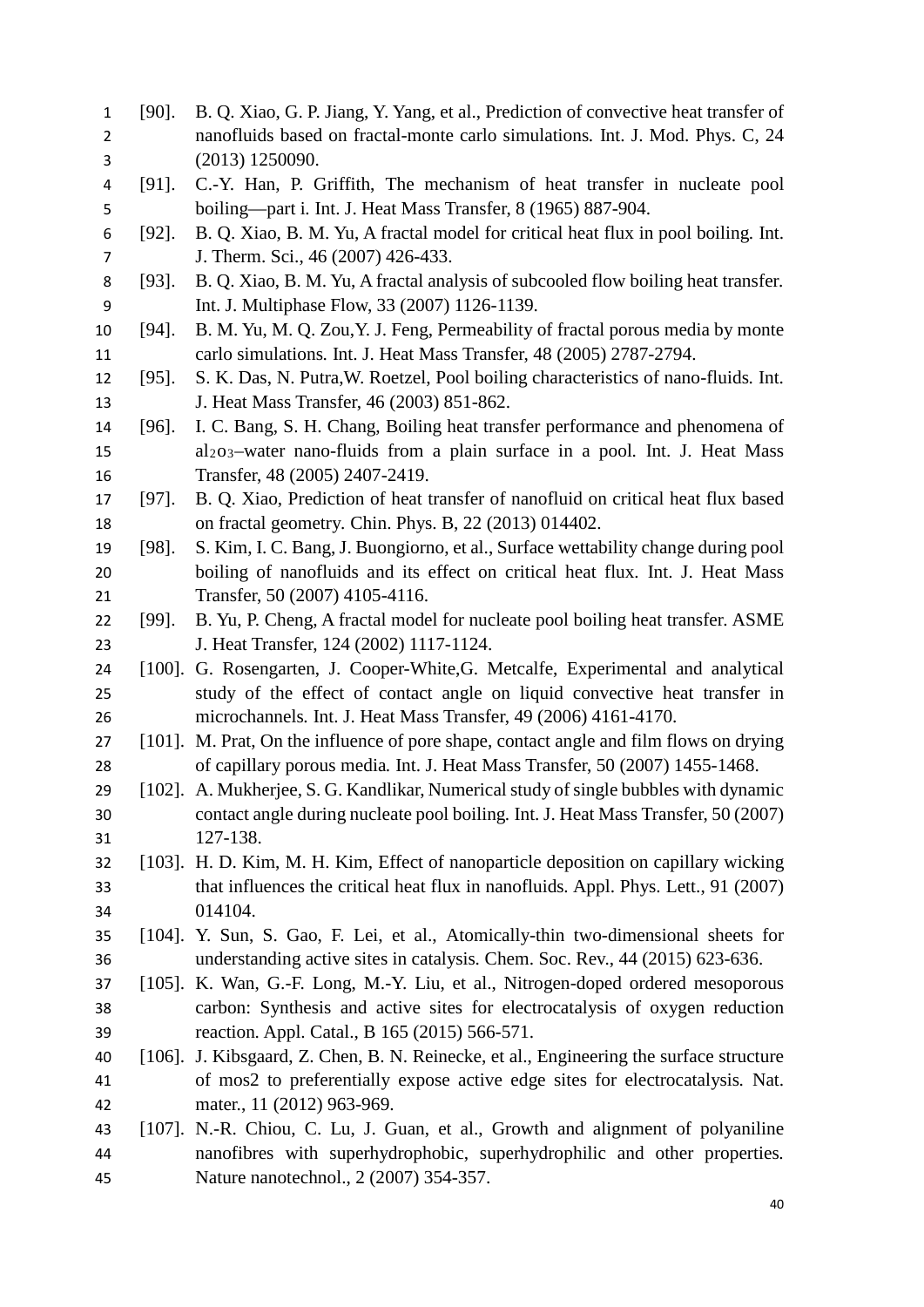[90]. B. Q. Xiao, G. P. Jiang, Y. Yang, et al., Prediction of convective heat transfer of nanofluids based on fractal-monte carlo simulations. Int. J. Mod. Phys. C, 24 (2013) 1250090.

[91]. C.-Y. Han, P. Griffith, The mechanism of heat transfer in nucleate pool boiling—part i. Int. J. Heat Mass Transfer, 8 (1965) 887-904.

[92]. B. Q. Xiao, B. M. Yu, A fractal model for critical heat flux in pool boiling. Int. J. Therm. Sci., 46 (2007) 426-433.

[93]. B. Q. Xiao, B. M. Yu, A fractal analysis of subcooled flow boiling heat transfer. Int. J. Multiphase Flow, 33 (2007) 1126-1139.

[94]. B. M. Yu, M. Q. Zou,Y. J. Feng, Permeability of fractal porous media by monte carlo simulations. Int. J. Heat Mass Transfer, 48 (2005) 2787-2794.

[95]. S. K. Das, N. Putra,W. Roetzel, Pool boiling characteristics of nano-fluids. Int. J. Heat Mass Transfer, 46 (2003) 851-862.

[96]. I. C. Bang, S. H. Chang, Boiling heat transfer performance and phenomena of $al_2o_3$–water nano-fluids from a plain surface in a pool. Int. J. Heat Mass Transfer, 48 (2005) 2407-2419.

[97]. B. Q. Xiao, Prediction of heat transfer of nanofluid on critical heat flux based on fractal geometry. Chin. Phys. B, 22 (2013) 014402.

[98]. S. Kim, I. C. Bang, J. Buongiorno, et al., Surface wettability change during pool boiling of nanofluids and its effect on critical heat flux. Int. J. Heat Mass Transfer, 50 (2007) 4105-4116.

[99]. B. Yu, P. Cheng, A fractal model for nucleate pool boiling heat transfer. ASME J. Heat Transfer, 124 (2002) 1117-1124.

[100]. G. Rosengarten, J. Cooper-White,G. Metcalfe, Experimental and analytical study of the effect of contact angle on liquid convective heat transfer in microchannels. Int. J. Heat Mass Transfer, 49 (2006) 4161-4170.

[101]. M. Prat, On the influence of pore shape, contact angle and film flows on drying of capillary porous media. Int. J. Heat Mass Transfer, 50 (2007) 1455-1468.

[102]. A. Mukherjee, S. G. Kandlikar, Numerical study of single bubbles with dynamic contact angle during nucleate pool boiling. Int. J. Heat Mass Transfer, 50 (2007) 127-138.

[103]. H. D. Kim, M. H. Kim, Effect of nanoparticle deposition on capillary wicking that influences the critical heat flux in nanofluids. Appl. Phys. Lett., 91 (2007) 014104.

[104]. Y. Sun, S. Gao, F. Lei, et al., Atomically-thin two-dimensional sheets for understanding active sites in catalysis. Chem. Soc. Rev., 44 (2015) 623-636.

[105]. K. Wan, G.-F. Long, M.-Y. Liu, et al., Nitrogen-doped ordered mesoporous carbon: Synthesis and active sites for electrocatalysis of oxygen reduction reaction. Appl. Catal., B 165 (2015) 566-571.

[106]. J. Kibsgaard, Z. Chen, B. N. Reinecke, et al., Engineering the surface structure of mos2 to preferentially expose active edge sites for electrocatalysis. Nat. mater., 11 (2012) 963-969.

[107]. N.-R. Chiou, C. Lu, J. Guan, et al., Growth and alignment of polyaniline nanofibres with superhydrophobic, superhydrophilic and other properties. Nature nanotechnol., 2 (2007) 354-357.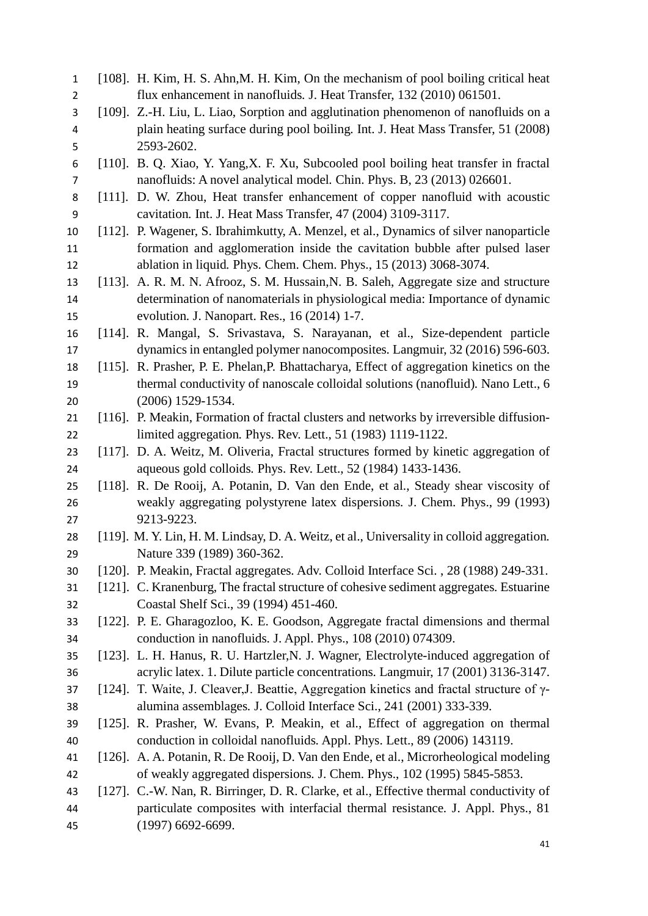[108]. H. Kim, H. S. Ahn,M. H. Kim, On the mechanism of pool boiling critical heat flux enhancement in nanofluids. J. Heat Transfer, 132 (2010) 061501.

[109]. Z.-H. Liu, L. Liao, Sorption and agglutination phenomenon of nanofluids on a plain heating surface during pool boiling. Int. J. Heat Mass Transfer, 51 (2008) 2593-2602.

[110]. B. Q. Xiao, Y. Yang,X. F. Xu, Subcooled pool boiling heat transfer in fractal nanofluids: A novel analytical model. Chin. Phys. B, 23 (2013) 026601.

[111]. D. W. Zhou, Heat transfer enhancement of copper nanofluid with acoustic cavitation. Int. J. Heat Mass Transfer, 47 (2004) 3109-3117.

[112]. P. Wagener, S. Ibrahimkutty, A. Menzel, et al., Dynamics of silver nanoparticle formation and agglomeration inside the cavitation bubble after pulsed laser ablation in liquid. Phys. Chem. Chem. Phys., 15 (2013) 3068-3074.

[113]. A. R. M. N. Afrooz, S. M. Hussain,N. B. Saleh, Aggregate size and structure determination of nanomaterials in physiological media: Importance of dynamic evolution. J. Nanopart. Res., 16 (2014) 1-7.

[114]. R. Mangal, S. Srivastava, S. Narayanan, et al., Size-dependent particle dynamics in entangled polymer nanocomposites. Langmuir, 32 (2016) 596-603.

[115]. R. Prasher, P. E. Phelan,P. Bhattacharya, Effect of aggregation kinetics on the thermal conductivity of nanoscale colloidal solutions (nanofluid). Nano Lett., 6 (2006) 1529-1534.

[116]. P. Meakin, Formation of fractal clusters and networks by irreversible diffusion-limited aggregation. Phys. Rev. Lett., 51 (1983) 1119-1122.

[117]. D. A. Weitz, M. Oliveria, Fractal structures formed by kinetic aggregation of aqueous gold colloids. Phys. Rev. Lett., 52 (1984) 1433-1436.

[118]. R. De Rooij, A. Potanin, D. Van den Ende, et al., Steady shear viscosity of weakly aggregating polystyrene latex dispersions. J. Chem. Phys., 99 (1993) 9213-9223.

[119]. M. Y. Lin, H. M. Lindsay, D. A. Weitz, et al., Universality in colloid aggregation. Nature 339 (1989) 360-362.

[120]. P. Meakin, Fractal aggregates. Adv. Colloid Interface Sci. , 28 (1988) 249-331.

[121]. C. Kranenburg, The fractal structure of cohesive sediment aggregates. Estuarine Coastal Shelf Sci., 39 (1994) 451-460.

[122]. P. E. Gharagozloo, K. E. Goodson, Aggregate fractal dimensions and thermal conduction in nanofluids. J. Appl. Phys., 108 (2010) 074309.

[123]. L. H. Hanus, R. U. Hartzler,N. J. Wagner, Electrolyte-induced aggregation of acrylic latex. 1. Dilute particle concentrations. Langmuir, 17 (2001) 3136-3147.

[124]. T. Waite, J. Cleaver,J. Beattie, Aggregation kinetics and fractal structure of γ-alumina assemblages. J. Colloid Interface Sci., 241 (2001) 333-339.

[125]. R. Prasher, W. Evans, P. Meakin, et al., Effect of aggregation on thermal conduction in colloidal nanofluids. Appl. Phys. Lett., 89 (2006) 143119.

[126]. A. A. Potanin, R. De Rooij, D. Van den Ende, et al., Microrheological modeling of weakly aggregated dispersions. J. Chem. Phys., 102 (1995) 5845-5853.

[127]. C.-W. Nan, R. Birringer, D. R. Clarke, et al., Effective thermal conductivity of particulate composites with interfacial thermal resistance. J. Appl. Phys., 81 (1997) 6692-6699.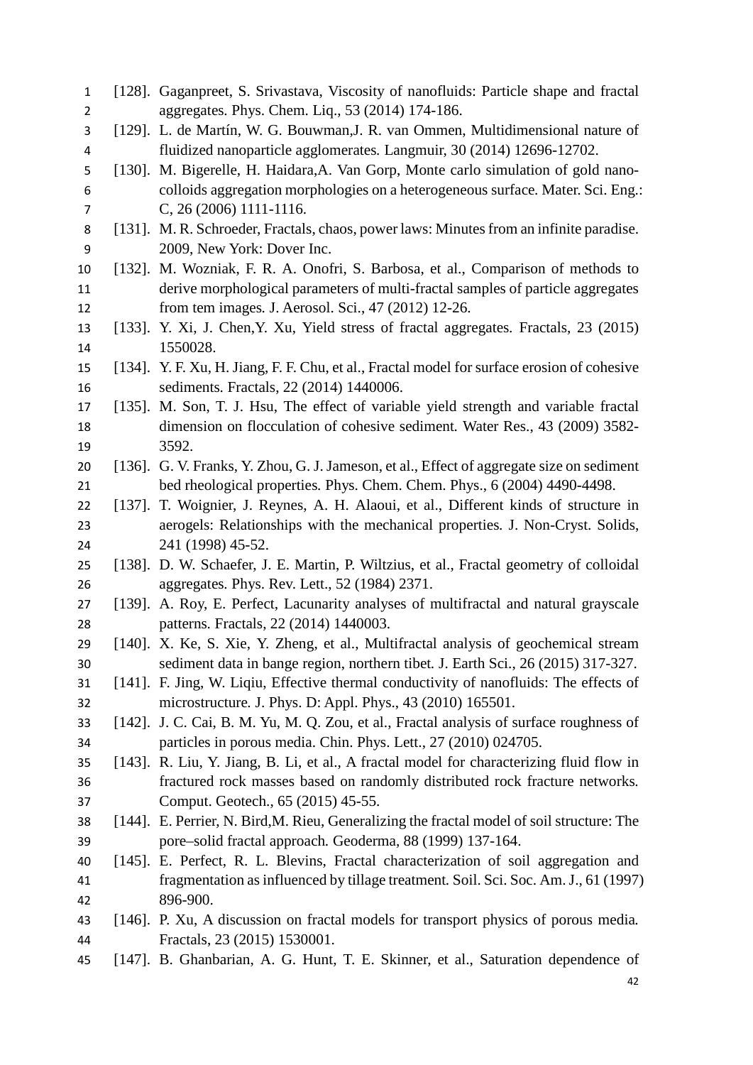[128]. Gaganpreet, S. Srivastava, Viscosity of nanofluids: Particle shape and fractal aggregates. Phys. Chem. Liq., 53 (2014) 174-186.

[129]. L. de Martín, W. G. Bouwman,J. R. van Ommen, Multidimensional nature of fluidized nanoparticle agglomerates. Langmuir, 30 (2014) 12696-12702.

[130]. M. Bigerelle, H. Haidara,A. Van Gorp, Monte carlo simulation of gold nano-colloids aggregation morphologies on a heterogeneous surface. Mater. Sci. Eng.: C, 26 (2006) 1111-1116.

[131]. M. R. Schroeder, Fractals, chaos, power laws: Minutes from an infinite paradise. 2009, New York: Dover Inc.

[132]. M. Wozniak, F. R. A. Onofri, S. Barbosa, et al., Comparison of methods to derive morphological parameters of multi-fractal samples of particle aggregates from tem images. J. Aerosol. Sci., 47 (2012) 12-26.

[133]. Y. Xi, J. Chen,Y. Xu, Yield stress of fractal aggregates. Fractals, 23 (2015) 1550028.

[134]. Y. F. Xu, H. Jiang, F. F. Chu, et al., Fractal model for surface erosion of cohesive sediments. Fractals, 22 (2014) 1440006.

[135]. M. Son, T. J. Hsu, The effect of variable yield strength and variable fractal dimension on flocculation of cohesive sediment. Water Res., 43 (2009) 3582-3592.

[136]. G. V. Franks, Y. Zhou, G. J. Jameson, et al., Effect of aggregate size on sediment bed rheological properties. Phys. Chem. Chem. Phys., 6 (2004) 4490-4498.

[137]. T. Woignier, J. Reynes, A. H. Alaoui, et al., Different kinds of structure in aerogels: Relationships with the mechanical properties. J. Non-Cryst. Solids, 241 (1998) 45-52.

[138]. D. W. Schaefer, J. E. Martin, P. Wiltzius, et al., Fractal geometry of colloidal aggregates. Phys. Rev. Lett., 52 (1984) 2371.

[139]. A. Roy, E. Perfect, Lacunarity analyses of multifractal and natural grayscale patterns. Fractals, 22 (2014) 1440003.

[140]. X. Ke, S. Xie, Y. Zheng, et al., Multifractal analysis of geochemical stream sediment data in bange region, northern tibet. J. Earth Sci., 26 (2015) 317-327.

[141]. F. Jing, W. Liqiu, Effective thermal conductivity of nanofluids: The effects of microstructure. J. Phys. D: Appl. Phys., 43 (2010) 165501.

[142]. J. C. Cai, B. M. Yu, M. Q. Zou, et al., Fractal analysis of surface roughness of particles in porous media. Chin. Phys. Lett., 27 (2010) 024705.

[143]. R. Liu, Y. Jiang, B. Li, et al., A fractal model for characterizing fluid flow in fractured rock masses based on randomly distributed rock fracture networks. Comput. Geotech., 65 (2015) 45-55.

[144]. E. Perrier, N. Bird,M. Rieu, Generalizing the fractal model of soil structure: The pore–solid fractal approach. Geoderma, 88 (1999) 137-164.

[145]. E. Perfect, R. L. Blevins, Fractal characterization of soil aggregation and fragmentation as influenced by tillage treatment. Soil. Sci. Soc. Am. J., 61 (1997) 896-900.

[146]. P. Xu, A discussion on fractal models for transport physics of porous media. Fractals, 23 (2015) 1530001.

[147]. B. Ghanbarian, A. G. Hunt, T. E. Skinner, et al., Saturation dependence of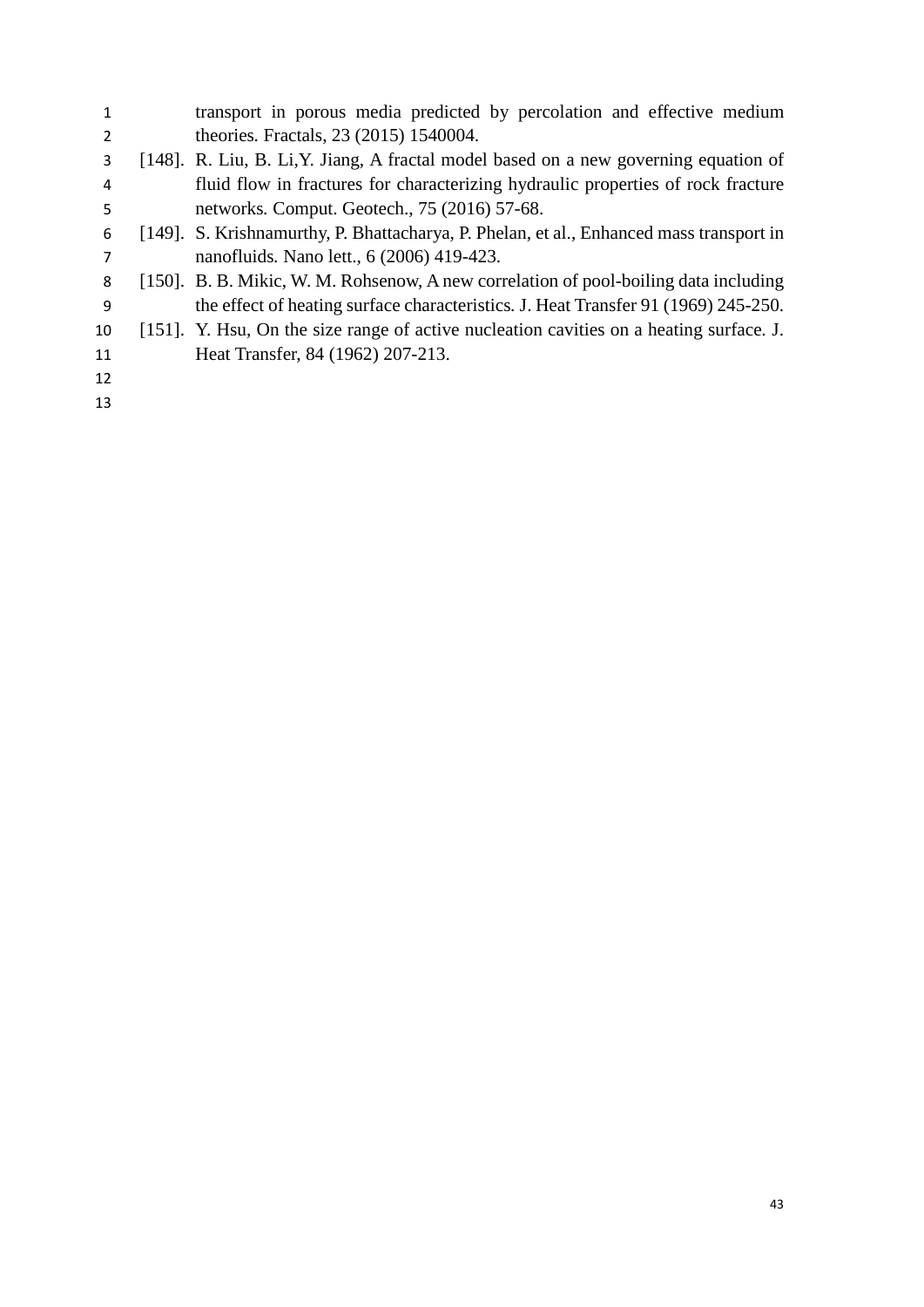transport in porous media predicted by percolation and effective medium theories. Fractals, 23 (2015) 1540004.

[148]. R. Liu, B. Li,Y. Jiang, A fractal model based on a new governing equation of fluid flow in fractures for characterizing hydraulic properties of rock fracture networks. Comput. Geotech., 75 (2016) 57-68.

[149]. S. Krishnamurthy, P. Bhattacharya, P. Phelan, et al., Enhanced mass transport in nanofluids. Nano lett., 6 (2006) 419-423.

[150]. B. B. Mikic, W. M. Rohsenow, A new correlation of pool-boiling data including the effect of heating surface characteristics. J. Heat Transfer 91 (1969) 245-250.

[151]. Y. Hsu, On the size range of active nucleation cavities on a heating surface. J. Heat Transfer, 84 (1962) 207-213.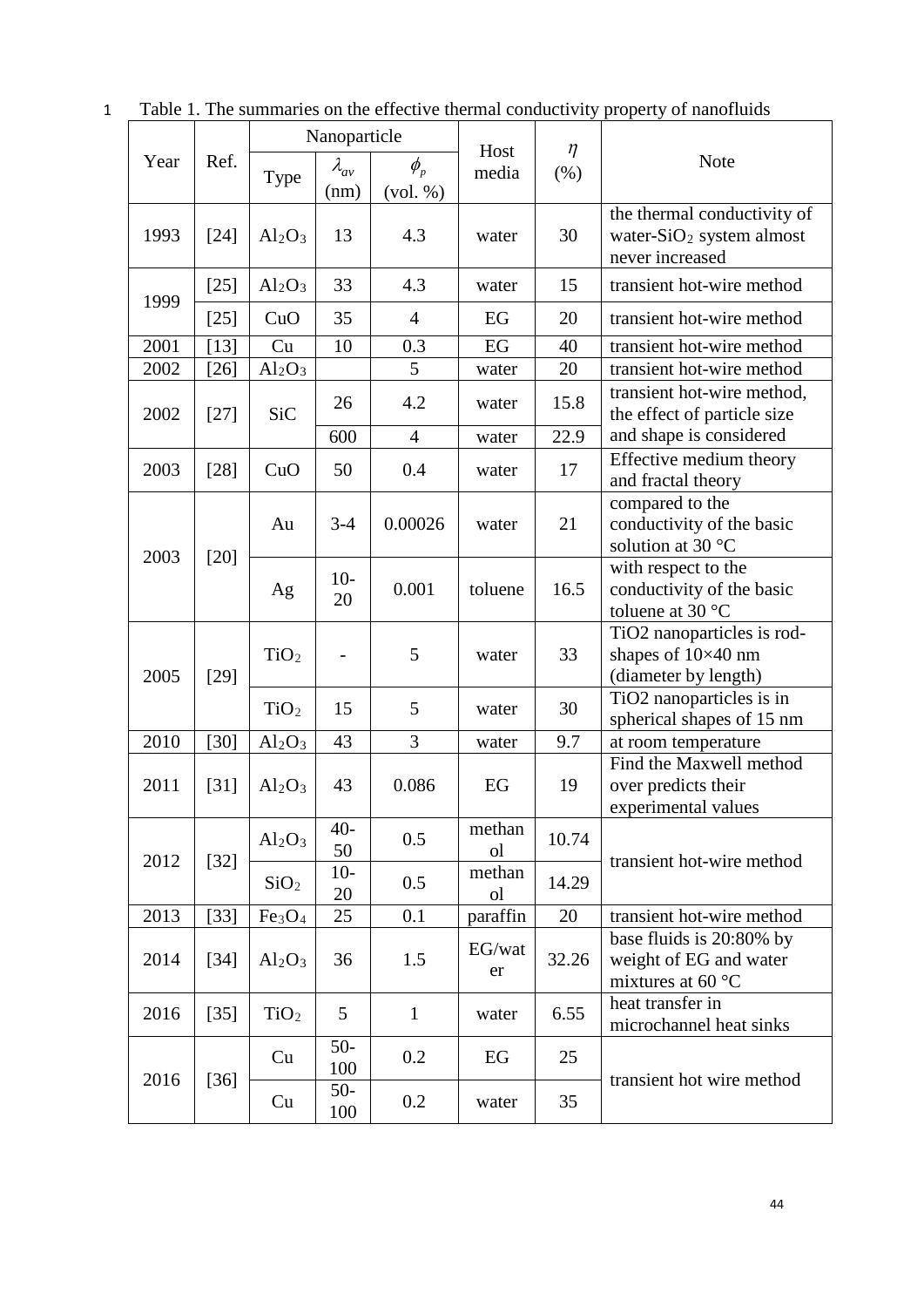Table 1. The summaries on the effective thermal conductivity property of nanofluids

| Year | Ref. | Nanoparticle | | | Host media | $\eta$ (%) | Note |
|---|---|---|---|---|---|---|---|
| | | Type | $\lambda_{av}$ (nm) | $\phi_p$ (vol. %) | | | |
| 1993 | [24] | $Al_2O_3$ | 13 | 4.3 | water | 30 | the thermal conductivity of water-$SiO_2$ system almost never increased |
| 1999 | [25] | $Al_2O_3$ | 33 | 4.3 | water | 15 | transient hot-wire method |
| | [25] | CuO | 35 | 4 | EG | 20 | transient hot-wire method |
| 2001 | [13] | Cu | 10 | 0.3 | EG | 40 | transient hot-wire method |
| 2002 | [26] | $Al_2O_3$ | | 5 | water | 20 | transient hot-wire method |
| 2002 | [27] | SiC | 26 | 4.2 | water | 15.8 | transient hot-wire method, the effect of particle size and shape is considered |
| | | | 600 | 4 | water | 22.9 | |
| 2003 | [28] | CuO | 50 | 0.4 | water | 17 | Effective medium theory and fractal theory |
| 2003 | [20] | Au | 3-4 | 0.00026 | water | 21 | compared to the conductivity of the basic solution at 30 °C |
| | | Ag | 10-20 | 0.001 | toluene | 16.5 | with respect to the conductivity of the basic toluene at 30 °C |
| 2005 | [29] | $TiO_2$ | - | 5 | water | 33 | TiO2 nanoparticles is rod-shapes of 10×40 nm (diameter by length) |
| | | $TiO_2$ | 15 | 5 | water | 30 | TiO2 nanoparticles is in spherical shapes of 15 nm |
| 2010 | [30] | $Al_2O_3$ | 43 | 3 | water | 9.7 | at room temperature |
| 2011 | [31] | $Al_2O_3$ | 43 | 0.086 | EG | 19 | Find the Maxwell method over predicts their experimental values |
| 2012 | [32] | $Al_2O_3$ | 40-50 | 0.5 | methanol | 10.74 | transient hot-wire method |
| | | $SiO_2$ | 10-20 | 0.5 | methanol | 14.29 | |
| 2013 | [33] | $Fe_3O_4$ | 25 | 0.1 | paraffin | 20 | transient hot-wire method |
| 2014 | [34] | $Al_2O_3$ | 36 | 1.5 | EG/water | 32.26 | base fluids is 20:80% by weight of EG and water mixtures at 60 °C |
| 2016 | [35] | $TiO_2$ | 5 | 1 | water | 6.55 | heat transfer in microchannel heat sinks |
| 2016 | [36] | Cu | 50-100 | 0.2 | EG | 25 | transient hot wire method |
| | | Cu | 50-100 | 0.2 | water | 35 | |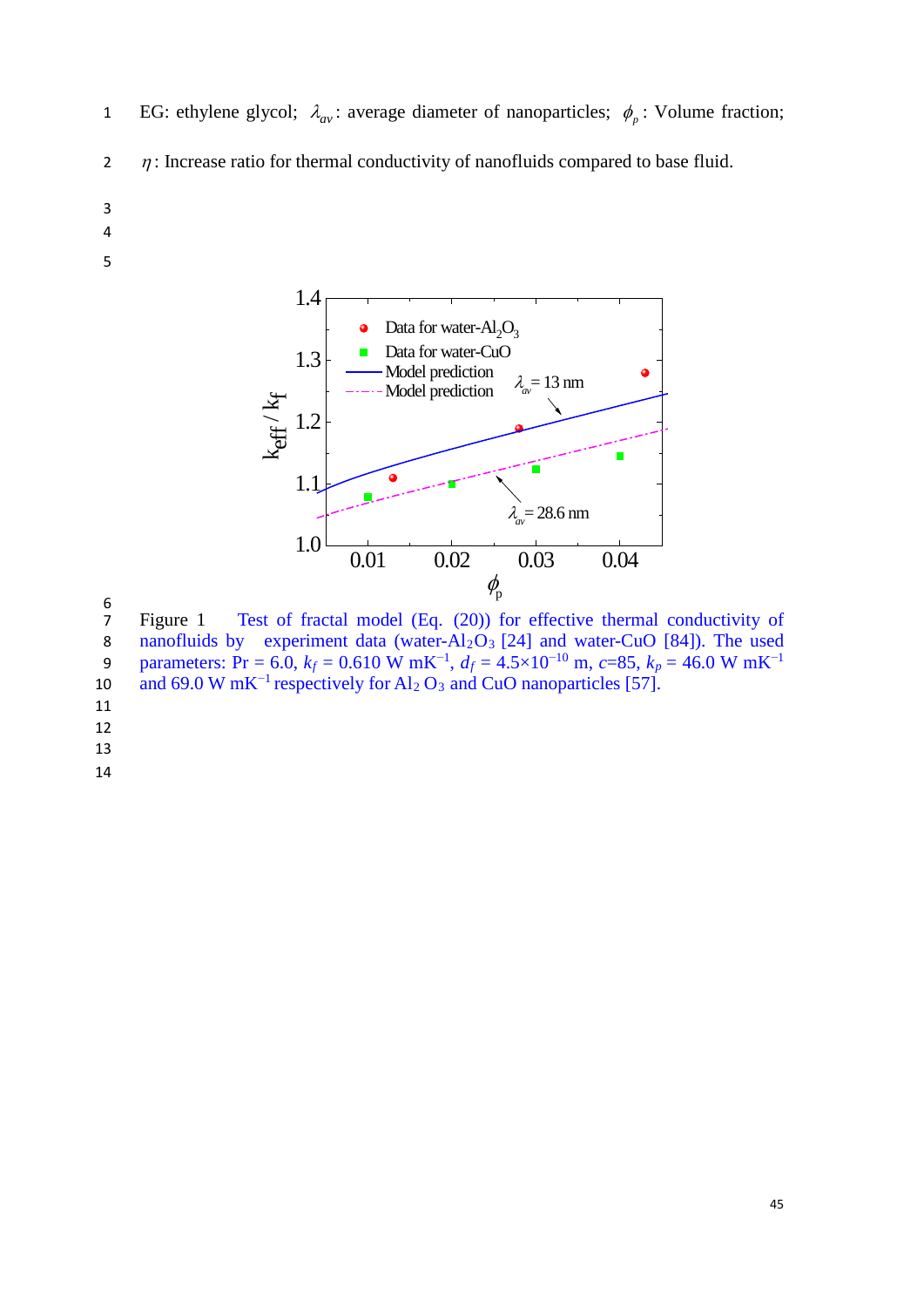EG: ethylene glycol; $\lambda_{av}$: average diameter of nanoparticles; $\phi_p$: Volume fraction; $\eta$: Increase ratio for thermal conductivity of nanofluids compared to base fluid.

Figure 1 Test of fractal model (Eq. (20)) for effective thermal conductivity of nanofluids by experiment data (water-$Al_2O_3$ [24] and water-CuO [84]). The used parameters: Pr = 6.0, $k_f$ = 0.610 W mK$^{-1}$, $d_f$ = 4.5×10$^{-10}$ m, $c$=85, $k_p$ = 46.0 W mK$^{-1}$ and 69.0 W mK$^{-1}$ respectively for $Al_2O_3$ and CuO nanoparticles [57].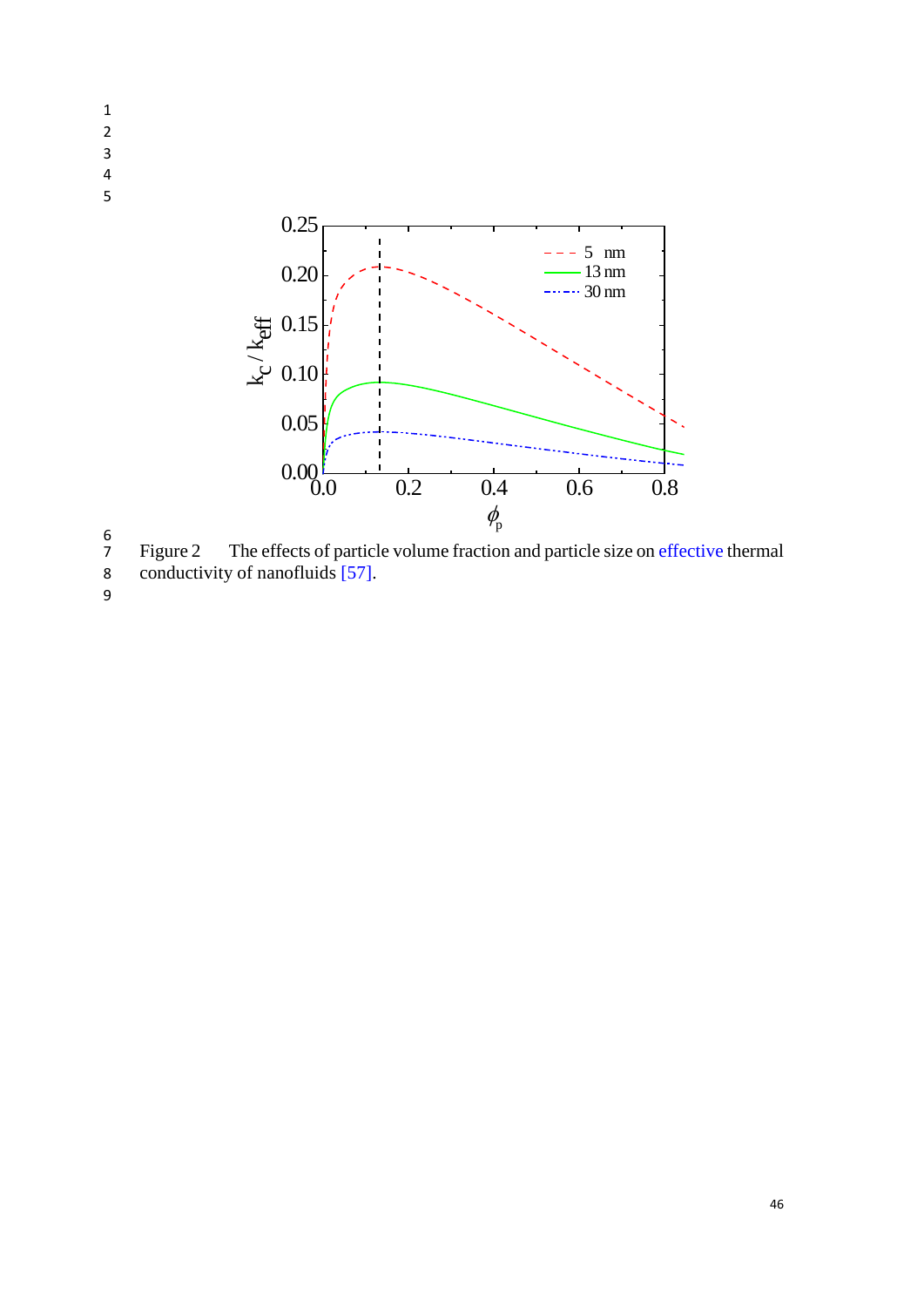Figure 2 The effects of particle volume fraction and particle size on effective thermal conductivity of nanofluids [57].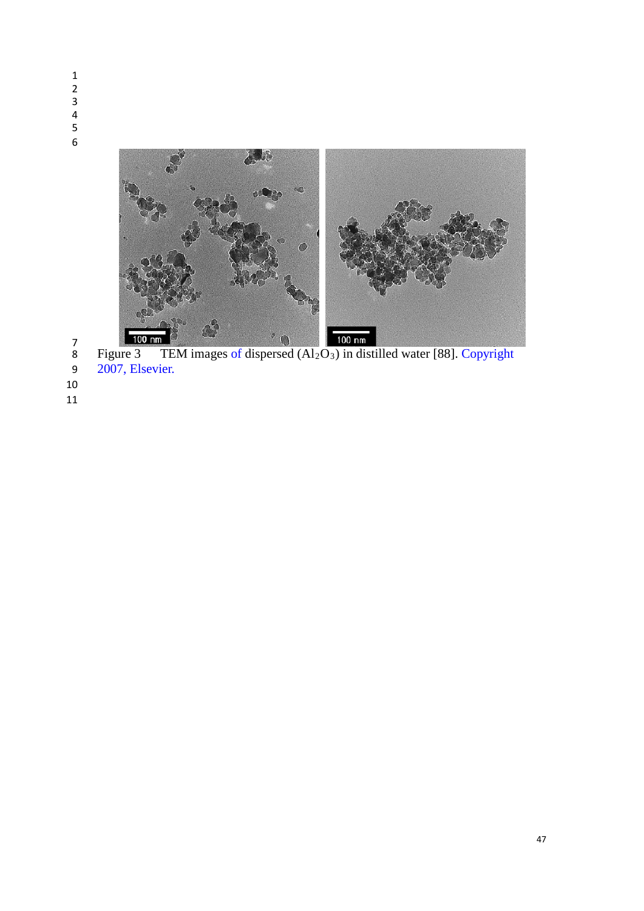Figure 3 TEM images of dispersed ($Al_2O_3$) in distilled water [88]. Copyright 2007, Elsevier.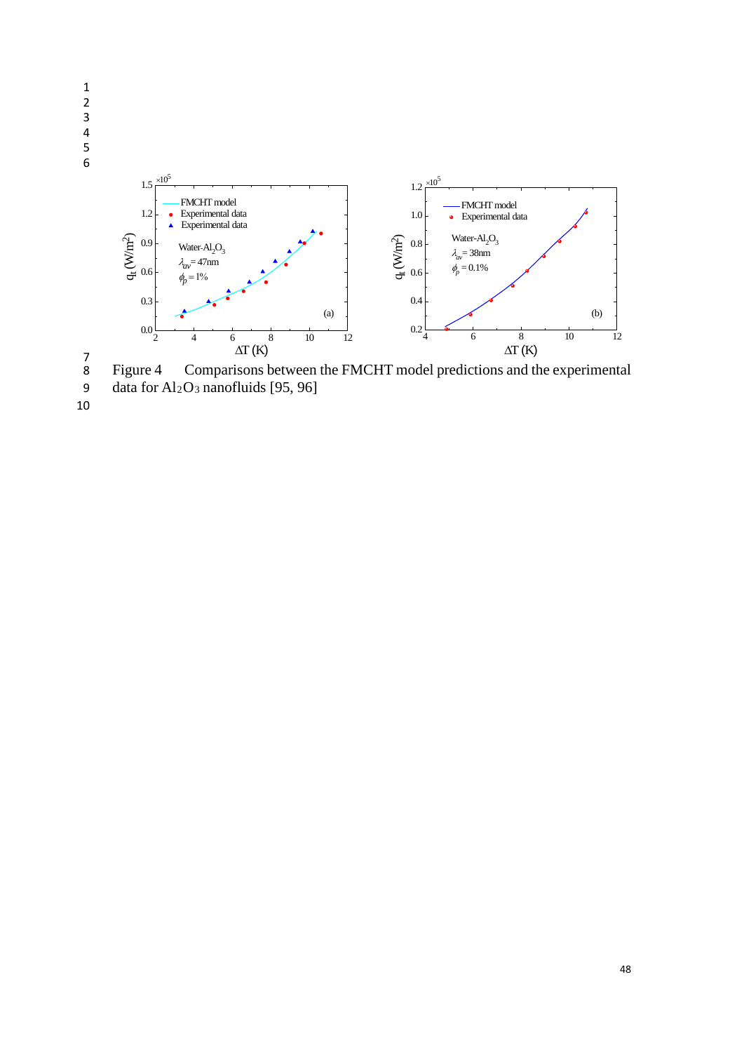Figure 4 Comparisons between the FMCHT model predictions and the experimental data for $Al_2O_3$ nanofluids [95, 96]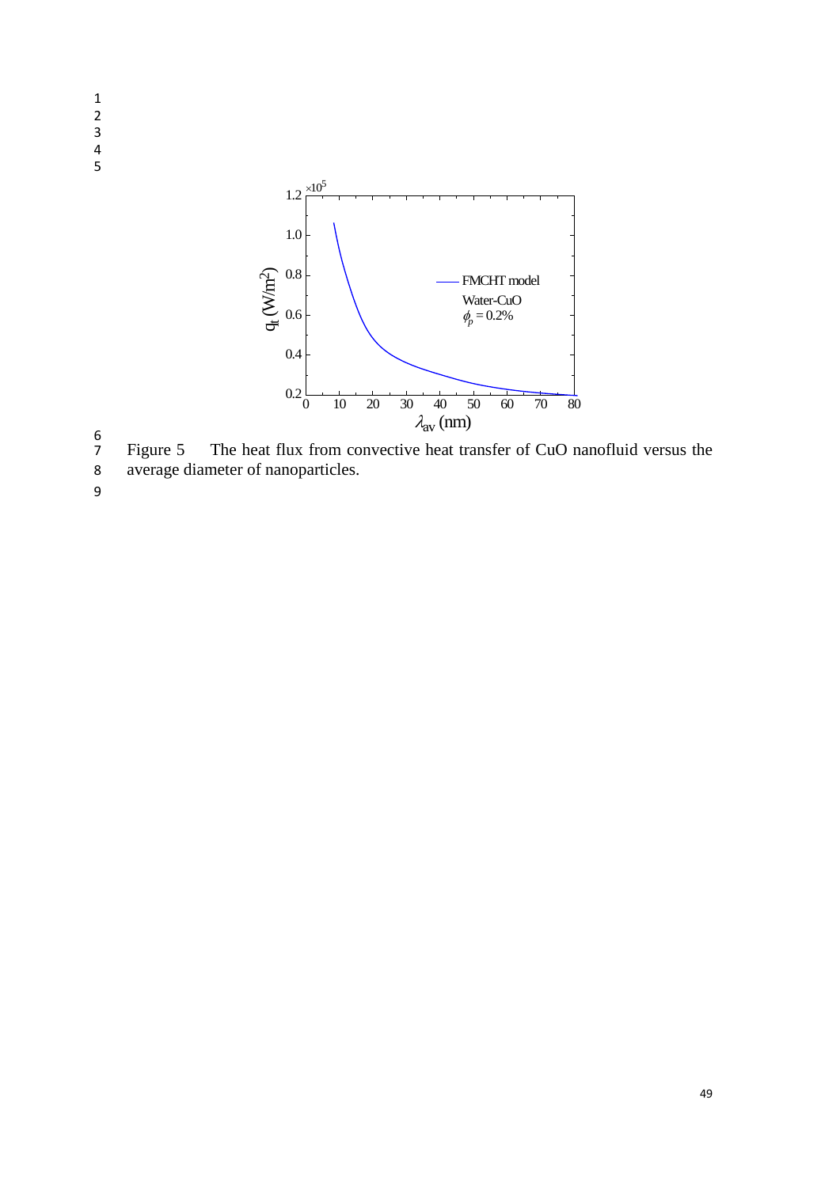Figure 5 The heat flux from convective heat transfer of CuO nanofluid versus the average diameter of nanoparticles.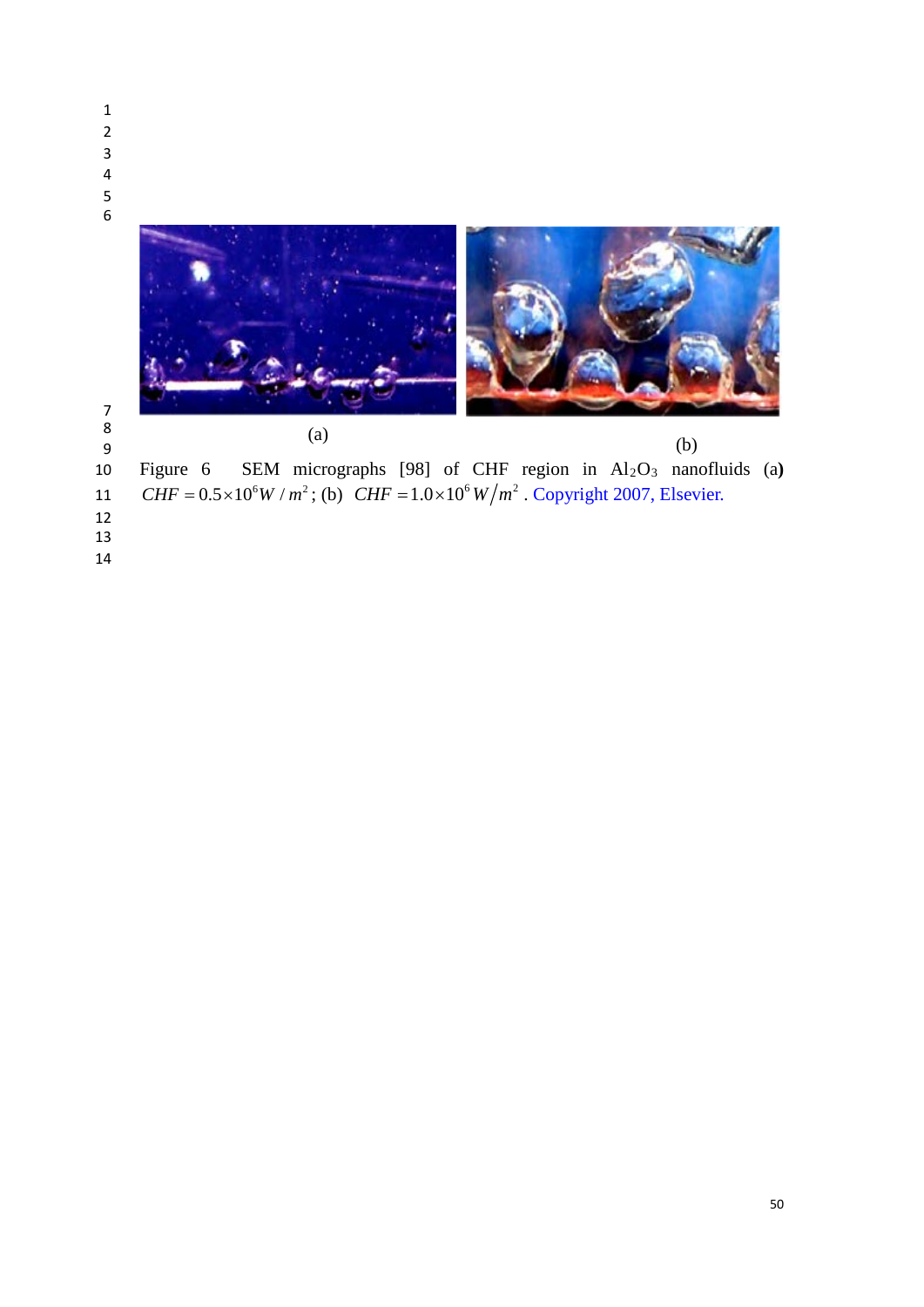(a)

(b)

Figure 6 SEM micrographs [98] of CHF region in $Al_2O_3$ nanofluids (a) $CHF = 0.5\times10^{6} W/m^2$; (b) $CHF = 1.0\times10^{6} W/m^2$. Copyright 2007, Elsevier.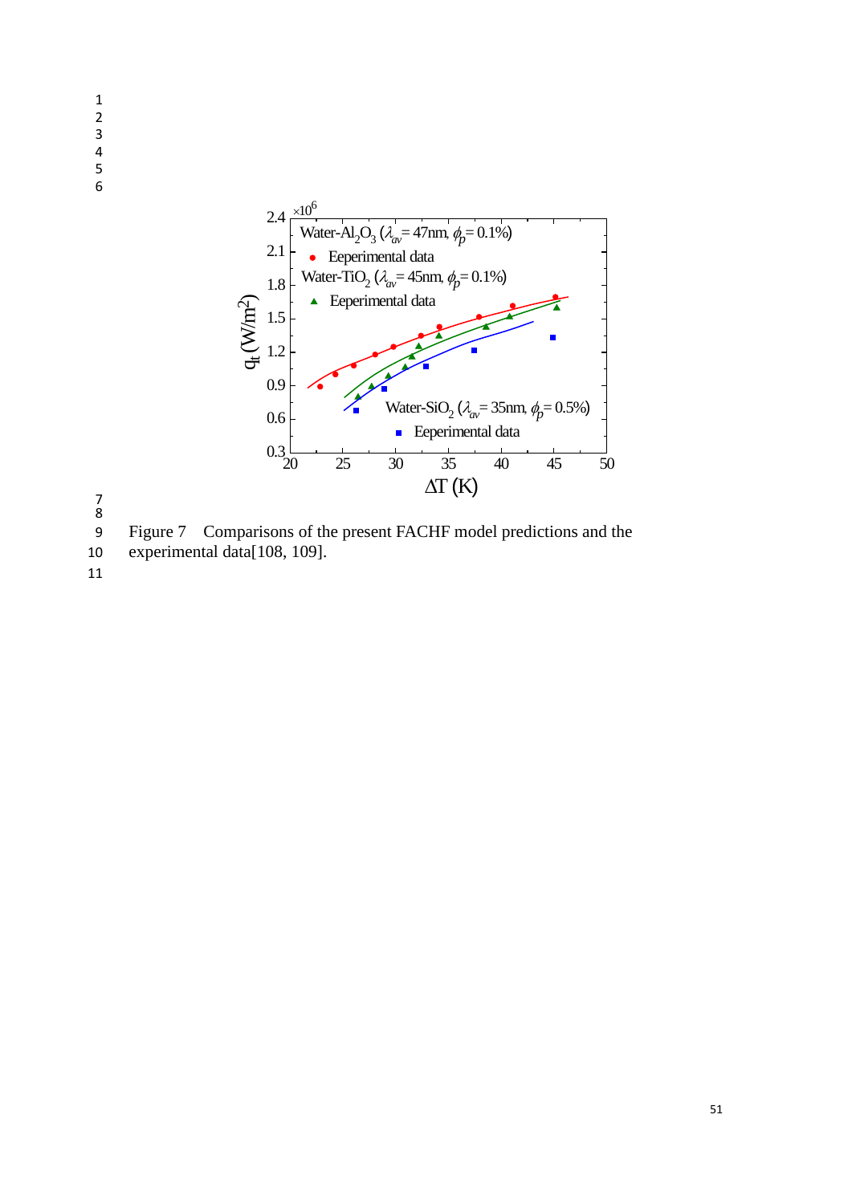Figure 7 Comparisons of the present FACHF model predictions and the experimental data[108, 109].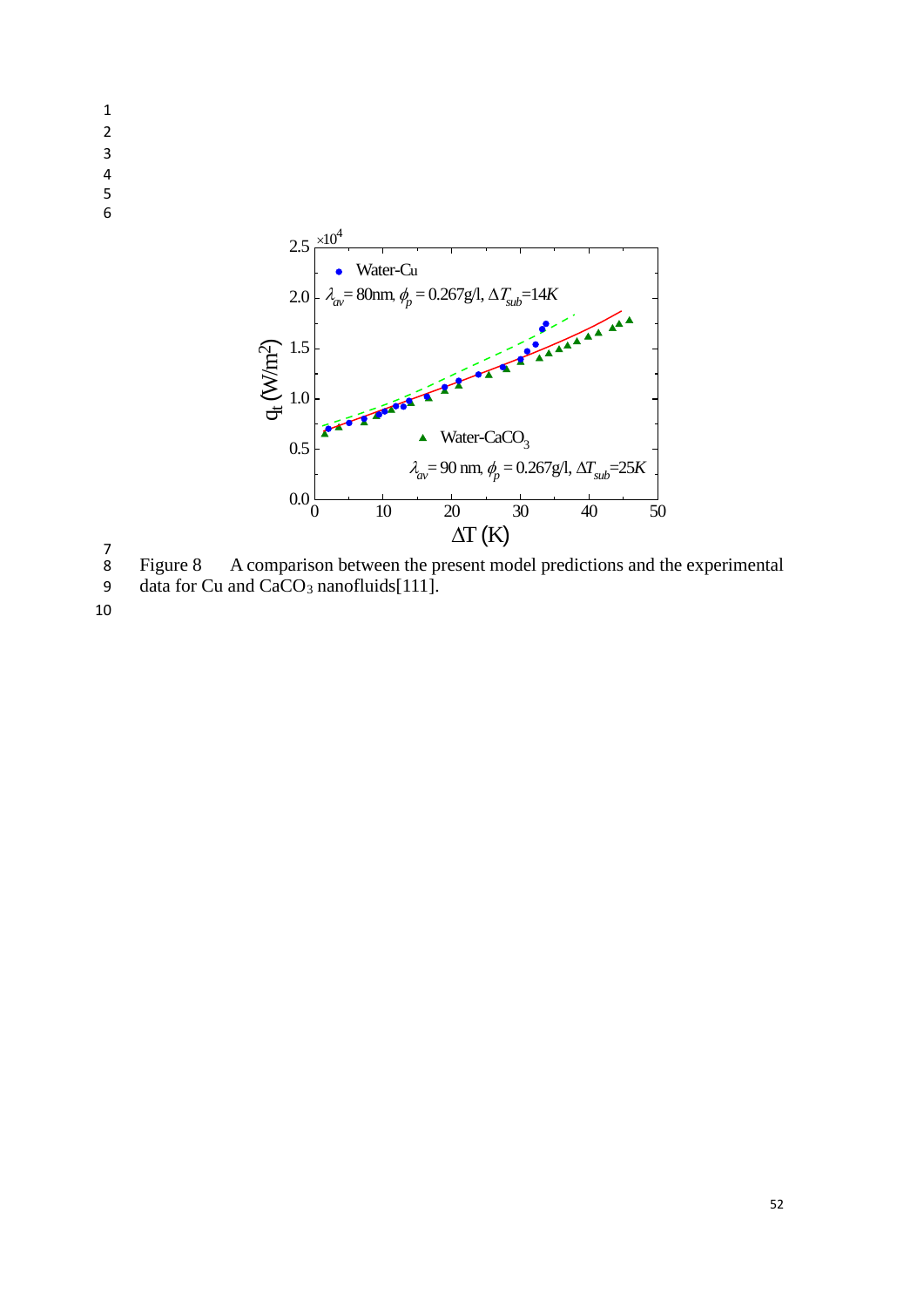Figure 8  A comparison between the present model predictions and the experimental data for Cu and $CaCO_3$ nanofluids[111].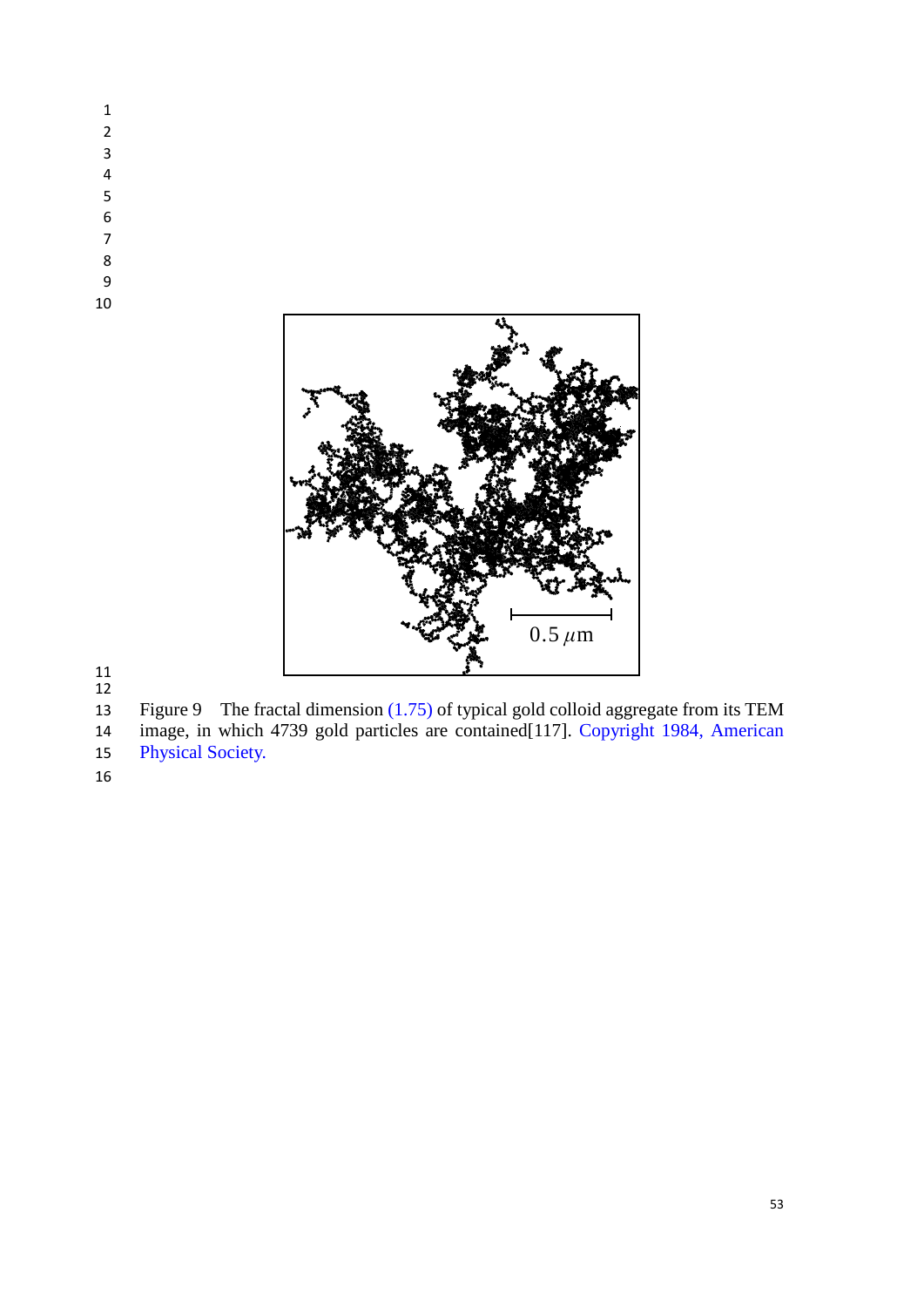Figure 9 The fractal dimension (1.75) of typical gold colloid aggregate from its TEM image, in which 4739 gold particles are contained[117]. Copyright 1984, American Physical Society.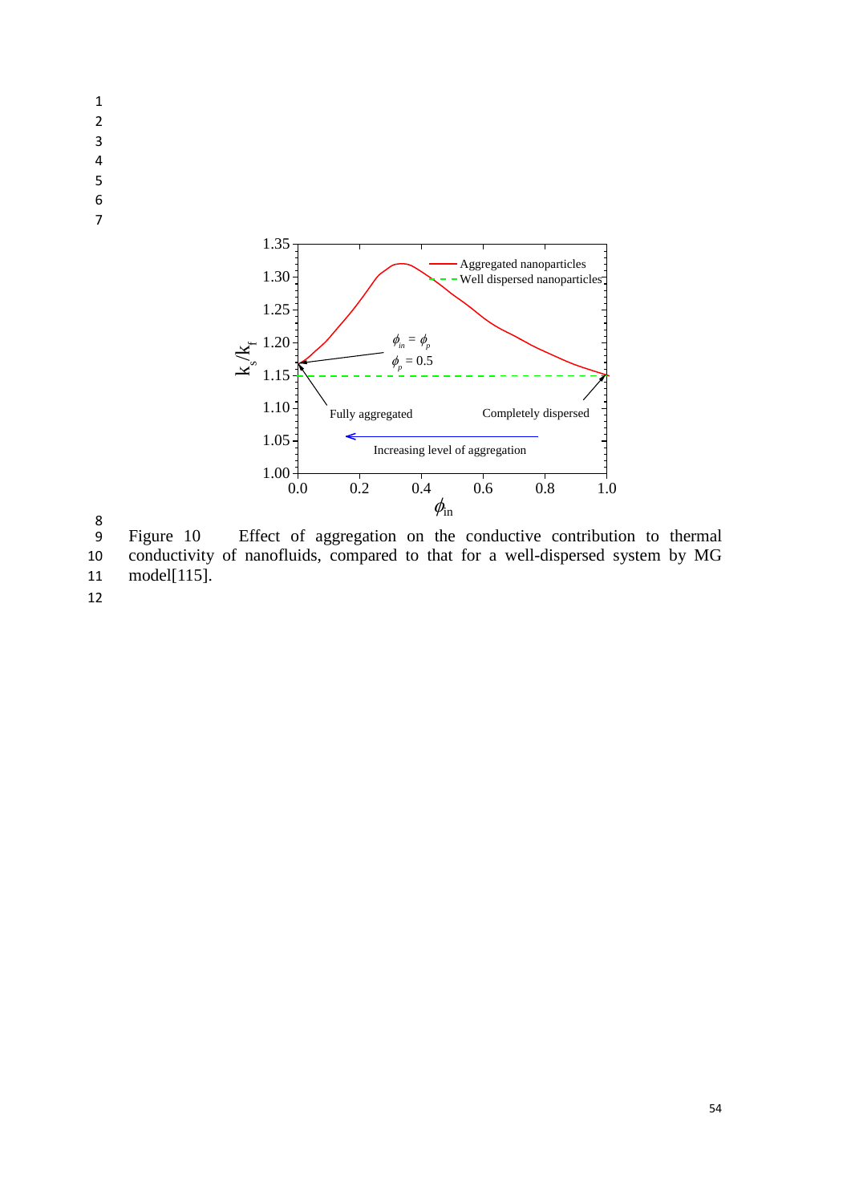Figure 10 Effect of aggregation on the conductive contribution to thermal conductivity of nanofluids, compared to that for a well-dispersed system by MG model[115].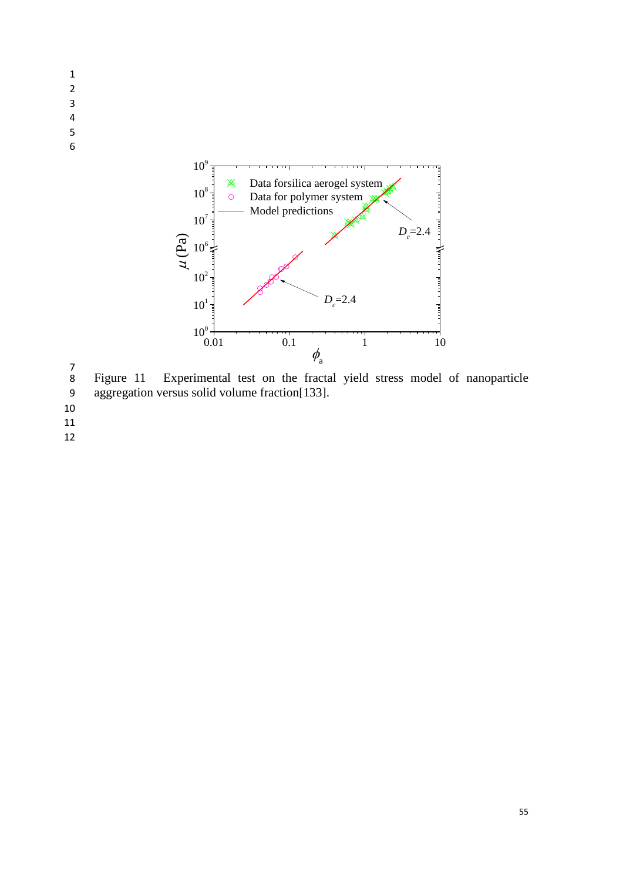$10^9$
$10^8$
$10^7$
$10^6$
$10^2$
$10^1$
$10^0$
0.01
0.1
1
10
$\mu$ (Pa)
$\phi_a$
Data forsilica aerogel system
Data for polymer system
Model predictions
$D_c$=2.4
$D_c$=2.4

Figure 11 Experimental test on the fractal yield stress model of nanoparticle aggregation versus solid volume fraction[133].